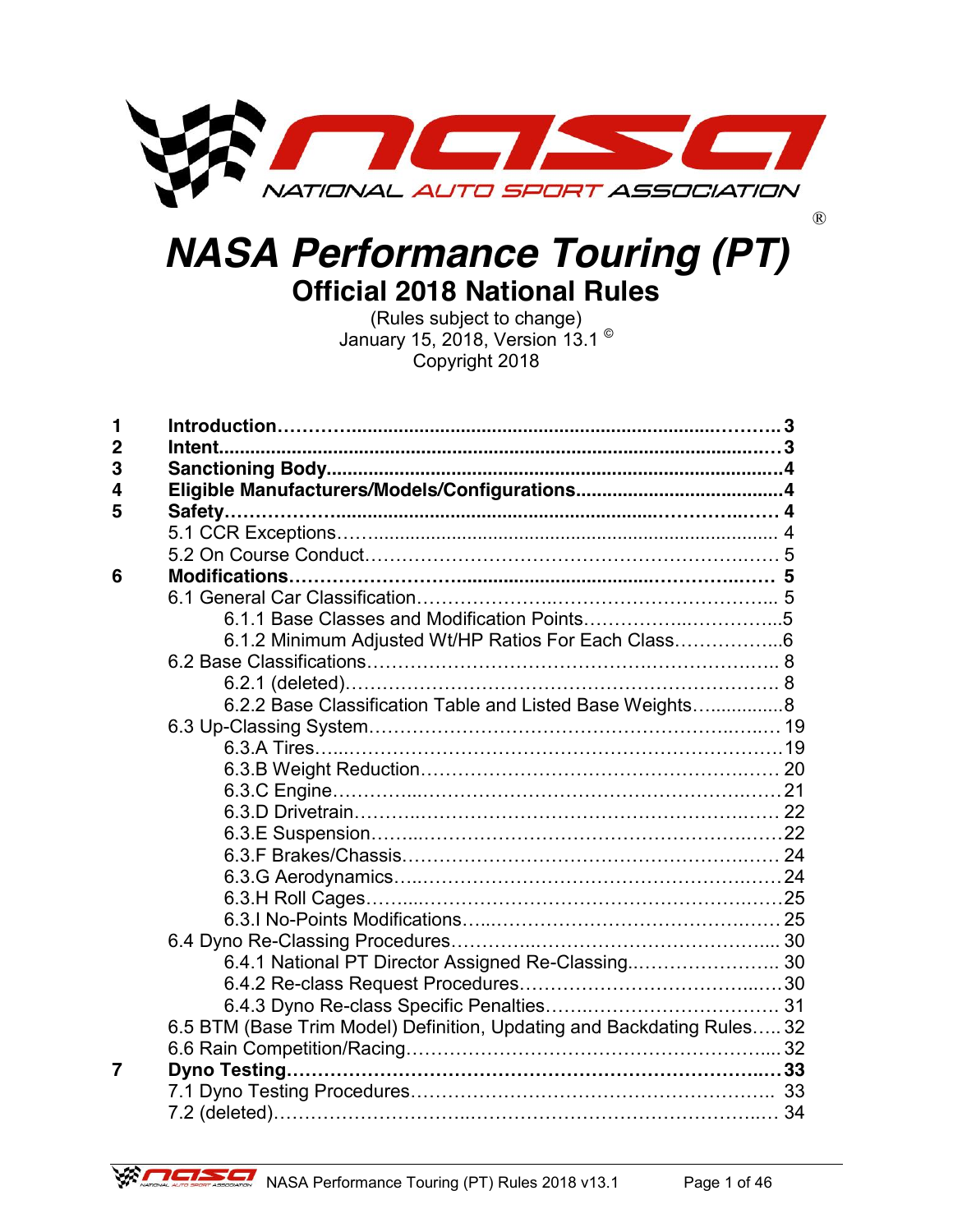NATIONAL AUTO SPORT ASSOCIATION ®

# NASA Performance Touring (PT)

## Official 2018 National Rules

(Rules subject to change)
January 15, 2018, Version 13.1 ©
Copyright 2018

| | | |
|---|---|---|
| **1** | **Introduction** | **3** |
| **2** | **Intent** | **3** |
| **3** | **Sanctioning Body** | **4** |
| **4** | **Eligible Manufacturers/Models/Configurations** | **4** |
| **5** | **Safety** | **4** |
| | 5.1 CCR Exceptions | 4 |
| | 5.2 On Course Conduct | 5 |
| **6** | **Modifications** | **5** |
| | 6.1 General Car Classification | 5 |
| | 6.1.1 Base Classes and Modification Points | 5 |
| | 6.1.2 Minimum Adjusted Wt/HP Ratios For Each Class | 6 |
| | 6.2 Base Classifications | 8 |
| | 6.2.1 (deleted) | 8 |
| | 6.2.2 Base Classification Table and Listed Base Weights | 8 |
| | 6.3 Up-Classing System | 19 |
| | 6.3.A Tires | 19 |
| | 6.3.B Weight Reduction | 20 |
| | 6.3.C Engine | 21 |
| | 6.3.D Drivetrain | 22 |
| | 6.3.E Suspension | 22 |
| | 6.3.F Brakes/Chassis | 24 |
| | 6.3.G Aerodynamics | 24 |
| | 6.3.H Roll Cages | 25 |
| | 6.3.I No-Points Modifications | 25 |
| | 6.4 Dyno Re-Classing Procedures | 30 |
| | 6.4.1 National PT Director Assigned Re-Classing | 30 |
| | 6.4.2 Re-class Request Procedures | 30 |
| | 6.4.3 Dyno Re-class Specific Penalties | 31 |
| | 6.5 BTM (Base Trim Model) Definition, Updating and Backdating Rules | 32 |
| | 6.6 Rain Competition/Racing | 32 |
| **7** | **Dyno Testing** | **33** |
| | 7.1 Dyno Testing Procedures | 33 |
| | 7.2 (deleted) | 34 |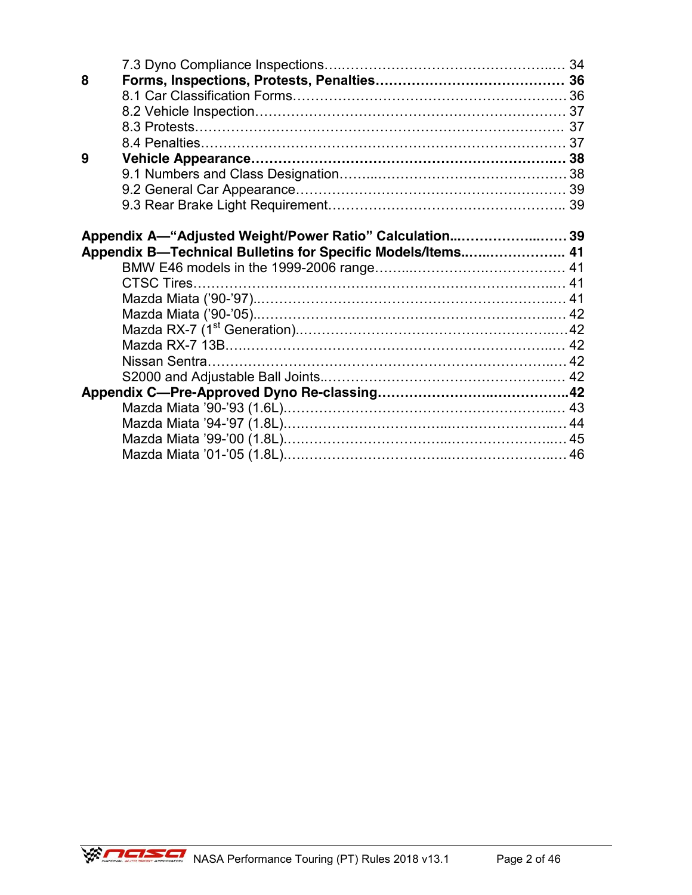7.3 Dyno Compliance Inspections…………………………………………….… 34

**8 Forms, Inspections, Protests, Penalties…………………………………… 36**

8.1 Car Classification Forms…………………………………………………… 36

8.2 Vehicle Inspection…………………………………………………………… 37

8.3 Protests……………………………………………………………………… 37

8.4 Penalties……………………………………………………………………… 37

**9 Vehicle Appearance……………………………………………………….. 38**

9.1 Numbers and Class Designation……...…………………………………… 38

9.2 General Car Appearance…………………………………………………… 39

9.3 Rear Brake Light Requirement…………………………………………….. 39

**Appendix A—"Adjusted Weight/Power Ratio" Calculation...………………..…… 39**

**Appendix B—Technical Bulletins for Specific Models/Items..…..……………….. 41**

BMW E46 models in the 1999-2006 range……..…………………………… 41

CTSC Tires…………………………………………………………………..… 41

Mazda Miata ('90-'97)..………………………………………………………... 41

Mazda Miata ('90-'05)..………………………………………………………... 42

Mazda RX-7 (1st Generation)..…………………………………………………..42

Mazda RX-7 13B……………………………………………………………..… 42

Nissan Sentra…………………………………………………………………... 42

S2000 and Adjustable Ball Joints..……………………………………………. 42

**Appendix C—Pre-Approved Dyno Re-classing……………………..……………..42**

Mazda Miata '90-'93 (1.6L)…………………………………………………..… 43

Mazda Miata '94-'97 (1.8L)…………………………...………………………… 44

Mazda Miata '99-'00 (1.8L)…………………………...………………………… 45

Mazda Miata '01-'05 (1.8L)…………………………...………………………… 46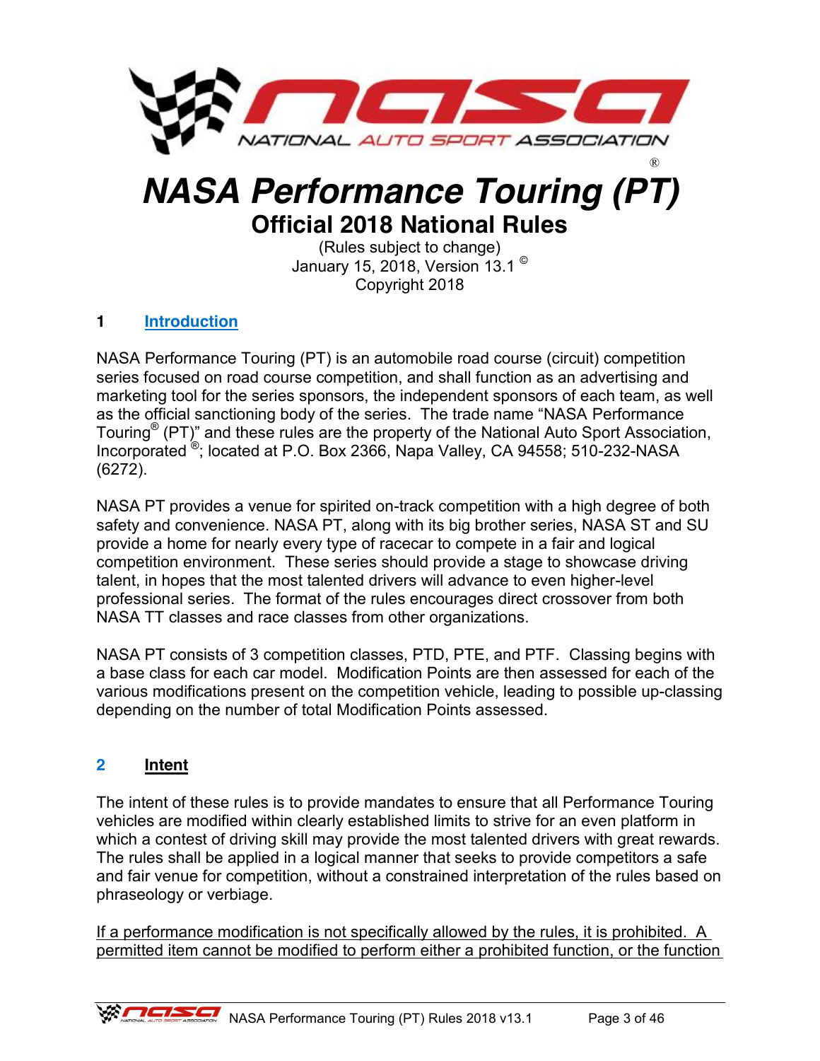# NASA Performance Touring (PT)®

## Official 2018 National Rules

(Rules subject to change)
January 15, 2018, Version 13.1 ©
Copyright 2018

## 1 Introduction

NASA Performance Touring (PT) is an automobile road course (circuit) competition series focused on road course competition, and shall function as an advertising and marketing tool for the series sponsors, the independent sponsors of each team, as well as the official sanctioning body of the series. The trade name "NASA Performance Touring® (PT)" and these rules are the property of the National Auto Sport Association, Incorporated ®; located at P.O. Box 2366, Napa Valley, CA 94558; 510-232-NASA (6272).

NASA PT provides a venue for spirited on-track competition with a high degree of both safety and convenience. NASA PT, along with its big brother series, NASA ST and SU provide a home for nearly every type of racecar to compete in a fair and logical competition environment. These series should provide a stage to showcase driving talent, in hopes that the most talented drivers will advance to even higher-level professional series. The format of the rules encourages direct crossover from both NASA TT classes and race classes from other organizations.

NASA PT consists of 3 competition classes, PTD, PTE, and PTF. Classing begins with a base class for each car model. Modification Points are then assessed for each of the various modifications present on the competition vehicle, leading to possible up-classing depending on the number of total Modification Points assessed.

## 2 Intent

The intent of these rules is to provide mandates to ensure that all Performance Touring vehicles are modified within clearly established limits to strive for an even platform in which a contest of driving skill may provide the most talented drivers with great rewards. The rules shall be applied in a logical manner that seeks to provide competitors a safe and fair venue for competition, without a constrained interpretation of the rules based on phraseology or verbiage.

<u>If a performance modification is not specifically allowed by the rules, it is prohibited. A permitted item cannot be modified to perform either a prohibited function, or the function</u>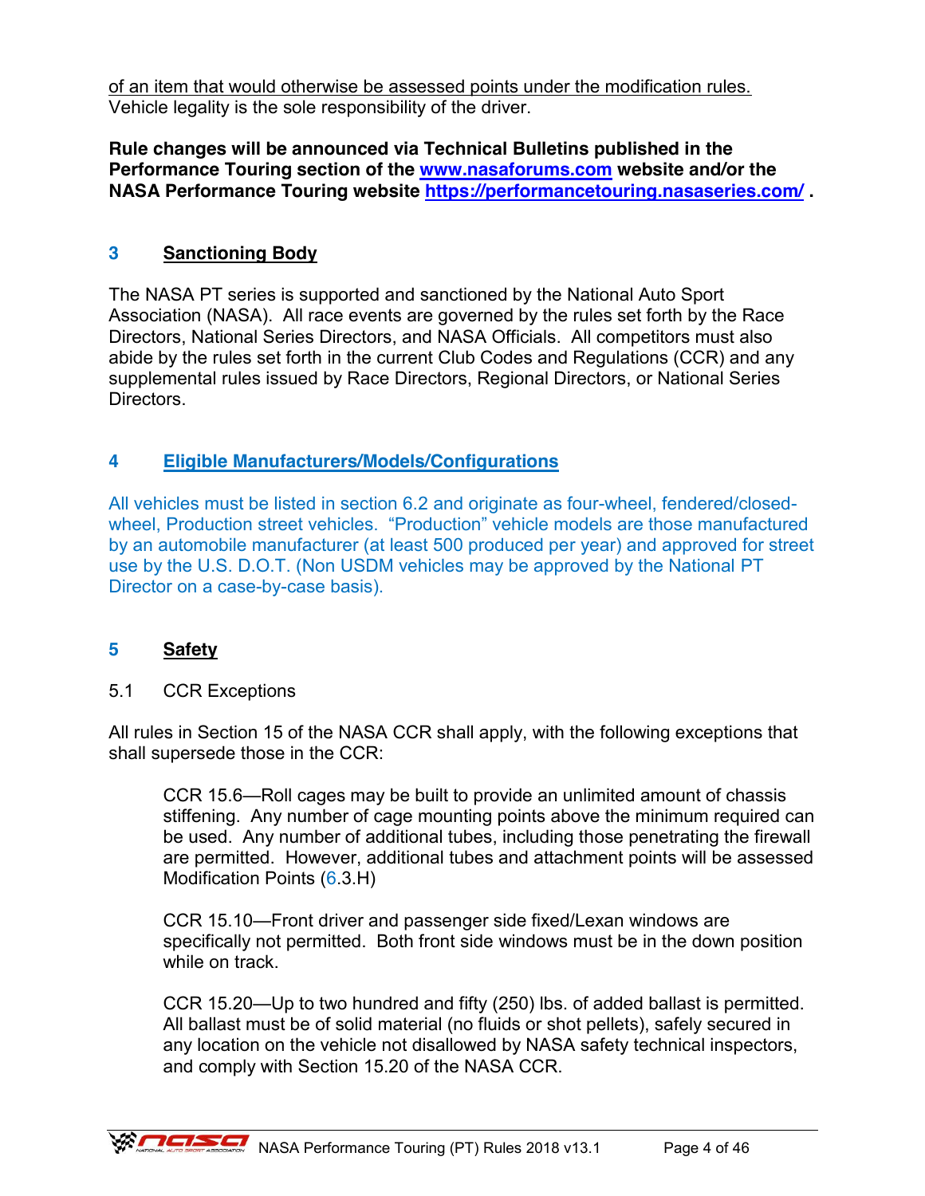of an item that would otherwise be assessed points under the modification rules. Vehicle legality is the sole responsibility of the driver.

**Rule changes will be announced via Technical Bulletins published in the Performance Touring section of the [www.nasaforums.com](http://www.nasaforums.com) website and/or the NASA Performance Touring website [https://performancetouring.nasaseries.com/](https://performancetouring.nasaseries.com/) .**

## 3 Sanctioning Body

The NASA PT series is supported and sanctioned by the National Auto Sport Association (NASA). All race events are governed by the rules set forth by the Race Directors, National Series Directors, and NASA Officials. All competitors must also abide by the rules set forth in the current Club Codes and Regulations (CCR) and any supplemental rules issued by Race Directors, Regional Directors, or National Series Directors.

## 4 Eligible Manufacturers/Models/Configurations

All vehicles must be listed in section 6.2 and originate as four-wheel, fendered/closed-wheel, Production street vehicles. "Production" vehicle models are those manufactured by an automobile manufacturer (at least 500 produced per year) and approved for street use by the U.S. D.O.T. (Non USDM vehicles may be approved by the National PT Director on a case-by-case basis).

## 5 Safety

### 5.1 CCR Exceptions

All rules in Section 15 of the NASA CCR shall apply, with the following exceptions that shall supersede those in the CCR:

CCR 15.6—Roll cages may be built to provide an unlimited amount of chassis stiffening. Any number of cage mounting points above the minimum required can be used. Any number of additional tubes, including those penetrating the firewall are permitted. However, additional tubes and attachment points will be assessed Modification Points (6.3.H)

CCR 15.10—Front driver and passenger side fixed/Lexan windows are specifically not permitted. Both front side windows must be in the down position while on track.

CCR 15.20—Up to two hundred and fifty (250) lbs. of added ballast is permitted. All ballast must be of solid material (no fluids or shot pellets), safely secured in any location on the vehicle not disallowed by NASA safety technical inspectors, and comply with Section 15.20 of the NASA CCR.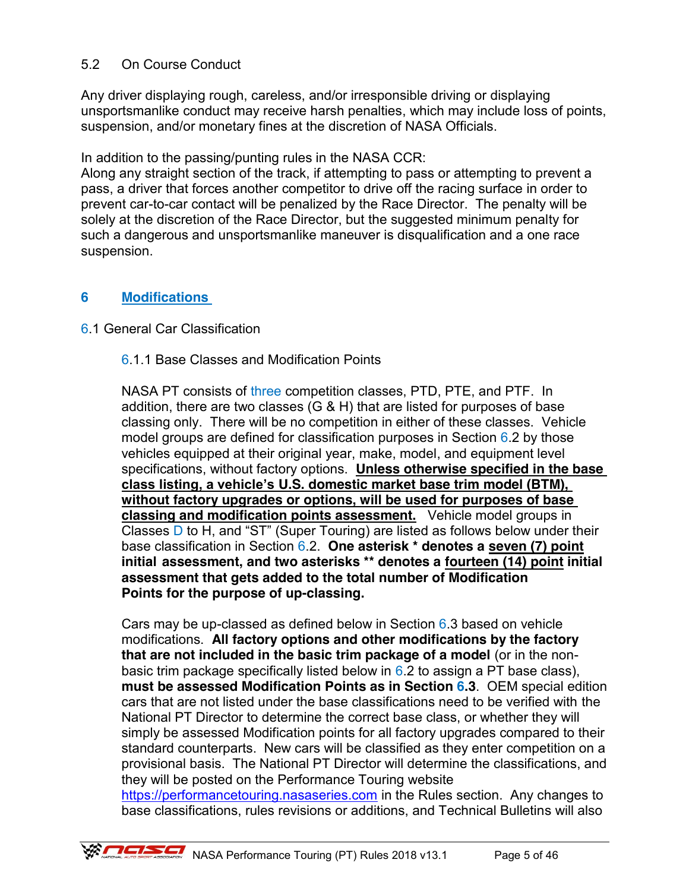## 5.2 On Course Conduct

Any driver displaying rough, careless, and/or irresponsible driving or displaying unsportsmanlike conduct may receive harsh penalties, which may include loss of points, suspension, and/or monetary fines at the discretion of NASA Officials.

In addition to the passing/punting rules in the NASA CCR:
Along any straight section of the track, if attempting to pass or attempting to prevent a pass, a driver that forces another competitor to drive off the racing surface in order to prevent car-to-car contact will be penalized by the Race Director. The penalty will be solely at the discretion of the Race Director, but the suggested minimum penalty for such a dangerous and unsportsmanlike maneuver is disqualification and a one race suspension.

# 6 Modifications

## 6.1 General Car Classification

### 6.1.1 Base Classes and Modification Points

NASA PT consists of three competition classes, PTD, PTE, and PTF. In addition, there are two classes (G & H) that are listed for purposes of base classing only. There will be no competition in either of these classes. Vehicle model groups are defined for classification purposes in Section 6.2 by those vehicles equipped at their original year, make, model, and equipment level specifications, without factory options. **Unless otherwise specified in the base class listing, a vehicle's U.S. domestic market base trim model (BTM), without factory upgrades or options, will be used for purposes of base classing and modification points assessment.** Vehicle model groups in Classes D to H, and "ST" (Super Touring) are listed as follows below under their base classification in Section 6.2. **One asterisk * denotes a seven (7) point initial assessment, and two asterisks ** denotes a fourteen (14) point initial assessment that gets added to the total number of Modification Points for the purpose of up-classing.**

Cars may be up-classed as defined below in Section 6.3 based on vehicle modifications. **All factory options and other modifications by the factory that are not included in the basic trim package of a model** (or in the non-basic trim package specifically listed below in 6.2 to assign a PT base class), **must be assessed Modification Points as in Section 6.3**. OEM special edition cars that are not listed under the base classifications need to be verified with the National PT Director to determine the correct base class, or whether they will simply be assessed Modification points for all factory upgrades compared to their standard counterparts. New cars will be classified as they enter competition on a provisional basis. The National PT Director will determine the classifications, and they will be posted on the Performance Touring website https://performancetouring.nasaseries.com in the Rules section. Any changes to base classifications, rules revisions or additions, and Technical Bulletins will also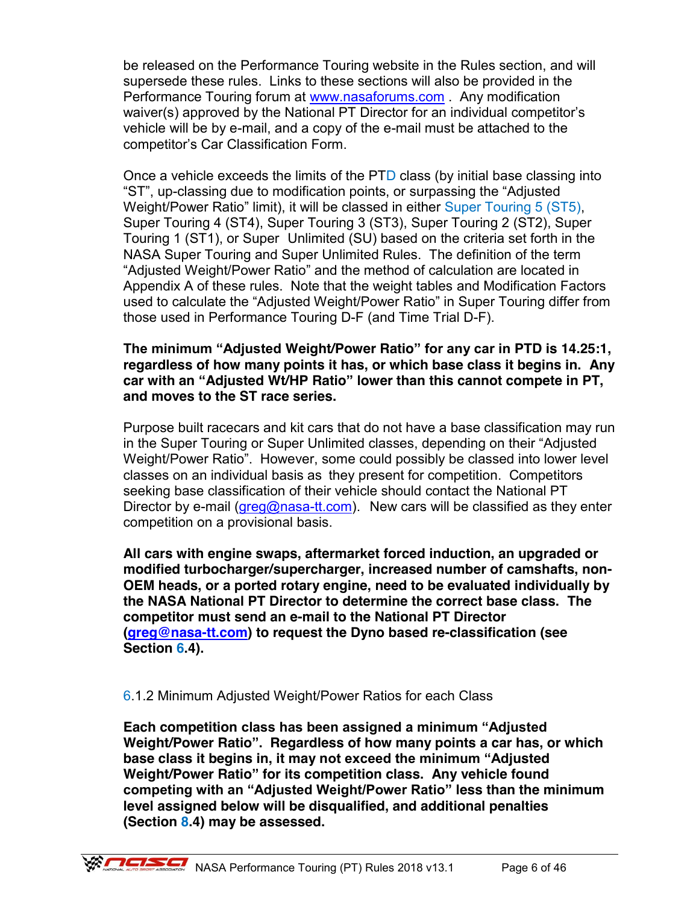be released on the Performance Touring website in the Rules section, and will supersede these rules. Links to these sections will also be provided in the Performance Touring forum at [www.nasaforums.com](http://www.nasaforums.com) . Any modification waiver(s) approved by the National PT Director for an individual competitor's vehicle will be by e-mail, and a copy of the e-mail must be attached to the competitor's Car Classification Form.

Once a vehicle exceeds the limits of the PTD class (by initial base classing into "ST", up-classing due to modification points, or surpassing the "Adjusted Weight/Power Ratio" limit), it will be classed in either Super Touring 5 (ST5), Super Touring 4 (ST4), Super Touring 3 (ST3), Super Touring 2 (ST2), Super Touring 1 (ST1), or Super Unlimited (SU) based on the criteria set forth in the NASA Super Touring and Super Unlimited Rules. The definition of the term "Adjusted Weight/Power Ratio" and the method of calculation are located in Appendix A of these rules. Note that the weight tables and Modification Factors used to calculate the "Adjusted Weight/Power Ratio" in Super Touring differ from those used in Performance Touring D-F (and Time Trial D-F).

**The minimum "Adjusted Weight/Power Ratio" for any car in PTD is 14.25:1, regardless of how many points it has, or which base class it begins in. Any car with an "Adjusted Wt/HP Ratio" lower than this cannot compete in PT, and moves to the ST race series.**

Purpose built racecars and kit cars that do not have a base classification may run in the Super Touring or Super Unlimited classes, depending on their "Adjusted Weight/Power Ratio". However, some could possibly be classed into lower level classes on an individual basis as they present for competition. Competitors seeking base classification of their vehicle should contact the National PT Director by e-mail ([greg@nasa-tt.com](mailto:greg@nasa-tt.com)). New cars will be classified as they enter competition on a provisional basis.

**All cars with engine swaps, aftermarket forced induction, an upgraded or modified turbocharger/supercharger, increased number of camshafts, non-OEM heads, or a ported rotary engine, need to be evaluated individually by the NASA National PT Director to determine the correct base class. The competitor must send an e-mail to the National PT Director ([greg@nasa-tt.com](mailto:greg@nasa-tt.com)) to request the Dyno based re-classification (see Section 6.4).**

### 6.1.2 Minimum Adjusted Weight/Power Ratios for each Class

**Each competition class has been assigned a minimum "Adjusted Weight/Power Ratio". Regardless of how many points a car has, or which base class it begins in, it may not exceed the minimum "Adjusted Weight/Power Ratio" for its competition class. Any vehicle found competing with an "Adjusted Weight/Power Ratio" less than the minimum level assigned below will be disqualified, and additional penalties (Section 8.4) may be assessed.**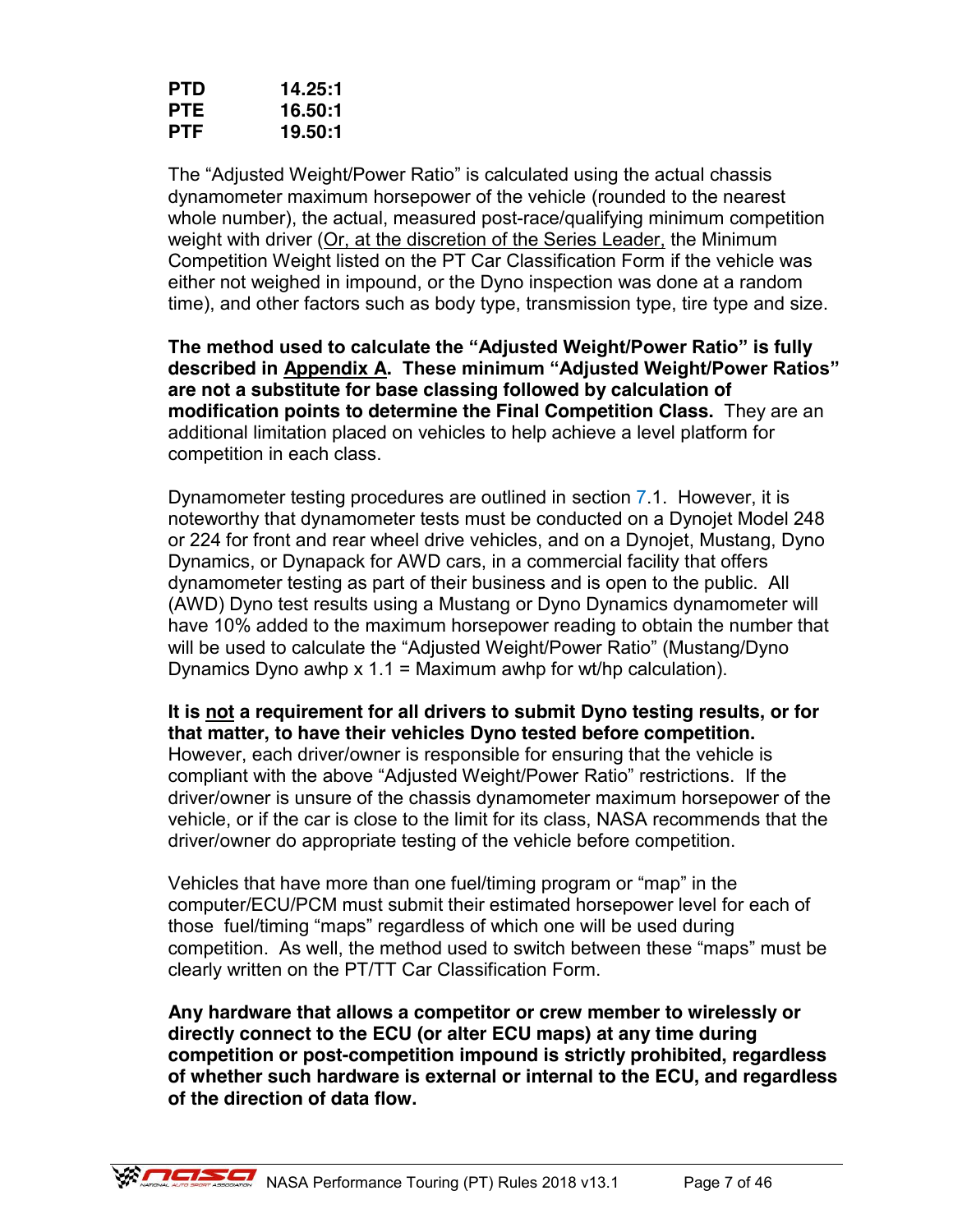| | |
|---|---|
| **PTD** | **14.25:1** |
| **PTE** | **16.50:1** |
| **PTF** | **19.50:1** |

The "Adjusted Weight/Power Ratio" is calculated using the actual chassis dynamometer maximum horsepower of the vehicle (rounded to the nearest whole number), the actual, measured post-race/qualifying minimum competition weight with driver (<u>Or, at the discretion of the Series Leader,</u> the Minimum Competition Weight listed on the PT Car Classification Form if the vehicle was either not weighed in impound, or the Dyno inspection was done at a random time), and other factors such as body type, transmission type, tire type and size.

**The method used to calculate the "Adjusted Weight/Power Ratio" is fully described in <u>Appendix A</u>. These minimum "Adjusted Weight/Power Ratios" are not a substitute for base classing followed by calculation of modification points to determine the Final Competition Class.** They are an additional limitation placed on vehicles to help achieve a level platform for competition in each class.

Dynamometer testing procedures are outlined in section 7.1. However, it is noteworthy that dynamometer tests must be conducted on a Dynojet Model 248 or 224 for front and rear wheel drive vehicles, and on a Dynojet, Mustang, Dyno Dynamics, or Dynapack for AWD cars, in a commercial facility that offers dynamometer testing as part of their business and is open to the public. All (AWD) Dyno test results using a Mustang or Dyno Dynamics dynamometer will have 10% added to the maximum horsepower reading to obtain the number that will be used to calculate the "Adjusted Weight/Power Ratio" (Mustang/Dyno Dynamics Dyno awhp x 1.1 = Maximum awhp for wt/hp calculation).

**It is <u>not</u> a requirement for all drivers to submit Dyno testing results, or for that matter, to have their vehicles Dyno tested before competition.** However, each driver/owner is responsible for ensuring that the vehicle is compliant with the above "Adjusted Weight/Power Ratio" restrictions. If the driver/owner is unsure of the chassis dynamometer maximum horsepower of the vehicle, or if the car is close to the limit for its class, NASA recommends that the driver/owner do appropriate testing of the vehicle before competition.

Vehicles that have more than one fuel/timing program or "map" in the computer/ECU/PCM must submit their estimated horsepower level for each of those fuel/timing "maps" regardless of which one will be used during competition. As well, the method used to switch between these "maps" must be clearly written on the PT/TT Car Classification Form.

**Any hardware that allows a competitor or crew member to wirelessly or directly connect to the ECU (or alter ECU maps) at any time during competition or post-competition impound is strictly prohibited, regardless of whether such hardware is external or internal to the ECU, and regardless of the direction of data flow.**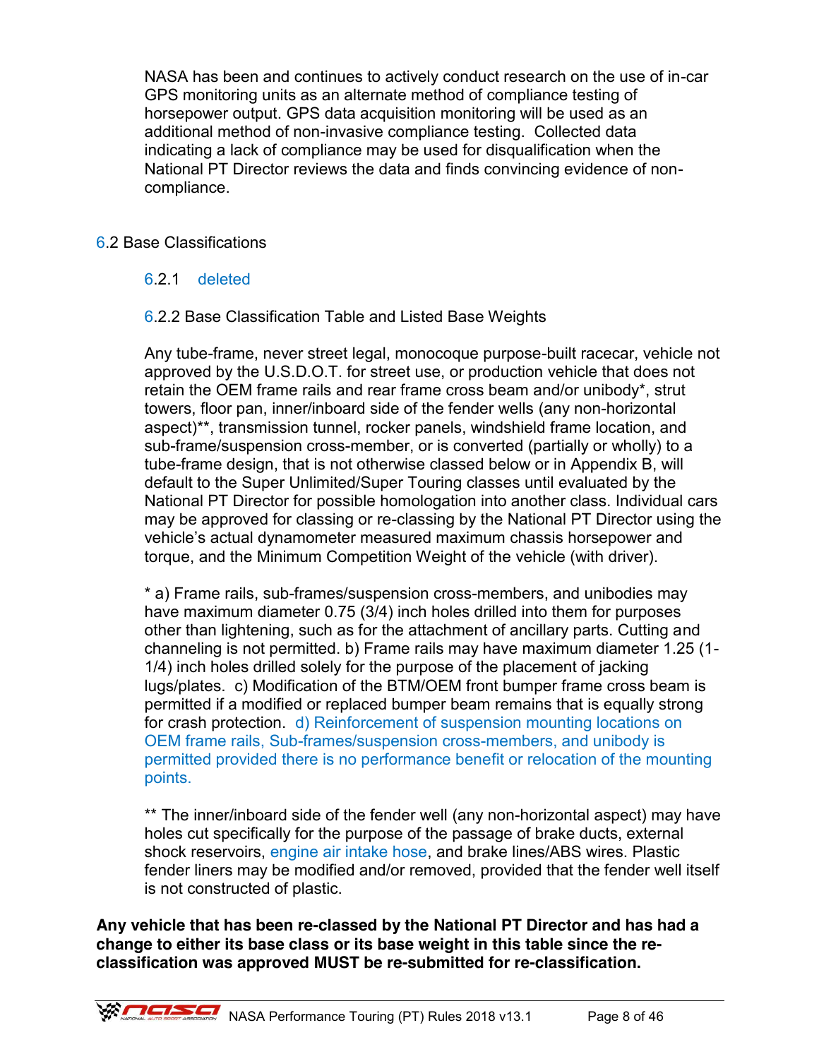NASA has been and continues to actively conduct research on the use of in-car GPS monitoring units as an alternate method of compliance testing of horsepower output. GPS data acquisition monitoring will be used as an additional method of non-invasive compliance testing. Collected data indicating a lack of compliance may be used for disqualification when the National PT Director reviews the data and finds convincing evidence of non-compliance.

## 6.2 Base Classifications

### 6.2.1 deleted

### 6.2.2 Base Classification Table and Listed Base Weights

Any tube-frame, never street legal, monocoque purpose-built racecar, vehicle not approved by the U.S.D.O.T. for street use, or production vehicle that does not retain the OEM frame rails and rear frame cross beam and/or unibody*, strut towers, floor pan, inner/inboard side of the fender wells (any non-horizontal aspect)**, transmission tunnel, rocker panels, windshield frame location, and sub-frame/suspension cross-member, or is converted (partially or wholly) to a tube-frame design, that is not otherwise classed below or in Appendix B, will default to the Super Unlimited/Super Touring classes until evaluated by the National PT Director for possible homologation into another class. Individual cars may be approved for classing or re-classing by the National PT Director using the vehicle's actual dynamometer measured maximum chassis horsepower and torque, and the Minimum Competition Weight of the vehicle (with driver).

* a) Frame rails, sub-frames/suspension cross-members, and unibodies may have maximum diameter 0.75 (3/4) inch holes drilled into them for purposes other than lightening, such as for the attachment of ancillary parts. Cutting and channeling is not permitted. b) Frame rails may have maximum diameter 1.25 (1-1/4) inch holes drilled solely for the purpose of the placement of jacking lugs/plates. c) Modification of the BTM/OEM front bumper frame cross beam is permitted if a modified or replaced bumper beam remains that is equally strong for crash protection. d) Reinforcement of suspension mounting locations on OEM frame rails, Sub-frames/suspension cross-members, and unibody is permitted provided there is no performance benefit or relocation of the mounting points.

** The inner/inboard side of the fender well (any non-horizontal aspect) may have holes cut specifically for the purpose of the passage of brake ducts, external shock reservoirs, engine air intake hose, and brake lines/ABS wires. Plastic fender liners may be modified and/or removed, provided that the fender well itself is not constructed of plastic.

**Any vehicle that has been re-classed by the National PT Director and has had a change to either its base class or its base weight in this table since the re-classification was approved MUST be re-submitted for re-classification.**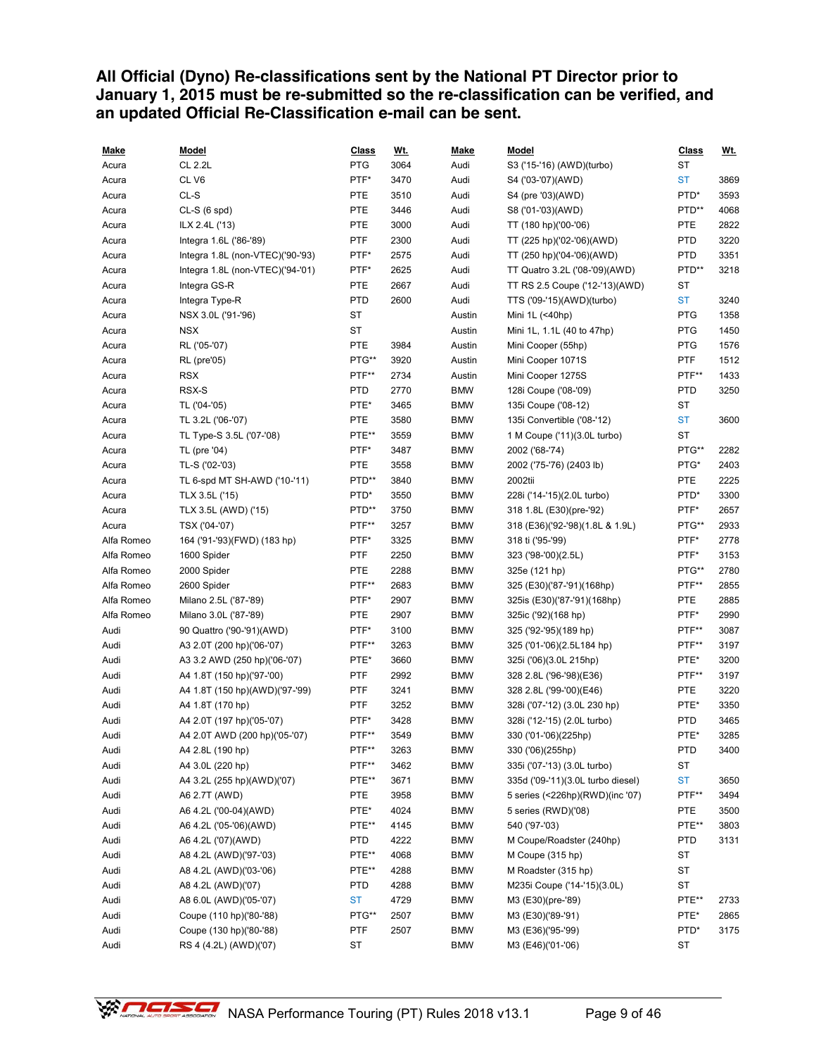**All Official (Dyno) Re-classifications sent by the National PT Director prior to January 1, 2015 must be re-submitted so the re-classification can be verified, and an updated Official Re-Classification e-mail can be sent.**

| Make | Model | Class | Wt. |
|---|---|---|---|
| Acura | CL 2.2L | PTG | 3064 |
| Acura | CL V6 | PTF* | 3470 |
| Acura | CL-S | PTE | 3510 |
| Acura | CL-S (6 spd) | PTE | 3446 |
| Acura | ILX 2.4L ('13) | PTE | 3000 |
| Acura | Integra 1.6L ('86-'89) | PTF | 2300 |
| Acura | Integra 1.8L (non-VTEC)('90-'93) | PTF* | 2575 |
| Acura | Integra 1.8L (non-VTEC)('94-'01) | PTF* | 2625 |
| Acura | Integra GS-R | PTE | 2667 |
| Acura | Integra Type-R | PTD | 2600 |
| Acura | NSX 3.0L ('91-'96) | ST | |
| Acura | NSX | ST | |
| Acura | RL ('05-'07) | PTE | 3984 |
| Acura | RL (pre'05) | PTG** | 3920 |
| Acura | RSX | PTF** | 2734 |
| Acura | RSX-S | PTD | 2770 |
| Acura | TL ('04-'05) | PTE* | 3465 |
| Acura | TL 3.2L ('06-'07) | PTE | 3580 |
| Acura | TL Type-S 3.5L ('07-'08) | PTE** | 3559 |
| Acura | TL (pre '04) | PTF* | 3487 |
| Acura | TL-S ('02-'03) | PTE | 3558 |
| Acura | TL 6-spd MT SH-AWD ('10-'11) | PTD** | 3840 |
| Acura | TLX 3.5L ('15) | PTD* | 3550 |
| Acura | TLX 3.5L (AWD) ('15) | PTD** | 3750 |
| Acura | TSX ('04-'07) | PTF** | 3257 |
| Alfa Romeo | 164 ('91-'93)(FWD) (183 hp) | PTF* | 3325 |
| Alfa Romeo | 1600 Spider | PTF | 2250 |
| Alfa Romeo | 2000 Spider | PTE | 2288 |
| Alfa Romeo | 2600 Spider | PTF** | 2683 |
| Alfa Romeo | Milano 2.5L ('87-'89) | PTF* | 2907 |
| Alfa Romeo | Milano 3.0L ('87-'89) | PTE | 2907 |
| Audi | 90 Quattro ('90-'91)(AWD) | PTF* | 3100 |
| Audi | A3 2.0T (200 hp)('06-'07) | PTF** | 3263 |
| Audi | A3 3.2 AWD (250 hp)('06-'07) | PTE* | 3660 |
| Audi | A4 1.8T (150 hp)('97-'00) | PTF | 2992 |
| Audi | A4 1.8T (150 hp)(AWD)('97-'99) | PTF | 3241 |
| Audi | A4 1.8T (170 hp) | PTF | 3252 |
| Audi | A4 2.0T (197 hp)('05-'07) | PTF* | 3428 |
| Audi | A4 2.0T AWD (200 hp)('05-'07) | PTF** | 3549 |
| Audi | A4 2.8L (190 hp) | PTF** | 3263 |
| Audi | A4 3.0L (220 hp) | PTF** | 3462 |
| Audi | A4 3.2L (255 hp)(AWD)('07) | PTE** | 3671 |
| Audi | A6 2.7T (AWD) | PTE | 3958 |
| Audi | A6 4.2L ('00-04)(AWD) | PTE* | 4024 |
| Audi | A6 4.2L ('05-'06)(AWD) | PTE** | 4145 |
| Audi | A6 4.2L ('07)(AWD) | PTD | 4222 |
| Audi | A8 4.2L (AWD)('97-'03) | PTE** | 4068 |
| Audi | A8 4.2L (AWD)('03-'06) | PTE** | 4288 |
| Audi | A8 4.2L (AWD)('07) | PTD | 4288 |
| Audi | A8 6.0L (AWD)('05-'07) | ST | 4729 |
| Audi | Coupe (110 hp)('80-'88) | PTG** | 2507 |
| Audi | Coupe (130 hp)('80-'88) | PTF | 2507 |
| Audi | RS 4 (4.2L) (AWD)('07) | ST | |
| Audi | S3 ('15-'16) (AWD)(turbo) | ST | |
| Audi | S4 ('03-'07)(AWD) | ST | 3869 |
| Audi | S4 (pre '03)(AWD) | PTD* | 3593 |
| Audi | S8 ('01-'03)(AWD) | PTD** | 4068 |
| Audi | TT (180 hp)('00-'06) | PTE | 2822 |
| Audi | TT (225 hp)('02-'06)(AWD) | PTD | 3220 |
| Audi | TT (250 hp)('04-'06)(AWD) | PTD | 3351 |
| Audi | TT Quatro 3.2L ('08-'09)(AWD) | PTD** | 3218 |
| Audi | TT RS 2.5 Coupe ('12-'13)(AWD) | ST | |
| Audi | TTS ('09-'15)(AWD)(turbo) | ST | 3240 |
| Austin | Mini 1L (<40hp) | PTG | 1358 |
| Austin | Mini 1L, 1.1L (40 to 47hp) | PTG | 1450 |
| Austin | Mini Cooper (55hp) | PTG | 1576 |
| Austin | Mini Cooper 1071S | PTF | 1512 |
| Austin | Mini Cooper 1275S | PTF** | 1433 |
| BMW | 128i Coupe ('08-'09) | PTD | 3250 |
| BMW | 135i Coupe ('08-12) | ST | |
| BMW | 135i Convertible ('08-'12) | ST | 3600 |
| BMW | 1 M Coupe ('11)(3.0L turbo) | ST | |
| BMW | 2002 ('68-'74) | PTG** | 2282 |
| BMW | 2002 ('75-'76) (2403 lb) | PTG* | 2403 |
| BMW | 2002tii | PTE | 2225 |
| BMW | 228i ('14-'15)(2.0L turbo) | PTD* | 3300 |
| BMW | 318 1.8L (E30)(pre-'92) | PTF* | 2657 |
| BMW | 318 (E36)('92-'98)(1.8L & 1.9L) | PTG** | 2933 |
| BMW | 318 ti ('95-'99) | PTF* | 2778 |
| BMW | 323 ('98-'00)(2.5L) | PTF* | 3153 |
| BMW | 325e (121 hp) | PTG** | 2780 |
| BMW | 325 (E30)('87-'91)(168hp) | PTF** | 2855 |
| BMW | 325is (E30)('87-'91)(168hp) | PTE | 2885 |
| BMW | 325ic ('92)(168 hp) | PTF* | 2990 |
| BMW | 325 ('92-'95)(189 hp) | PTF** | 3087 |
| BMW | 325 ('01-'06)(2.5L184 hp) | PTF** | 3197 |
| BMW | 325i ('06)(3.0L 215hp) | PTE* | 3200 |
| BMW | 328 2.8L ('96-'98)(E36) | PTF** | 3197 |
| BMW | 328 2.8L ('99-'00)(E46) | PTE | 3220 |
| BMW | 328i ('07-'12) (3.0L 230 hp) | PTE* | 3350 |
| BMW | 328i ('12-'15) (2.0L turbo) | PTD | 3465 |
| BMW | 330 ('01-'06)(225hp) | PTE* | 3285 |
| BMW | 330 ('06)(255hp) | PTD | 3400 |
| BMW | 335i ('07-'13) (3.0L turbo) | ST | |
| BMW | 335d ('09-'11)(3.0L turbo diesel) | ST | 3650 |
| BMW | 5 series (<226hp)(RWD)(inc '07) | PTF** | 3494 |
| BMW | 5 series (RWD)('08) | PTE | 3500 |
| BMW | 540 ('97-'03) | PTE** | 3803 |
| BMW | M Coupe/Roadster (240hp) | PTD | 3131 |
| BMW | M Coupe (315 hp) | ST | |
| BMW | M Roadster (315 hp) | ST | |
| BMW | M235i Coupe ('14-'15)(3.0L) | ST | |
| BMW | M3 (E30)(pre-'89) | PTE** | 2733 |
| BMW | M3 (E30)('89-'91) | PTE* | 2865 |
| BMW | M3 (E36)('95-'99) | PTD* | 3175 |
| BMW | M3 (E46)('01-'06) | ST | |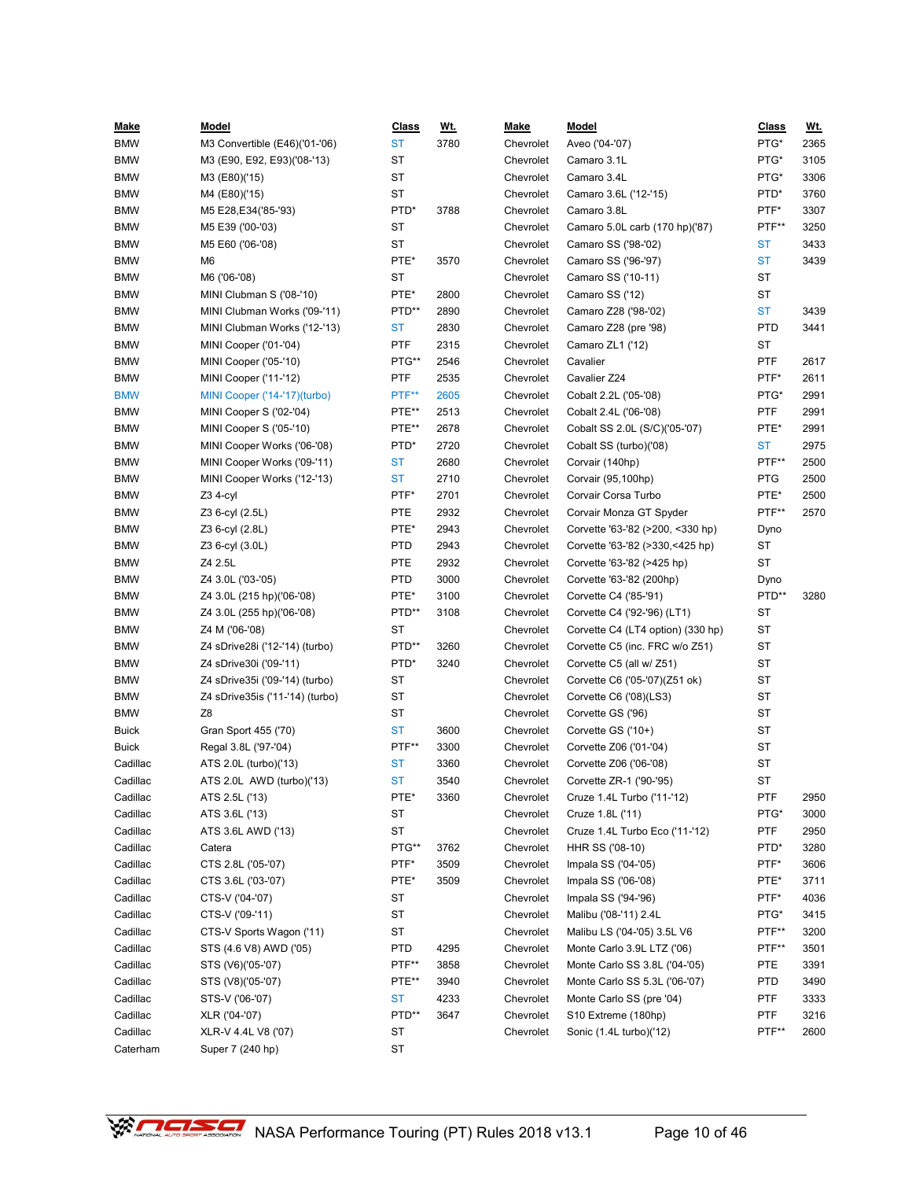| Make | Model | Class | Wt. |
|---|---|---|---|
| BMW | M3 Convertible (E46)('01-'06) | ST | 3780 |
| BMW | M3 (E90, E92, E93)('08-'13) | ST | |
| BMW | M3 (E80)('15) | ST | |
| BMW | M4 (E80)('15) | ST | |
| BMW | M5 E28,E34('85-'93) | PTD* | 3788 |
| BMW | M5 E39 ('00-'03) | ST | |
| BMW | M5 E60 ('06-'08) | ST | |
| BMW | M6 | PTE* | 3570 |
| BMW | M6 ('06-'08) | ST | |
| BMW | MINI Clubman S ('08-'10) | PTE* | 2800 |
| BMW | MINI Clubman Works ('09-'11) | PTD** | 2890 |
| BMW | MINI Clubman Works ('12-'13) | ST | 2830 |
| BMW | MINI Cooper ('01-'04) | PTF | 2315 |
| BMW | MINI Cooper ('05-'10) | PTG** | 2546 |
| BMW | MINI Cooper ('11-'12) | PTF | 2535 |
| BMW | MINI Cooper ('14-'17)(turbo) | PTF** | 2605 |
| BMW | MINI Cooper S ('02-'04) | PTE** | 2513 |
| BMW | MINI Cooper S ('05-'10) | PTE** | 2678 |
| BMW | MINI Cooper Works ('06-'08) | PTD* | 2720 |
| BMW | MINI Cooper Works ('09-'11) | ST | 2680 |
| BMW | MINI Cooper Works ('12-'13) | ST | 2710 |
| BMW | Z3 4-cyl | PTF* | 2701 |
| BMW | Z3 6-cyl (2.5L) | PTE | 2932 |
| BMW | Z3 6-cyl (2.8L) | PTE* | 2943 |
| BMW | Z3 6-cyl (3.0L) | PTD | 2943 |
| BMW | Z4 2.5L | PTE | 2932 |
| BMW | Z4 3.0L ('03-'05) | PTD | 3000 |
| BMW | Z4 3.0L (215 hp)('06-'08) | PTE* | 3100 |
| BMW | Z4 3.0L (255 hp)('06-'08) | PTD** | 3108 |
| BMW | Z4 M ('06-'08) | ST | |
| BMW | Z4 sDrive28i ('12-'14) (turbo) | PTD** | 3260 |
| BMW | Z4 sDrive30i ('09-'11) | PTD* | 3240 |
| BMW | Z4 sDrive35i ('09-'14) (turbo) | ST | |
| BMW | Z4 sDrive35is ('11-'14) (turbo) | ST | |
| BMW | Z8 | ST | |
| Buick | Gran Sport 455 ('70) | ST | 3600 |
| Buick | Regal 3.8L ('97-'04) | PTF** | 3300 |
| Cadillac | ATS 2.0L (turbo)('13) | ST | 3360 |
| Cadillac | ATS 2.0L AWD (turbo)('13) | ST | 3540 |
| Cadillac | ATS 2.5L ('13) | PTE* | 3360 |
| Cadillac | ATS 3.6L ('13) | ST | |
| Cadillac | ATS 3.6L AWD ('13) | ST | |
| Cadillac | Catera | PTG** | 3762 |
| Cadillac | CTS 2.8L ('05-'07) | PTF* | 3509 |
| Cadillac | CTS 3.6L ('03-'07) | PTE* | 3509 |
| Cadillac | CTS-V ('04-'07) | ST | |
| Cadillac | CTS-V ('09-'11) | ST | |
| Cadillac | CTS-V Sports Wagon ('11) | ST | |
| Cadillac | STS (4.6 V8) AWD ('05) | PTD | 4295 |
| Cadillac | STS (V6)('05-'07) | PTF** | 3858 |
| Cadillac | STS (V8)('05-'07) | PTE** | 3940 |
| Cadillac | STS-V ('06-'07) | ST | 4233 |
| Cadillac | XLR ('04-'07) | PTD** | 3647 |
| Cadillac | XLR-V 4.4L V8 ('07) | ST | |
| Caterham | Super 7 (240 hp) | ST | |
| Chevrolet | Aveo ('04-'07) | PTG* | 2365 |
| Chevrolet | Camaro 3.1L | PTG* | 3105 |
| Chevrolet | Camaro 3.4L | PTG* | 3306 |
| Chevrolet | Camaro 3.6L ('12-'15) | PTD* | 3760 |
| Chevrolet | Camaro 3.8L | PTF* | 3307 |
| Chevrolet | Camaro 5.0L carb (170 hp)('87) | PTF** | 3250 |
| Chevrolet | Camaro SS ('98-'02) | ST | 3433 |
| Chevrolet | Camaro SS ('96-'97) | ST | 3439 |
| Chevrolet | Camaro SS ('10-11) | ST | |
| Chevrolet | Camaro SS ('12) | ST | |
| Chevrolet | Camaro Z28 ('98-'02) | ST | 3439 |
| Chevrolet | Camaro Z28 (pre '98) | PTD | 3441 |
| Chevrolet | Camaro ZL1 ('12) | ST | |
| Chevrolet | Cavalier | PTF | 2617 |
| Chevrolet | Cavalier Z24 | PTF* | 2611 |
| Chevrolet | Cobalt 2.2L ('05-'08) | PTG* | 2991 |
| Chevrolet | Cobalt 2.4L ('06-'08) | PTF | 2991 |
| Chevrolet | Cobalt SS 2.0L (S/C)('05-'07) | PTE* | 2991 |
| Chevrolet | Cobalt SS (turbo)('08) | ST | 2975 |
| Chevrolet | Corvair (140hp) | PTF** | 2500 |
| Chevrolet | Corvair (95,100hp) | PTG | 2500 |
| Chevrolet | Corvair Corsa Turbo | PTE* | 2500 |
| Chevrolet | Corvair Monza GT Spyder | PTF** | 2570 |
| Chevrolet | Corvette '63-'82 (>200, <330 hp) | Dyno | |
| Chevrolet | Corvette '63-'82 (>330,<425 hp) | ST | |
| Chevrolet | Corvette '63-'82 (>425 hp) | ST | |
| Chevrolet | Corvette '63-'82 (200hp) | Dyno | |
| Chevrolet | Corvette C4 ('85-'91) | PTD** | 3280 |
| Chevrolet | Corvette C4 ('92-'96) (LT1) | ST | |
| Chevrolet | Corvette C4 (LT4 option) (330 hp) | ST | |
| Chevrolet | Corvette C5 (inc. FRC w/o Z51) | ST | |
| Chevrolet | Corvette C5 (all w/ Z51) | ST | |
| Chevrolet | Corvette C6 ('05-'07)(Z51 ok) | ST | |
| Chevrolet | Corvette C6 ('08)(LS3) | ST | |
| Chevrolet | Corvette GS ('96) | ST | |
| Chevrolet | Corvette GS ('10+) | ST | |
| Chevrolet | Corvette Z06 ('01-'04) | ST | |
| Chevrolet | Corvette Z06 ('06-'08) | ST | |
| Chevrolet | Corvette ZR-1 ('90-'95) | ST | |
| Chevrolet | Cruze 1.4L Turbo ('11-'12) | PTF | 2950 |
| Chevrolet | Cruze 1.8L ('11) | PTG* | 3000 |
| Chevrolet | Cruze 1.4L Turbo Eco ('11-'12) | PTF | 2950 |
| Chevrolet | HHR SS ('08-10) | PTD* | 3280 |
| Chevrolet | Impala SS ('04-'05) | PTF* | 3606 |
| Chevrolet | Impala SS ('06-'08) | PTE* | 3711 |
| Chevrolet | Impala SS ('94-'96) | PTF* | 4036 |
| Chevrolet | Malibu ('08-'11) 2.4L | PTG* | 3415 |
| Chevrolet | Malibu LS ('04-'05) 3.5L V6 | PTF** | 3200 |
| Chevrolet | Monte Carlo 3.9L LTZ ('06) | PTF** | 3501 |
| Chevrolet | Monte Carlo SS 3.8L ('04-'05) | PTE | 3391 |
| Chevrolet | Monte Carlo SS 5.3L ('06-'07) | PTD | 3490 |
| Chevrolet | Monte Carlo SS (pre '04) | PTF | 3333 |
| Chevrolet | S10 Extreme (180hp) | PTF | 3216 |
| Chevrolet | Sonic (1.4L turbo)('12) | PTF** | 2600 |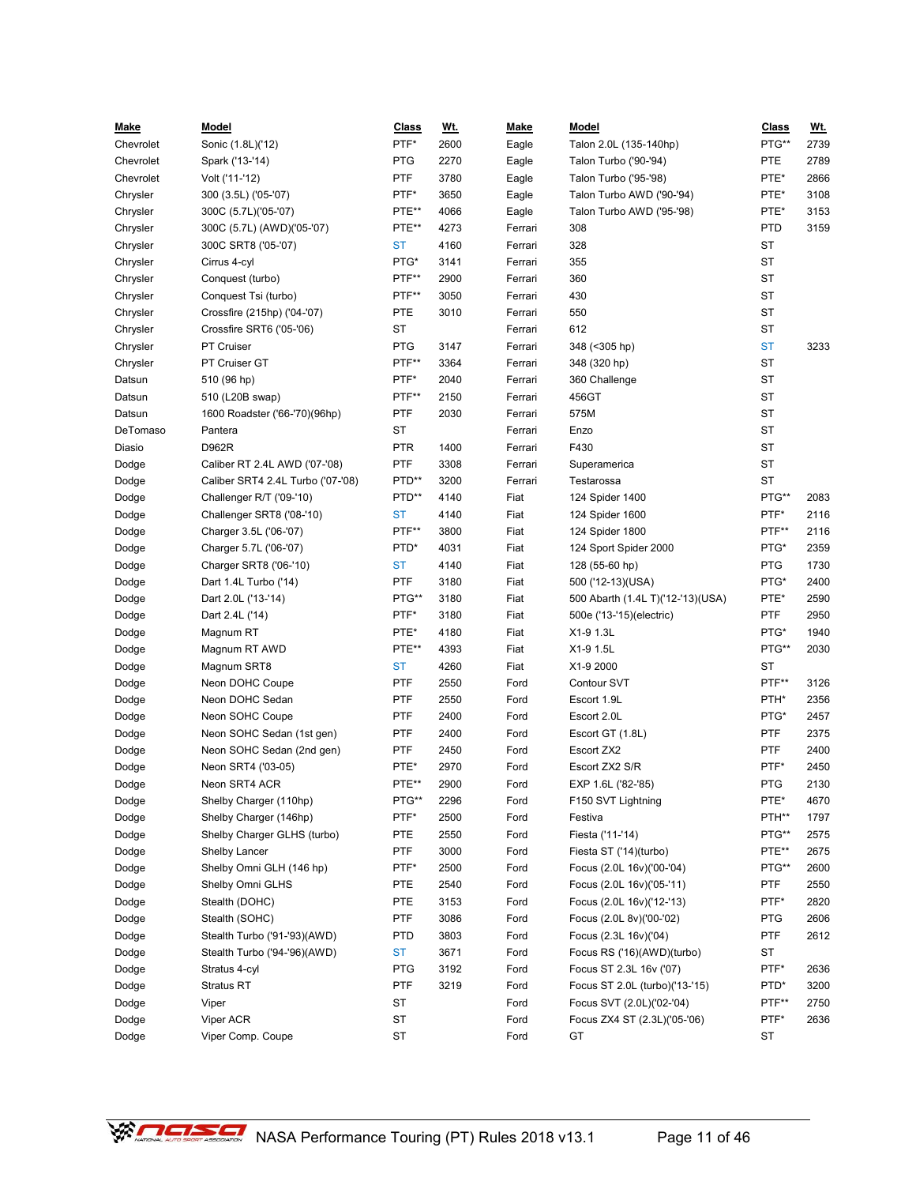| Make | Model | Class | Wt. |
|---|---|---|---|
| Chevrolet | Sonic (1.8L)('12) | PTF* | 2600 |
| Chevrolet | Spark ('13-'14) | PTG | 2270 |
| Chevrolet | Volt ('11-'12) | PTF | 3780 |
| Chrysler | 300 (3.5L) ('05-'07) | PTF* | 3650 |
| Chrysler | 300C (5.7L)('05-'07) | PTE** | 4066 |
| Chrysler | 300C (5.7L) (AWD)('05-'07) | PTE** | 4273 |
| Chrysler | 300C SRT8 ('05-'07) | ST | 4160 |
| Chrysler | Cirrus 4-cyl | PTG* | 3141 |
| Chrysler | Conquest (turbo) | PTF** | 2900 |
| Chrysler | Conquest Tsi (turbo) | PTF** | 3050 |
| Chrysler | Crossfire (215hp) ('04-'07) | PTE | 3010 |
| Chrysler | Crossfire SRT6 ('05-'06) | ST | |
| Chrysler | PT Cruiser | PTG | 3147 |
| Chrysler | PT Cruiser GT | PTF** | 3364 |
| Datsun | 510 (96 hp) | PTF* | 2040 |
| Datsun | 510 (L20B swap) | PTF** | 2150 |
| Datsun | 1600 Roadster ('66-'70)(96hp) | PTF | 2030 |
| DeTomaso | Pantera | ST | |
| Diasio | D962R | PTR | 1400 |
| Dodge | Caliber RT 2.4L AWD ('07-'08) | PTF | 3308 |
| Dodge | Caliber SRT4 2.4L Turbo ('07-'08) | PTD** | 3200 |
| Dodge | Challenger R/T ('09-'10) | PTD** | 4140 |
| Dodge | Challenger SRT8 ('08-'10) | ST | 4140 |
| Dodge | Charger 3.5L ('06-'07) | PTF** | 3800 |
| Dodge | Charger 5.7L ('06-'07) | PTD* | 4031 |
| Dodge | Charger SRT8 ('06-'10) | ST | 4140 |
| Dodge | Dart 1.4L Turbo ('14) | PTF | 3180 |
| Dodge | Dart 2.0L ('13-'14) | PTG** | 3180 |
| Dodge | Dart 2.4L ('14) | PTF* | 3180 |
| Dodge | Magnum RT | PTE* | 4180 |
| Dodge | Magnum RT AWD | PTE** | 4393 |
| Dodge | Magnum SRT8 | ST | 4260 |
| Dodge | Neon DOHC Coupe | PTF | 2550 |
| Dodge | Neon DOHC Sedan | PTF | 2550 |
| Dodge | Neon SOHC Coupe | PTF | 2400 |
| Dodge | Neon SOHC Sedan (1st gen) | PTF | 2400 |
| Dodge | Neon SOHC Sedan (2nd gen) | PTF | 2450 |
| Dodge | Neon SRT4 ('03-05) | PTE* | 2970 |
| Dodge | Neon SRT4 ACR | PTE** | 2900 |
| Dodge | Shelby Charger (110hp) | PTG** | 2296 |
| Dodge | Shelby Charger (146hp) | PTF* | 2500 |
| Dodge | Shelby Charger GLHS (turbo) | PTE | 2550 |
| Dodge | Shelby Lancer | PTF | 3000 |
| Dodge | Shelby Omni GLH (146 hp) | PTF* | 2500 |
| Dodge | Shelby Omni GLHS | PTE | 2540 |
| Dodge | Stealth (DOHC) | PTE | 3153 |
| Dodge | Stealth (SOHC) | PTF | 3086 |
| Dodge | Stealth Turbo ('91-'93)(AWD) | PTD | 3803 |
| Dodge | Stealth Turbo ('94-'96)(AWD) | ST | 3671 |
| Dodge | Stratus 4-cyl | PTG | 3192 |
| Dodge | Stratus RT | PTF | 3219 |
| Dodge | Viper | ST | |
| Dodge | Viper ACR | ST | |
| Dodge | Viper Comp. Coupe | ST | |
| Eagle | Talon 2.0L (135-140hp) | PTG** | 2739 |
| Eagle | Talon Turbo ('90-'94) | PTE | 2789 |
| Eagle | Talon Turbo ('95-'98) | PTE* | 2866 |
| Eagle | Talon Turbo AWD ('90-'94) | PTE* | 3108 |
| Eagle | Talon Turbo AWD ('95-'98) | PTE* | 3153 |
| Ferrari | 308 | PTD | 3159 |
| Ferrari | 328 | ST | |
| Ferrari | 355 | ST | |
| Ferrari | 360 | ST | |
| Ferrari | 430 | ST | |
| Ferrari | 550 | ST | |
| Ferrari | 612 | ST | |
| Ferrari | 348 (<305 hp) | ST | 3233 |
| Ferrari | 348 (320 hp) | ST | |
| Ferrari | 360 Challenge | ST | |
| Ferrari | 456GT | ST | |
| Ferrari | 575M | ST | |
| Ferrari | Enzo | ST | |
| Ferrari | F430 | ST | |
| Ferrari | Superamerica | ST | |
| Ferrari | Testarossa | ST | |
| Fiat | 124 Spider 1400 | PTG** | 2083 |
| Fiat | 124 Spider 1600 | PTF* | 2116 |
| Fiat | 124 Spider 1800 | PTF** | 2116 |
| Fiat | 124 Sport Spider 2000 | PTG* | 2359 |
| Fiat | 128 (55-60 hp) | PTG | 1730 |
| Fiat | 500 ('12-13)(USA) | PTG* | 2400 |
| Fiat | 500 Abarth (1.4L T)('12-'13)(USA) | PTE* | 2590 |
| Fiat | 500e ('13-'15)(electric) | PTF | 2950 |
| Fiat | X1-9 1.3L | PTG* | 1940 |
| Fiat | X1-9 1.5L | PTG** | 2030 |
| Fiat | X1-9 2000 | ST | |
| Ford | Contour SVT | PTF** | 3126 |
| Ford | Escort 1.9L | PTH* | 2356 |
| Ford | Escort 2.0L | PTG* | 2457 |
| Ford | Escort GT (1.8L) | PTF | 2375 |
| Ford | Escort ZX2 | PTF | 2400 |
| Ford | Escort ZX2 S/R | PTF* | 2450 |
| Ford | EXP 1.6L ('82-'85) | PTG | 2130 |
| Ford | F150 SVT Lightning | PTE* | 4670 |
| Ford | Festiva | PTH** | 1797 |
| Ford | Fiesta ('11-'14) | PTG** | 2575 |
| Ford | Fiesta ST ('14)(turbo) | PTE** | 2675 |
| Ford | Focus (2.0L 16v)('00-'04) | PTG** | 2600 |
| Ford | Focus (2.0L 16v)('05-'11) | PTF | 2550 |
| Ford | Focus (2.0L 16v)('12-'13) | PTF* | 2820 |
| Ford | Focus (2.0L 8v)('00-'02) | PTG | 2606 |
| Ford | Focus (2.3L 16v)('04) | PTF | 2612 |
| Ford | Focus RS ('16)(AWD)(turbo) | ST | |
| Ford | Focus ST 2.3L 16v ('07) | PTF* | 2636 |
| Ford | Focus ST 2.0L (turbo)('13-'15) | PTD* | 3200 |
| Ford | Focus SVT (2.0L)('02-'04) | PTF** | 2750 |
| Ford | Focus ZX4 ST (2.3L)('05-'06) | PTF* | 2636 |
| Ford | GT | ST | |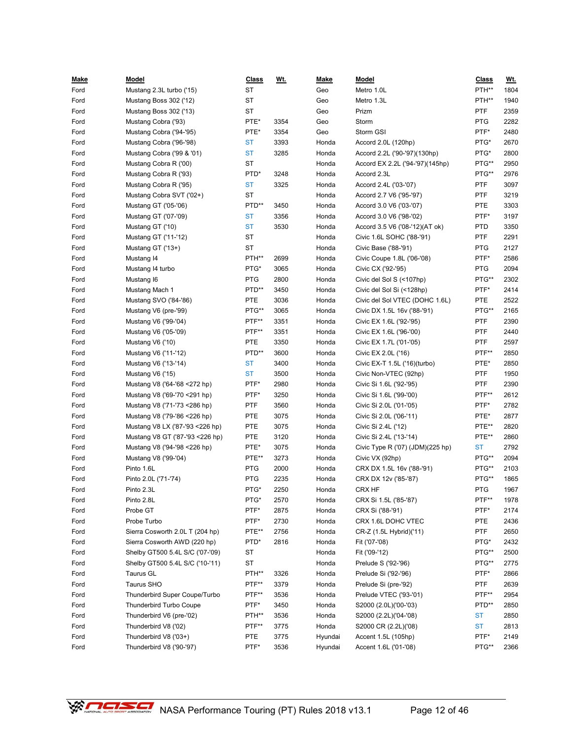| Make | Model | Class | Wt. |
|---|---|---|---|
| Ford | Mustang 2.3L turbo ('15) | ST | |
| Ford | Mustang Boss 302 ('12) | ST | |
| Ford | Mustang Boss 302 ('13) | ST | |
| Ford | Mustang Cobra ('93) | PTE* | 3354 |
| Ford | Mustang Cobra ('94-'95) | PTE* | 3354 |
| Ford | Mustang Cobra ('96-'98) | ST | 3393 |
| Ford | Mustang Cobra ('99 & '01) | ST | 3285 |
| Ford | Mustang Cobra R ('00) | ST | |
| Ford | Mustang Cobra R ('93) | PTD* | 3248 |
| Ford | Mustang Cobra R ('95) | ST | 3325 |
| Ford | Mustang Cobra SVT ('02+) | ST | |
| Ford | Mustang GT ('05-'06) | PTD** | 3450 |
| Ford | Mustang GT ('07-'09) | ST | 3356 |
| Ford | Mustang GT ('10) | ST | 3530 |
| Ford | Mustang GT ('11-'12) | ST | |
| Ford | Mustang GT ('13+) | ST | |
| Ford | Mustang I4 | PTH** | 2699 |
| Ford | Mustang I4 turbo | PTG* | 3065 |
| Ford | Mustang I6 | PTG | 2800 |
| Ford | Mustang Mach 1 | PTD** | 3450 |
| Ford | Mustang SVO ('84-'86) | PTE | 3036 |
| Ford | Mustang V6 (pre-'99) | PTG** | 3065 |
| Ford | Mustang V6 ('99-'04) | PTF** | 3351 |
| Ford | Mustang V6 ('05-'09) | PTF** | 3351 |
| Ford | Mustang V6 ('10) | PTE | 3350 |
| Ford | Mustang V6 ('11-'12) | PTD** | 3600 |
| Ford | Mustang V6 ('13-'14) | ST | 3400 |
| Ford | Mustang V6 ('15) | ST | 3500 |
| Ford | Mustang V8 ('64-'68 <272 hp) | PTF* | 2980 |
| Ford | Mustang V8 ('69-'70 <291 hp) | PTF* | 3250 |
| Ford | Mustang V8 ('71-'73 <286 hp) | PTF | 3560 |
| Ford | Mustang V8 ('79-'86 <226 hp) | PTE | 3075 |
| Ford | Mustang V8 LX ('87-'93 <226 hp) | PTE | 3075 |
| Ford | Mustang V8 GT ('87-'93 <226 hp) | PTE | 3120 |
| Ford | Mustang V8 ('94-'98 <226 hp) | PTE* | 3075 |
| Ford | Mustang V8 ('99-'04) | PTE** | 3273 |
| Ford | Pinto 1.6L | PTG | 2000 |
| Ford | Pinto 2.0L ('71-'74) | PTG | 2235 |
| Ford | Pinto 2.3L | PTG* | 2250 |
| Ford | Pinto 2.8L | PTG* | 2570 |
| Ford | Probe GT | PTF* | 2875 |
| Ford | Probe Turbo | PTF* | 2730 |
| Ford | Sierra Cosworth 2.0L T (204 hp) | PTE** | 2756 |
| Ford | Sierra Cosworth AWD (220 hp) | PTD* | 2816 |
| Ford | Shelby GT500 5.4L S/C ('07-'09) | ST | |
| Ford | Shelby GT500 5.4L S/C ('10-'11) | ST | |
| Ford | Taurus GL | PTH** | 3326 |
| Ford | Taurus SHO | PTF** | 3379 |
| Ford | Thunderbird Super Coupe/Turbo | PTF** | 3536 |
| Ford | Thunderbird Turbo Coupe | PTF* | 3450 |
| Ford | Thunderbird V6 (pre-'02) | PTH** | 3536 |
| Ford | Thunderbird V8 ('02) | PTF** | 3775 |
| Ford | Thunderbird V8 ('03+) | PTE | 3775 |
| Ford | Thunderbird V8 ('90-'97) | PTF* | 3536 |
| Geo | Metro 1.0L | PTH** | 1804 |
| Geo | Metro 1.3L | PTH** | 1940 |
| Geo | Prizm | PTF | 2359 |
| Geo | Storm | PTG | 2282 |
| Geo | Storm GSI | PTF* | 2480 |
| Honda | Accord 2.0L (120hp) | PTG* | 2670 |
| Honda | Accord 2.2L ('90-'97)(130hp) | PTG* | 2800 |
| Honda | Accord EX 2.2L ('94-'97)(145hp) | PTG** | 2950 |
| Honda | Accord 2.3L | PTG** | 2976 |
| Honda | Accord 2.4L ('03-'07) | PTF | 3097 |
| Honda | Accord 2.7 V6 ('95-'97) | PTF | 3219 |
| Honda | Accord 3.0 V6 ('03-'07) | PTE | 3303 |
| Honda | Accord 3.0 V6 ('98-'02) | PTF* | 3197 |
| Honda | Accord 3.5 V6 ('08-'12)(AT ok) | PTD | 3350 |
| Honda | Civic 1.6L SOHC ('88-'91) | PTF | 2291 |
| Honda | Civic Base ('88-'91) | PTG | 2127 |
| Honda | Civic Coupe 1.8L ('06-'08) | PTF* | 2586 |
| Honda | Civic CX ('92-'95) | PTG | 2094 |
| Honda | Civic del Sol S (<107hp) | PTG** | 2302 |
| Honda | Civic del Sol Si (<128hp) | PTF* | 2414 |
| Honda | Civic del Sol VTEC (DOHC 1.6L) | PTE | 2522 |
| Honda | Civic DX 1.5L 16v ('88-'91) | PTG** | 2165 |
| Honda | Civic EX 1.6L ('92-'95) | PTF | 2390 |
| Honda | Civic EX 1.6L ('96-'00) | PTF | 2440 |
| Honda | Civic EX 1.7L ('01-'05) | PTF | 2597 |
| Honda | Civic EX 2.0L ('16) | PTF** | 2850 |
| Honda | Civic EX-T 1.5L ('16)(turbo) | PTE* | 2850 |
| Honda | Civic Non-VTEC (92hp) | PTF | 1950 |
| Honda | Civic Si 1.6L ('92-'95) | PTF | 2390 |
| Honda | Civic Si 1.6L ('99-'00) | PTF** | 2612 |
| Honda | Civic Si 2.0L ('01-'05) | PTF* | 2782 |
| Honda | Civic Si 2.0L ('06-'11) | PTE* | 2877 |
| Honda | Civic Si 2.4L ('12) | PTE** | 2820 |
| Honda | Civic Si 2.4L ('13-'14) | PTE** | 2860 |
| Honda | Civic Type R ('07) (JDM)(225 hp) | ST | 2792 |
| Honda | Civic VX (92hp) | PTG** | 2094 |
| Honda | CRX DX 1.5L 16v ('88-'91) | PTG** | 2103 |
| Honda | CRX DX 12v ('85-'87) | PTG** | 1865 |
| Honda | CRX HF | PTG | 1967 |
| Honda | CRX Si 1.5L ('85-'87) | PTF** | 1978 |
| Honda | CRX Si ('88-'91) | PTF* | 2174 |
| Honda | CRX 1.6L DOHC VTEC | PTE | 2436 |
| Honda | CR-Z (1.5L Hybrid)('11) | PTF | 2650 |
| Honda | Fit ('07-'08) | PTG* | 2432 |
| Honda | Fit ('09-'12) | PTG** | 2500 |
| Honda | Prelude S ('92-'96) | PTG** | 2775 |
| Honda | Prelude Si ('92-'96) | PTF* | 2866 |
| Honda | Prelude Si (pre-'92) | PTF | 2639 |
| Honda | Prelude VTEC ('93-'01) | PTF** | 2954 |
| Honda | S2000 (2.0L)('00-'03) | PTD** | 2850 |
| Honda | S2000 (2.2L)('04-'08) | ST | 2850 |
| Honda | S2000 CR (2.2L)('08) | ST | 2813 |
| Hyundai | Accent 1.5L (105hp) | PTF* | 2149 |
| Hyundai | Accent 1.6L ('01-'08) | PTG** | 2366 |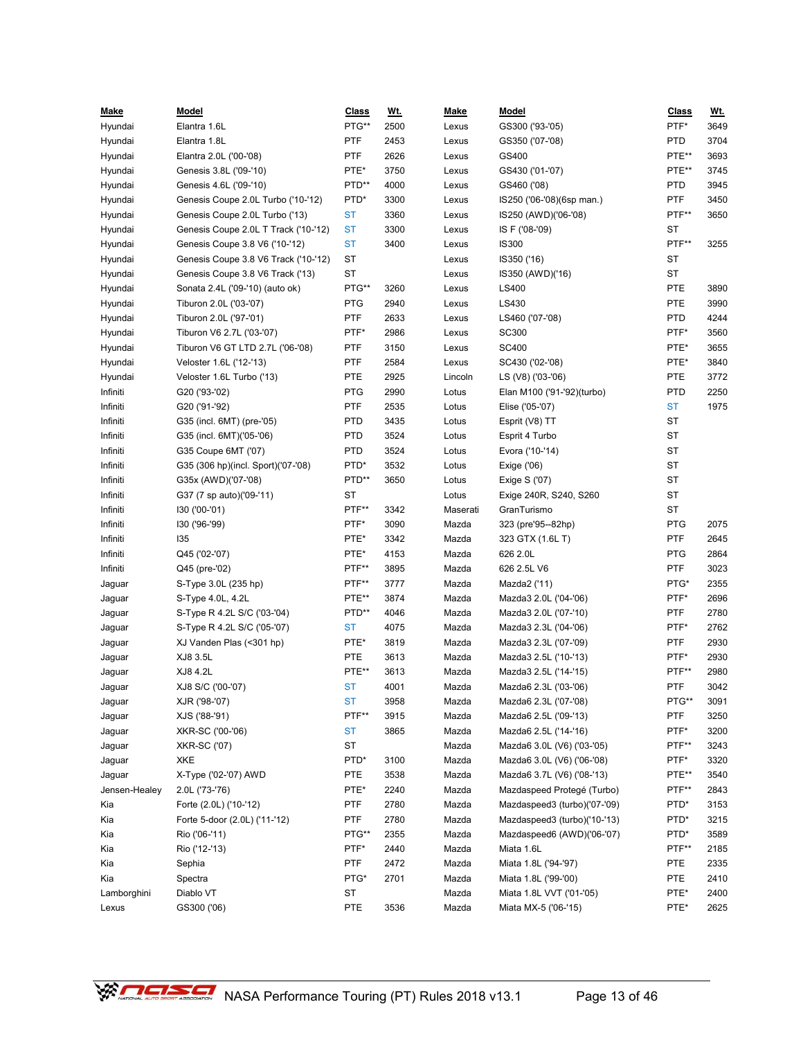| Make | Model | Class | Wt. |
|---|---|---|---|
| Hyundai | Elantra 1.6L | PTG** | 2500 |
| Hyundai | Elantra 1.8L | PTF | 2453 |
| Hyundai | Elantra 2.0L ('00-'08) | PTF | 2626 |
| Hyundai | Genesis 3.8L ('09-'10) | PTE* | 3750 |
| Hyundai | Genesis 4.6L ('09-'10) | PTD** | 4000 |
| Hyundai | Genesis Coupe 2.0L Turbo ('10-'12) | PTD* | 3300 |
| Hyundai | Genesis Coupe 2.0L Turbo ('13) | ST | 3360 |
| Hyundai | Genesis Coupe 2.0L T Track ('10-'12) | ST | 3300 |
| Hyundai | Genesis Coupe 3.8 V6 ('10-'12) | ST | 3400 |
| Hyundai | Genesis Coupe 3.8 V6 Track ('10-'12) | ST | |
| Hyundai | Genesis Coupe 3.8 V6 Track ('13) | ST | |
| Hyundai | Sonata 2.4L ('09-'10) (auto ok) | PTG** | 3260 |
| Hyundai | Tiburon 2.0L ('03-'07) | PTG | 2940 |
| Hyundai | Tiburon 2.0L ('97-'01) | PTF | 2633 |
| Hyundai | Tiburon V6 2.7L ('03-'07) | PTF* | 2986 |
| Hyundai | Tiburon V6 GT LTD 2.7L ('06-'08) | PTF | 3150 |
| Hyundai | Veloster 1.6L ('12-'13) | PTF | 2584 |
| Hyundai | Veloster 1.6L Turbo ('13) | PTE | 2925 |
| Infiniti | G20 ('93-'02) | PTG | 2990 |
| Infiniti | G20 ('91-'92) | PTF | 2535 |
| Infiniti | G35 (incl. 6MT) (pre-'05) | PTD | 3435 |
| Infiniti | G35 (incl. 6MT)('05-'06) | PTD | 3524 |
| Infiniti | G35 Coupe 6MT ('07) | PTD | 3524 |
| Infiniti | G35 (306 hp)(incl. Sport)('07-'08) | PTD* | 3532 |
| Infiniti | G35x (AWD)('07-'08) | PTD** | 3650 |
| Infiniti | G37 (7 sp auto)('09-'11) | ST | |
| Infiniti | I30 ('00-'01) | PTF** | 3342 |
| Infiniti | I30 ('96-'99) | PTF* | 3090 |
| Infiniti | I35 | PTE* | 3342 |
| Infiniti | Q45 ('02-'07) | PTE* | 4153 |
| Infiniti | Q45 (pre-'02) | PTF** | 3895 |
| Jaguar | S-Type 3.0L (235 hp) | PTF** | 3777 |
| Jaguar | S-Type 4.0L, 4.2L | PTE** | 3874 |
| Jaguar | S-Type R 4.2L S/C ('03-'04) | PTD** | 4046 |
| Jaguar | S-Type R 4.2L S/C ('05-'07) | ST | 4075 |
| Jaguar | XJ Vanden Plas (<301 hp) | PTE* | 3819 |
| Jaguar | XJ8 3.5L | PTE | 3613 |
| Jaguar | XJ8 4.2L | PTE** | 3613 |
| Jaguar | XJ8 S/C ('00-'07) | ST | 4001 |
| Jaguar | XJR ('98-'07) | ST | 3958 |
| Jaguar | XJS ('88-'91) | PTF** | 3915 |
| Jaguar | XKR-SC ('00-'06) | ST | 3865 |
| Jaguar | XKR-SC ('07) | ST | |
| Jaguar | XKE | PTD* | 3100 |
| Jaguar | X-Type ('02-'07) AWD | PTE | 3538 |
| Jensen-Healey | 2.0L ('73-'76) | PTE* | 2240 |
| Kia | Forte (2.0L) ('10-'12) | PTF | 2780 |
| Kia | Forte 5-door (2.0L) ('11-'12) | PTF | 2780 |
| Kia | Rio ('06-'11) | PTG** | 2355 |
| Kia | Rio ('12-'13) | PTF* | 2440 |
| Kia | Sephia | PTF | 2472 |
| Kia | Spectra | PTG* | 2701 |
| Lamborghini | Diablo VT | ST | |
| Lexus | GS300 ('06) | PTE | 3536 |
| Lexus | GS300 ('93-'05) | PTF* | 3649 |
| Lexus | GS350 ('07-'08) | PTD | 3704 |
| Lexus | GS400 | PTE** | 3693 |
| Lexus | GS430 ('01-'07) | PTE** | 3745 |
| Lexus | GS460 ('08) | PTD | 3945 |
| Lexus | IS250 ('06-'08)(6sp man.) | PTF | 3450 |
| Lexus | IS250 (AWD)('06-'08) | PTF** | 3650 |
| Lexus | IS F ('08-'09) | ST | |
| Lexus | IS300 | PTF** | 3255 |
| Lexus | IS350 ('16) | ST | |
| Lexus | IS350 (AWD)('16) | ST | |
| Lexus | LS400 | PTE | 3890 |
| Lexus | LS430 | PTE | 3990 |
| Lexus | LS460 ('07-'08) | PTD | 4244 |
| Lexus | SC300 | PTF* | 3560 |
| Lexus | SC400 | PTE* | 3655 |
| Lexus | SC430 ('02-'08) | PTE* | 3840 |
| Lincoln | LS (V8) ('03-'06) | PTE | 3772 |
| Lotus | Elan M100 ('91-'92)(turbo) | PTD | 2250 |
| Lotus | Elise ('05-'07) | ST | 1975 |
| Lotus | Esprit (V8) TT | ST | |
| Lotus | Esprit 4 Turbo | ST | |
| Lotus | Evora ('10-'14) | ST | |
| Lotus | Exige ('06) | ST | |
| Lotus | Exige S ('07) | ST | |
| Lotus | Exige 240R, S240, S260 | ST | |
| Maserati | GranTurismo | ST | |
| Mazda | 323 (pre'95--82hp) | PTG | 2075 |
| Mazda | 323 GTX (1.6L T) | PTF | 2645 |
| Mazda | 626 2.0L | PTG | 2864 |
| Mazda | 626 2.5L V6 | PTF | 3023 |
| Mazda | Mazda2 ('11) | PTG* | 2355 |
| Mazda | Mazda3 2.0L ('04-'06) | PTF* | 2696 |
| Mazda | Mazda3 2.0L ('07-'10) | PTF | 2780 |
| Mazda | Mazda3 2.3L ('04-'06) | PTF* | 2762 |
| Mazda | Mazda3 2.3L ('07-'09) | PTF | 2930 |
| Mazda | Mazda3 2.5L ('10-'13) | PTF* | 2930 |
| Mazda | Mazda3 2.5L ('14-'15) | PTF** | 2980 |
| Mazda | Mazda6 2.3L ('03-'06) | PTF | 3042 |
| Mazda | Mazda6 2.3L ('07-'08) | PTG** | 3091 |
| Mazda | Mazda6 2.5L ('09-'13) | PTF | 3250 |
| Mazda | Mazda6 2.5L ('14-'16) | PTF* | 3200 |
| Mazda | Mazda6 3.0L (V6) ('03-'05) | PTF** | 3243 |
| Mazda | Mazda6 3.0L (V6) ('06-'08) | PTF* | 3320 |
| Mazda | Mazda6 3.7L (V6) ('08-'13) | PTE** | 3540 |
| Mazda | Mazdaspeed Protegé (Turbo) | PTF** | 2843 |
| Mazda | Mazdaspeed3 (turbo)('07-'09) | PTD* | 3153 |
| Mazda | Mazdaspeed3 (turbo)('10-'13) | PTD* | 3215 |
| Mazda | Mazdaspeed6 (AWD)('06-'07) | PTD* | 3589 |
| Mazda | Miata 1.6L | PTF** | 2185 |
| Mazda | Miata 1.8L ('94-'97) | PTE | 2335 |
| Mazda | Miata 1.8L ('99-'00) | PTE | 2410 |
| Mazda | Miata 1.8L VVT ('01-'05) | PTE* | 2400 |
| Mazda | Miata MX-5 ('06-'15) | PTE* | 2625 |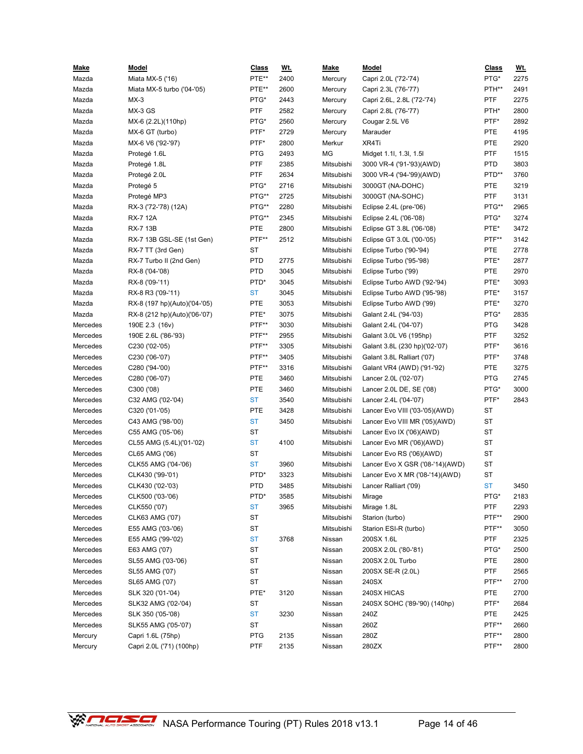| Make | Model | Class | Wt. |
|---|---|---|---|
| Mazda | Miata MX-5 ('16) | PTE** | 2400 |
| Mazda | Miata MX-5 turbo ('04-'05) | PTE** | 2600 |
| Mazda | MX-3 | PTG* | 2443 |
| Mazda | MX-3 GS | PTF | 2582 |
| Mazda | MX-6 (2.2L)(110hp) | PTG* | 2560 |
| Mazda | MX-6 GT (turbo) | PTF* | 2729 |
| Mazda | MX-6 V6 ('92-'97) | PTF* | 2800 |
| Mazda | Protegé 1.6L | PTG | 2493 |
| Mazda | Protegé 1.8L | PTF | 2385 |
| Mazda | Protegé 2.0L | PTF | 2634 |
| Mazda | Protegé 5 | PTG* | 2716 |
| Mazda | Protegé MP3 | PTG** | 2725 |
| Mazda | RX-3 ('72-'78) (12A) | PTG** | 2280 |
| Mazda | RX-7 12A | PTG** | 2345 |
| Mazda | RX-7 13B | PTE | 2800 |
| Mazda | RX-7 13B GSL-SE (1st Gen) | PTF** | 2512 |
| Mazda | RX-7 TT (3rd Gen) | ST | |
| Mazda | RX-7 Turbo II (2nd Gen) | PTD | 2775 |
| Mazda | RX-8 ('04-'08) | PTD | 3045 |
| Mazda | RX-8 ('09-'11) | PTD* | 3045 |
| Mazda | RX-8 R3 ('09-'11) | ST | 3045 |
| Mazda | RX-8 (197 hp)(Auto)('04-'05) | PTE | 3053 |
| Mazda | RX-8 (212 hp)(Auto)('06-'07) | PTE* | 3075 |
| Mercedes | 190E 2.3 (16v) | PTF** | 3030 |
| Mercedes | 190E 2.6L ('86-'93) | PTF** | 2955 |
| Mercedes | C230 ('02-'05) | PTF** | 3305 |
| Mercedes | C230 ('06-'07) | PTF** | 3405 |
| Mercedes | C280 ('94-'00) | PTF** | 3316 |
| Mercedes | C280 ('06-'07) | PTE | 3460 |
| Mercedes | C300 ('08) | PTE | 3460 |
| Mercedes | C32 AMG ('02-'04) | ST | 3540 |
| Mercedes | C320 ('01-'05) | PTE | 3428 |
| Mercedes | C43 AMG ('98-'00) | ST | 3450 |
| Mercedes | C55 AMG ('05-'06) | ST | |
| Mercedes | CL55 AMG (5.4L)('01-'02) | ST | 4100 |
| Mercedes | CL65 AMG ('06) | ST | |
| Mercedes | CLK55 AMG ('04-'06) | ST | 3960 |
| Mercedes | CLK430 ('99-'01) | PTD* | 3323 |
| Mercedes | CLK430 ('02-'03) | PTD | 3485 |
| Mercedes | CLK500 ('03-'06) | PTD* | 3585 |
| Mercedes | CLK550 ('07) | ST | 3965 |
| Mercedes | CLK63 AMG ('07) | ST | |
| Mercedes | E55 AMG ('03-'06) | ST | |
| Mercedes | E55 AMG ('99-'02) | ST | 3768 |
| Mercedes | E63 AMG ('07) | ST | |
| Mercedes | SL55 AMG ('03-'06) | ST | |
| Mercedes | SL55 AMG ('07) | ST | |
| Mercedes | SL65 AMG ('07) | ST | |
| Mercedes | SLK 320 ('01-'04) | PTE* | 3120 |
| Mercedes | SLK32 AMG ('02-'04) | ST | |
| Mercedes | SLK 350 ('05-'08) | ST | 3230 |
| Mercedes | SLK55 AMG ('05-'07) | ST | |
| Mercury | Capri 1.6L (75hp) | PTG | 2135 |
| Mercury | Capri 2.0L ('71) (100hp) | PTF | 2135 |
| Mercury | Capri 2.0L ('72-'74) | PTG* | 2275 |
| Mercury | Capri 2.3L ('76-'77) | PTH** | 2491 |
| Mercury | Capri 2.6L, 2.8L ('72-'74) | PTF | 2275 |
| Mercury | Capri 2.8L ('76-'77) | PTH* | 2800 |
| Mercury | Cougar 2.5L V6 | PTF* | 2892 |
| Mercury | Marauder | PTE | 4195 |
| Merkur | XR4Ti | PTE | 2920 |
| MG | Midget 1.1l, 1.3l, 1.5l | PTF | 1515 |
| Mitsubishi | 3000 VR-4 ('91-'93)(AWD) | PTD | 3803 |
| Mitsubishi | 3000 VR-4 ('94-'99)(AWD) | PTD** | 3760 |
| Mitsubishi | 3000GT (NA-DOHC) | PTE | 3219 |
| Mitsubishi | 3000GT (NA-SOHC) | PTF | 3131 |
| Mitsubishi | Eclipse 2.4L (pre-'06) | PTG** | 2965 |
| Mitsubishi | Eclipse 2.4L ('06-'08) | PTG* | 3274 |
| Mitsubishi | Eclipse GT 3.8L ('06-'08) | PTE* | 3472 |
| Mitsubishi | Eclipse GT 3.0L ('00-'05) | PTF** | 3142 |
| Mitsubishi | Eclipse Turbo ('90-'94) | PTE | 2778 |
| Mitsubishi | Eclipse Turbo ('95-'98) | PTE* | 2877 |
| Mitsubishi | Eclipse Turbo ('99) | PTE | 2970 |
| Mitsubishi | Eclipse Turbo AWD ('92-'94) | PTE* | 3093 |
| Mitsubishi | Eclipse Turbo AWD ('95-'98) | PTE* | 3157 |
| Mitsubishi | Eclipse Turbo AWD ('99) | PTE* | 3270 |
| Mitsubishi | Galant 2.4L ('94-'03) | PTG* | 2835 |
| Mitsubishi | Galant 2.4L ('04-'07) | PTG | 3428 |
| Mitsubishi | Galant 3.0L V6 (195hp) | PTF | 3252 |
| Mitsubishi | Galant 3.8L (230 hp)('02-'07) | PTF* | 3616 |
| Mitsubishi | Galant 3.8L Ralliart ('07) | PTF* | 3748 |
| Mitsubishi | Galant VR4 (AWD) ('91-'92) | PTE | 3275 |
| Mitsubishi | Lancer 2.0L ('02-'07) | PTG | 2745 |
| Mitsubishi | Lancer 2.0L DE, SE ('08) | PTG* | 3000 |
| Mitsubishi | Lancer 2.4L ('04-'07) | PTF* | 2843 |
| Mitsubishi | Lancer Evo VIII ('03-'05)(AWD) | ST | |
| Mitsubishi | Lancer Evo VIII MR ('05)(AWD) | ST | |
| Mitsubishi | Lancer Evo IX ('06)(AWD) | ST | |
| Mitsubishi | Lancer Evo MR ('06)(AWD) | ST | |
| Mitsubishi | Lancer Evo RS ('06)(AWD) | ST | |
| Mitsubishi | Lancer Evo X GSR ('08-'14)(AWD) | ST | |
| Mitsubishi | Lancer Evo X MR ('08-'14)(AWD) | ST | |
| Mitsubishi | Lancer Ralliart ('09) | ST | 3450 |
| Mitsubishi | Mirage | PTG* | 2183 |
| Mitsubishi | Mirage 1.8L | PTF | 2293 |
| Mitsubishi | Starion (turbo) | PTF** | 2900 |
| Mitsubishi | Starion ESI-R (turbo) | PTF** | 3050 |
| Nissan | 200SX 1.6L | PTF | 2325 |
| Nissan | 200SX 2.0L ('80-'81) | PTG* | 2500 |
| Nissan | 200SX 2.0L Turbo | PTE | 2800 |
| Nissan | 200SX SE-R (2.0L) | PTF | 2565 |
| Nissan | 240SX | PTF** | 2700 |
| Nissan | 240SX HICAS | PTE | 2700 |
| Nissan | 240SX SOHC ('89-'90) (140hp) | PTF* | 2684 |
| Nissan | 240Z | PTE | 2425 |
| Nissan | 260Z | PTF** | 2660 |
| Nissan | 280Z | PTF** | 2800 |
| Nissan | 280ZX | PTF** | 2800 |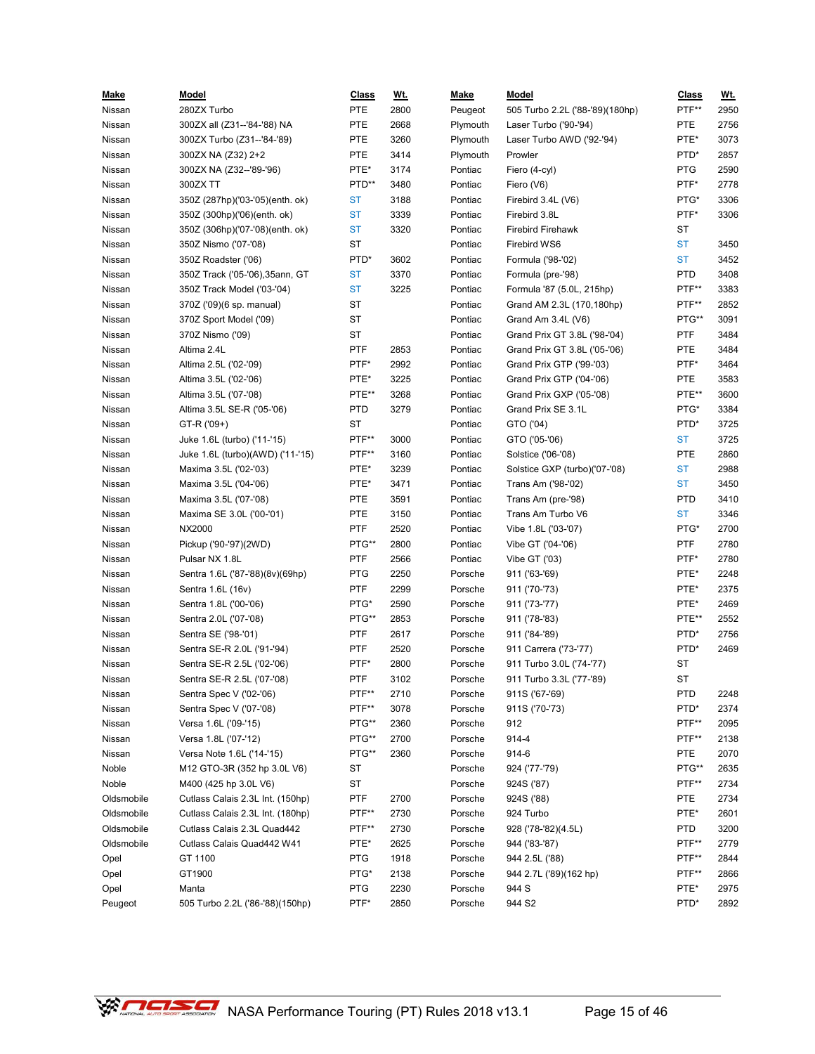| Make | Model | Class | Wt. |
|---|---|---|---|
| Nissan | 280ZX Turbo | PTE | 2800 |
| Nissan | 300ZX all (Z31--'84-'88) NA | PTE | 2668 |
| Nissan | 300ZX Turbo (Z31--'84-'89) | PTE | 3260 |
| Nissan | 300ZX NA (Z32) 2+2 | PTE | 3414 |
| Nissan | 300ZX NA (Z32--'89-'96) | PTE* | 3174 |
| Nissan | 300ZX TT | PTD** | 3480 |
| Nissan | 350Z (287hp)('03-'05)(enth. ok) | ST | 3188 |
| Nissan | 350Z (300hp)('06)(enth. ok) | ST | 3339 |
| Nissan | 350Z (306hp)('07-'08)(enth. ok) | ST | 3320 |
| Nissan | 350Z Nismo ('07-'08) | ST | |
| Nissan | 350Z Roadster ('06) | PTD* | 3602 |
| Nissan | 350Z Track ('05-'06),35ann, GT | ST | 3370 |
| Nissan | 350Z Track Model ('03-'04) | ST | 3225 |
| Nissan | 370Z ('09)(6 sp. manual) | ST | |
| Nissan | 370Z Sport Model ('09) | ST | |
| Nissan | 370Z Nismo ('09) | ST | |
| Nissan | Altima 2.4L | PTF | 2853 |
| Nissan | Altima 2.5L ('02-'09) | PTF* | 2992 |
| Nissan | Altima 3.5L ('02-'06) | PTE* | 3225 |
| Nissan | Altima 3.5L ('07-'08) | PTE** | 3268 |
| Nissan | Altima 3.5L SE-R ('05-'06) | PTD | 3279 |
| Nissan | GT-R ('09+) | ST | |
| Nissan | Juke 1.6L (turbo) ('11-'15) | PTF** | 3000 |
| Nissan | Juke 1.6L (turbo)(AWD) ('11-'15) | PTF** | 3160 |
| Nissan | Maxima 3.5L ('02-'03) | PTE* | 3239 |
| Nissan | Maxima 3.5L ('04-'06) | PTE* | 3471 |
| Nissan | Maxima 3.5L ('07-'08) | PTE | 3591 |
| Nissan | Maxima SE 3.0L ('00-'01) | PTE | 3150 |
| Nissan | NX2000 | PTF | 2520 |
| Nissan | Pickup ('90-'97)(2WD) | PTG** | 2800 |
| Nissan | Pulsar NX 1.8L | PTF | 2566 |
| Nissan | Sentra 1.6L ('87-'88)(8v)(69hp) | PTG | 2250 |
| Nissan | Sentra 1.6L (16v) | PTF | 2299 |
| Nissan | Sentra 1.8L ('00-'06) | PTG* | 2590 |
| Nissan | Sentra 2.0L ('07-'08) | PTG** | 2853 |
| Nissan | Sentra SE ('98-'01) | PTF | 2617 |
| Nissan | Sentra SE-R 2.0L ('91-'94) | PTF | 2520 |
| Nissan | Sentra SE-R 2.5L ('02-'06) | PTF* | 2800 |
| Nissan | Sentra SE-R 2.5L ('07-'08) | PTF | 3102 |
| Nissan | Sentra Spec V ('02-'06) | PTF** | 2710 |
| Nissan | Sentra Spec V ('07-'08) | PTF** | 3078 |
| Nissan | Versa 1.6L ('09-'15) | PTG** | 2360 |
| Nissan | Versa 1.8L ('07-'12) | PTG** | 2700 |
| Nissan | Versa Note 1.6L ('14-'15) | PTG** | 2360 |
| Noble | M12 GTO-3R (352 hp 3.0L V6) | ST | |
| Noble | M400 (425 hp 3.0L V6) | ST | |
| Oldsmobile | Cutlass Calais 2.3L Int. (150hp) | PTF | 2700 |
| Oldsmobile | Cutlass Calais 2.3L Int. (180hp) | PTF** | 2730 |
| Oldsmobile | Cutlass Calais 2.3L Quad442 | PTF** | 2730 |
| Oldsmobile | Cutlass Calais Quad442 W41 | PTE* | 2625 |
| Opel | GT 1100 | PTG | 1918 |
| Opel | GT1900 | PTG* | 2138 |
| Opel | Manta | PTG | 2230 |
| Peugeot | 505 Turbo 2.2L ('86-'88)(150hp) | PTF* | 2850 |
| Peugeot | 505 Turbo 2.2L ('88-'89)(180hp) | PTF** | 2950 |
| Plymouth | Laser Turbo ('90-'94) | PTE | 2756 |
| Plymouth | Laser Turbo AWD ('92-'94) | PTE* | 3073 |
| Plymouth | Prowler | PTD* | 2857 |
| Pontiac | Fiero (4-cyl) | PTG | 2590 |
| Pontiac | Fiero (V6) | PTF* | 2778 |
| Pontiac | Firebird 3.4L (V6) | PTG* | 3306 |
| Pontiac | Firebird 3.8L | PTF* | 3306 |
| Pontiac | Firebird Firehawk | ST | |
| Pontiac | Firebird WS6 | ST | 3450 |
| Pontiac | Formula ('98-'02) | ST | 3452 |
| Pontiac | Formula (pre-'98) | PTD | 3408 |
| Pontiac | Formula '87 (5.0L, 215hp) | PTF** | 3383 |
| Pontiac | Grand AM 2.3L (170,180hp) | PTF** | 2852 |
| Pontiac | Grand Am 3.4L (V6) | PTG** | 3091 |
| Pontiac | Grand Prix GT 3.8L ('98-'04) | PTF | 3484 |
| Pontiac | Grand Prix GT 3.8L ('05-'06) | PTE | 3484 |
| Pontiac | Grand Prix GTP ('99-'03) | PTF* | 3464 |
| Pontiac | Grand Prix GTP ('04-'06) | PTE | 3583 |
| Pontiac | Grand Prix GXP ('05-'08) | PTE** | 3600 |
| Pontiac | Grand Prix SE 3.1L | PTG* | 3384 |
| Pontiac | GTO ('04) | PTD* | 3725 |
| Pontiac | GTO ('05-'06) | ST | 3725 |
| Pontiac | Solstice ('06-'08) | PTE | 2860 |
| Pontiac | Solstice GXP (turbo)('07-'08) | ST | 2988 |
| Pontiac | Trans Am ('98-'02) | ST | 3450 |
| Pontiac | Trans Am (pre-'98) | PTD | 3410 |
| Pontiac | Trans Am Turbo V6 | ST | 3346 |
| Pontiac | Vibe 1.8L ('03-'07) | PTG* | 2700 |
| Pontiac | Vibe GT ('04-'06) | PTF | 2780 |
| Pontiac | Vibe GT ('03) | PTF* | 2780 |
| Porsche | 911 ('63-'69) | PTE* | 2248 |
| Porsche | 911 ('70-'73) | PTE* | 2375 |
| Porsche | 911 ('73-'77) | PTE* | 2469 |
| Porsche | 911 ('78-'83) | PTE** | 2552 |
| Porsche | 911 ('84-'89) | PTD* | 2756 |
| Porsche | 911 Carrera ('73-'77) | PTD* | 2469 |
| Porsche | 911 Turbo 3.0L ('74-'77) | ST | |
| Porsche | 911 Turbo 3.3L ('77-'89) | ST | |
| Porsche | 911S ('67-'69) | PTD | 2248 |
| Porsche | 911S ('70-'73) | PTD* | 2374 |
| Porsche | 912 | PTF** | 2095 |
| Porsche | 914-4 | PTF** | 2138 |
| Porsche | 914-6 | PTE | 2070 |
| Porsche | 924 ('77-'79) | PTG** | 2635 |
| Porsche | 924S ('87) | PTF** | 2734 |
| Porsche | 924S ('88) | PTE | 2734 |
| Porsche | 924 Turbo | PTE* | 2601 |
| Porsche | 928 ('78-'82)(4.5L) | PTD | 3200 |
| Porsche | 944 ('83-'87) | PTF** | 2779 |
| Porsche | 944 2.5L ('88) | PTF** | 2844 |
| Porsche | 944 2.7L ('89)(162 hp) | PTF** | 2866 |
| Porsche | 944 S | PTE* | 2975 |
| Porsche | 944 S2 | PTD* | 2892 |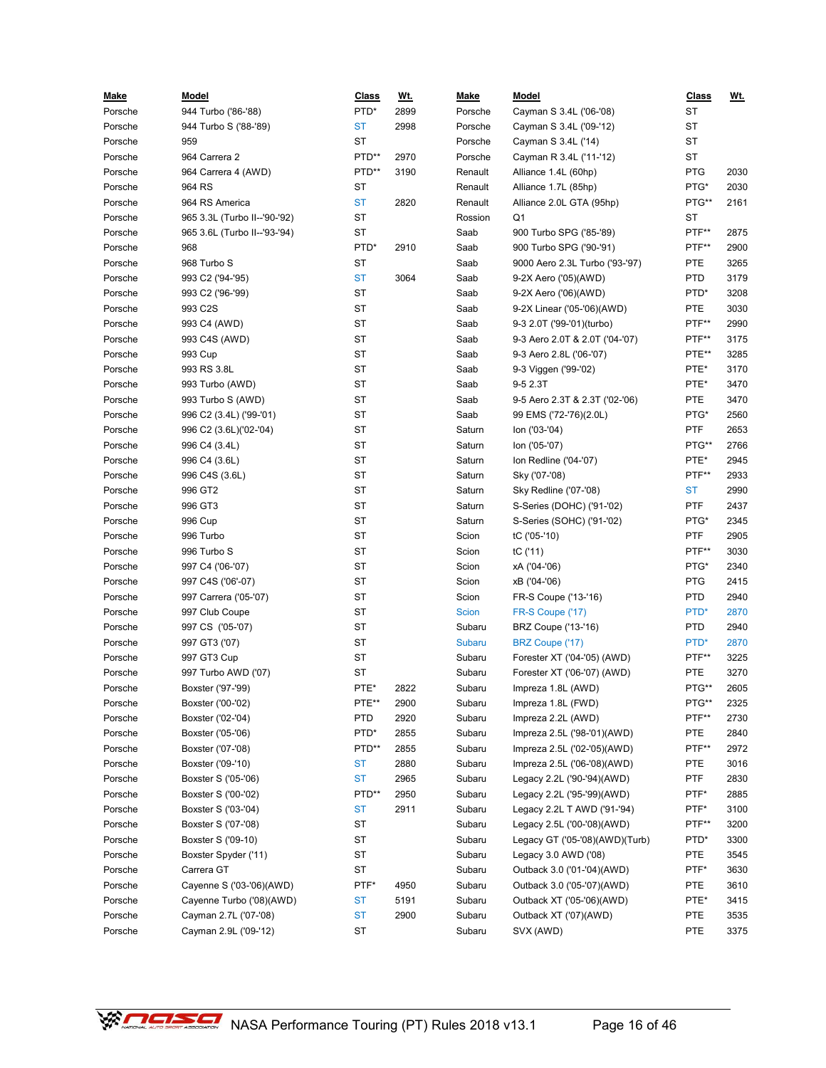| Make | Model | Class | Wt. |
|---|---|---|---|
| Porsche | 944 Turbo ('86-'88) | PTD* | 2899 |
| Porsche | 944 Turbo S ('88-'89) | ST | 2998 |
| Porsche | 959 | ST | |
| Porsche | 964 Carrera 2 | PTD** | 2970 |
| Porsche | 964 Carrera 4 (AWD) | PTD** | 3190 |
| Porsche | 964 RS | ST | |
| Porsche | 964 RS America | ST | 2820 |
| Porsche | 965 3.3L (Turbo II--'90-'92) | ST | |
| Porsche | 965 3.6L (Turbo II--'93-'94) | ST | |
| Porsche | 968 | PTD* | 2910 |
| Porsche | 968 Turbo S | ST | |
| Porsche | 993 C2 ('94-'95) | ST | 3064 |
| Porsche | 993 C2 ('96-'99) | ST | |
| Porsche | 993 C2S | ST | |
| Porsche | 993 C4 (AWD) | ST | |
| Porsche | 993 C4S (AWD) | ST | |
| Porsche | 993 Cup | ST | |
| Porsche | 993 RS 3.8L | ST | |
| Porsche | 993 Turbo (AWD) | ST | |
| Porsche | 993 Turbo S (AWD) | ST | |
| Porsche | 996 C2 (3.4L) ('99-'01) | ST | |
| Porsche | 996 C2 (3.6L)('02-'04) | ST | |
| Porsche | 996 C4 (3.4L) | ST | |
| Porsche | 996 C4 (3.6L) | ST | |
| Porsche | 996 C4S (3.6L) | ST | |
| Porsche | 996 GT2 | ST | |
| Porsche | 996 GT3 | ST | |
| Porsche | 996 Cup | ST | |
| Porsche | 996 Turbo | ST | |
| Porsche | 996 Turbo S | ST | |
| Porsche | 997 C4 ('06-'07) | ST | |
| Porsche | 997 C4S ('06'-07) | ST | |
| Porsche | 997 Carrera ('05-'07) | ST | |
| Porsche | 997 Club Coupe | ST | |
| Porsche | 997 CS ('05-'07) | ST | |
| Porsche | 997 GT3 ('07) | ST | |
| Porsche | 997 GT3 Cup | ST | |
| Porsche | 997 Turbo AWD ('07) | ST | |
| Porsche | Boxster ('97-'99) | PTE* | 2822 |
| Porsche | Boxster ('00-'02) | PTE** | 2900 |
| Porsche | Boxster ('02-'04) | PTD | 2920 |
| Porsche | Boxster ('05-'06) | PTD* | 2855 |
| Porsche | Boxster ('07-'08) | PTD** | 2855 |
| Porsche | Boxster ('09-'10) | ST | 2880 |
| Porsche | Boxster S ('05-'06) | ST | 2965 |
| Porsche | Boxster S ('00-'02) | PTD** | 2950 |
| Porsche | Boxster S ('03-'04) | ST | 2911 |
| Porsche | Boxster S ('07-'08) | ST | |
| Porsche | Boxster S ('09-10) | ST | |
| Porsche | Boxster Spyder ('11) | ST | |
| Porsche | Carrera GT | ST | |
| Porsche | Cayenne S ('03-'06)(AWD) | PTF* | 4950 |
| Porsche | Cayenne Turbo ('08)(AWD) | ST | 5191 |
| Porsche | Cayman 2.7L ('07-'08) | ST | 2900 |
| Porsche | Cayman 2.9L ('09-'12) | ST | |
| Porsche | Cayman S 3.4L ('06-'08) | ST | |
| Porsche | Cayman S 3.4L ('09-'12) | ST | |
| Porsche | Cayman S 3.4L ('14) | ST | |
| Porsche | Cayman R 3.4L ('11-'12) | ST | |
| Renault | Alliance 1.4L (60hp) | PTG | 2030 |
| Renault | Alliance 1.7L (85hp) | PTG* | 2030 |
| Renault | Alliance 2.0L GTA (95hp) | PTG** | 2161 |
| Rossion | Q1 | ST | |
| Saab | 900 Turbo SPG ('85-'89) | PTF** | 2875 |
| Saab | 900 Turbo SPG ('90-'91) | PTF** | 2900 |
| Saab | 9000 Aero 2.3L Turbo ('93-'97) | PTE | 3265 |
| Saab | 9-2X Aero ('05)(AWD) | PTD | 3179 |
| Saab | 9-2X Aero ('06)(AWD) | PTD* | 3208 |
| Saab | 9-2X Linear ('05-'06)(AWD) | PTE | 3030 |
| Saab | 9-3 2.0T ('99-'01)(turbo) | PTF** | 2990 |
| Saab | 9-3 Aero 2.0T & 2.0T ('04-'07) | PTF** | 3175 |
| Saab | 9-3 Aero 2.8L ('06-'07) | PTE** | 3285 |
| Saab | 9-3 Viggen ('99-'02) | PTE* | 3170 |
| Saab | 9-5 2.3T | PTE* | 3470 |
| Saab | 9-5 Aero 2.3T & 2.3T ('02-'06) | PTE | 3470 |
| Saab | 99 EMS ('72-'76)(2.0L) | PTG* | 2560 |
| Saturn | Ion ('03-'04) | PTF | 2653 |
| Saturn | Ion ('05-'07) | PTG** | 2766 |
| Saturn | Ion Redline ('04-'07) | PTE* | 2945 |
| Saturn | Sky ('07-'08) | PTF** | 2933 |
| Saturn | Sky Redline ('07-'08) | ST | 2990 |
| Saturn | S-Series (DOHC) ('91-'02) | PTF | 2437 |
| Saturn | S-Series (SOHC) ('91-'02) | PTG* | 2345 |
| Scion | tC ('05-'10) | PTF | 2905 |
| Scion | tC ('11) | PTF** | 3030 |
| Scion | xA ('04-'06) | PTG* | 2340 |
| Scion | xB ('04-'06) | PTG | 2415 |
| Scion | FR-S Coupe ('13-'16) | PTD | 2940 |
| Scion | FR-S Coupe ('17) | PTD* | 2870 |
| Subaru | BRZ Coupe ('13-'16) | PTD | 2940 |
| Subaru | BRZ Coupe ('17) | PTD* | 2870 |
| Subaru | Forester XT ('04-'05) (AWD) | PTF** | 3225 |
| Subaru | Forester XT ('06-'07) (AWD) | PTE | 3270 |
| Subaru | Impreza 1.8L (AWD) | PTG** | 2605 |
| Subaru | Impreza 1.8L (FWD) | PTG** | 2325 |
| Subaru | Impreza 2.2L (AWD) | PTF** | 2730 |
| Subaru | Impreza 2.5L ('98-'01)(AWD) | PTE | 2840 |
| Subaru | Impreza 2.5L ('02-'05)(AWD) | PTF** | 2972 |
| Subaru | Impreza 2.5L ('06-'08)(AWD) | PTE | 3016 |
| Subaru | Legacy 2.2L ('90-'94)(AWD) | PTF | 2830 |
| Subaru | Legacy 2.2L ('95-'99)(AWD) | PTF* | 2885 |
| Subaru | Legacy 2.2L T AWD ('91-'94) | PTF* | 3100 |
| Subaru | Legacy 2.5L ('00-'08)(AWD) | PTF** | 3200 |
| Subaru | Legacy GT ('05-'08)(AWD)(Turb) | PTD* | 3300 |
| Subaru | Legacy 3.0 AWD ('08) | PTE | 3545 |
| Subaru | Outback 3.0 ('01-'04)(AWD) | PTF* | 3630 |
| Subaru | Outback 3.0 ('05-'07)(AWD) | PTE | 3610 |
| Subaru | Outback XT ('05-'06)(AWD) | PTE* | 3415 |
| Subaru | Outback XT ('07)(AWD) | PTE | 3535 |
| Subaru | SVX (AWD) | PTE | 3375 |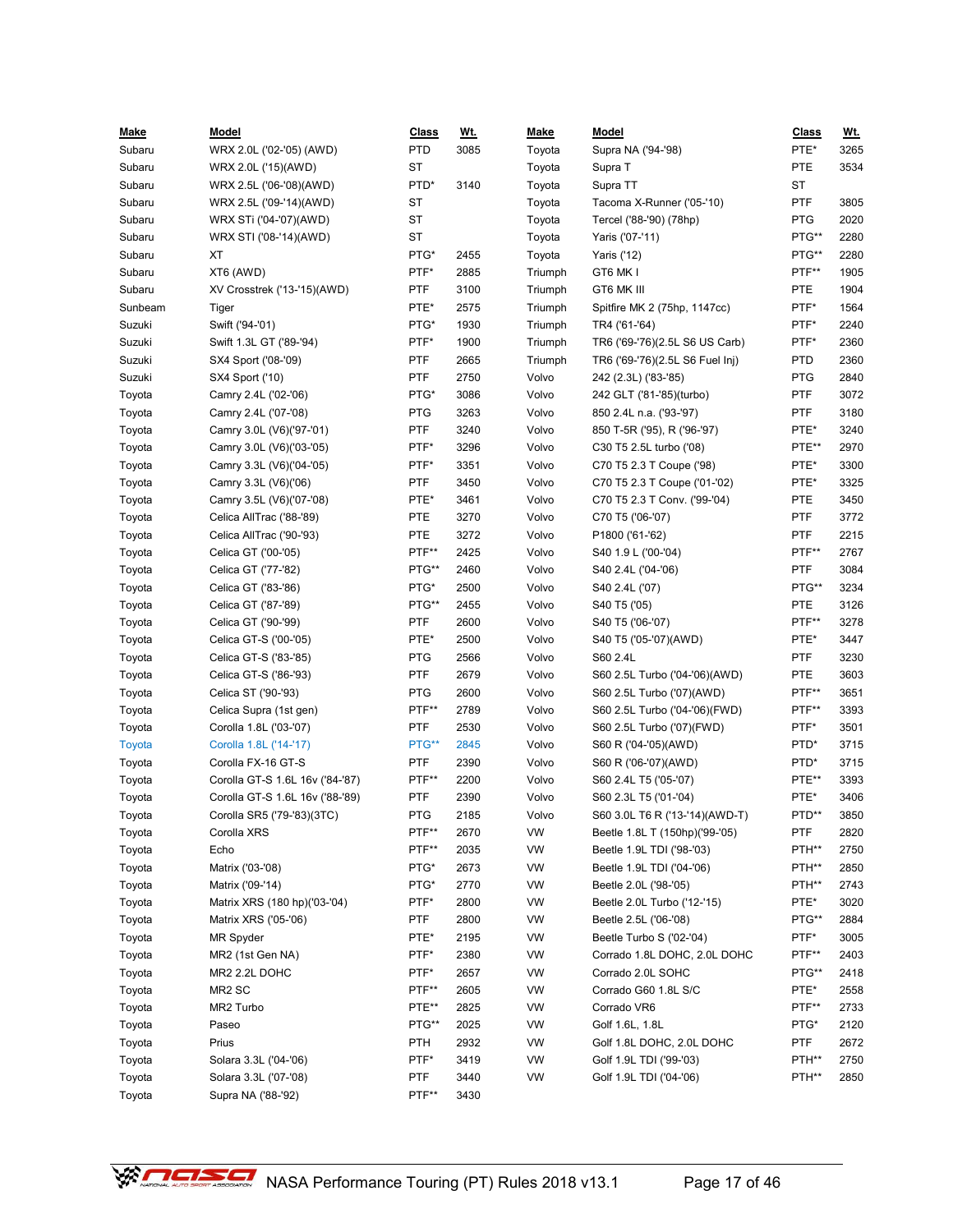| Make | Model | Class | Wt. |
|---|---|---|---|
| Subaru | WRX 2.0L ('02-'05) (AWD) | PTD | 3085 |
| Subaru | WRX 2.0L ('15)(AWD) | ST | |
| Subaru | WRX 2.5L ('06-'08)(AWD) | PTD* | 3140 |
| Subaru | WRX 2.5L ('09-'14)(AWD) | ST | |
| Subaru | WRX STi ('04-'07)(AWD) | ST | |
| Subaru | WRX STI ('08-'14)(AWD) | ST | |
| Subaru | XT | PTG* | 2455 |
| Subaru | XT6 (AWD) | PTF* | 2885 |
| Subaru | XV Crosstrek ('13-'15)(AWD) | PTF | 3100 |
| Sunbeam | Tiger | PTE* | 2575 |
| Suzuki | Swift ('94-'01) | PTG* | 1930 |
| Suzuki | Swift 1.3L GT ('89-'94) | PTF* | 1900 |
| Suzuki | SX4 Sport ('08-'09) | PTF | 2665 |
| Suzuki | SX4 Sport ('10) | PTF | 2750 |
| Toyota | Camry 2.4L ('02-'06) | PTG* | 3086 |
| Toyota | Camry 2.4L ('07-'08) | PTG | 3263 |
| Toyota | Camry 3.0L (V6)('97-'01) | PTF | 3240 |
| Toyota | Camry 3.0L (V6)('03-'05) | PTF* | 3296 |
| Toyota | Camry 3.3L (V6)('04-'05) | PTF* | 3351 |
| Toyota | Camry 3.3L (V6)('06) | PTF | 3450 |
| Toyota | Camry 3.5L (V6)('07-'08) | PTE* | 3461 |
| Toyota | Celica AllTrac ('88-'89) | PTE | 3270 |
| Toyota | Celica AllTrac ('90-'93) | PTE | 3272 |
| Toyota | Celica GT ('00-'05) | PTF** | 2425 |
| Toyota | Celica GT ('77-'82) | PTG** | 2460 |
| Toyota | Celica GT ('83-'86) | PTG* | 2500 |
| Toyota | Celica GT ('87-'89) | PTG** | 2455 |
| Toyota | Celica GT ('90-'99) | PTF | 2600 |
| Toyota | Celica GT-S ('00-'05) | PTE* | 2500 |
| Toyota | Celica GT-S ('83-'85) | PTG | 2566 |
| Toyota | Celica GT-S ('86-'93) | PTF | 2679 |
| Toyota | Celica ST ('90-'93) | PTG | 2600 |
| Toyota | Celica Supra (1st gen) | PTF** | 2789 |
| Toyota | Corolla 1.8L ('03-'07) | PTF | 2530 |
| Toyota | Corolla 1.8L ('14-'17) | PTG** | 2845 |
| Toyota | Corolla FX-16 GT-S | PTF | 2390 |
| Toyota | Corolla GT-S 1.6L 16v ('84-'87) | PTF** | 2200 |
| Toyota | Corolla GT-S 1.6L 16v ('88-'89) | PTF | 2390 |
| Toyota | Corolla SR5 ('79-'83)(3TC) | PTG | 2185 |
| Toyota | Corolla XRS | PTF** | 2670 |
| Toyota | Echo | PTF** | 2035 |
| Toyota | Matrix ('03-'08) | PTG* | 2673 |
| Toyota | Matrix ('09-'14) | PTG* | 2770 |
| Toyota | Matrix XRS (180 hp)('03-'04) | PTF* | 2800 |
| Toyota | Matrix XRS ('05-'06) | PTF | 2800 |
| Toyota | MR Spyder | PTE* | 2195 |
| Toyota | MR2 (1st Gen NA) | PTF* | 2380 |
| Toyota | MR2 2.2L DOHC | PTF* | 2657 |
| Toyota | MR2 SC | PTF** | 2605 |
| Toyota | MR2 Turbo | PTE** | 2825 |
| Toyota | Paseo | PTG** | 2025 |
| Toyota | Prius | PTH | 2932 |
| Toyota | Solara 3.3L ('04-'06) | PTF* | 3419 |
| Toyota | Solara 3.3L ('07-'08) | PTF | 3440 |
| Toyota | Supra NA ('88-'92) | PTF** | 3430 |
| Toyota | Supra NA ('94-'98) | PTE* | 3265 |
| Toyota | Supra T | PTE | 3534 |
| Toyota | Supra TT | ST | |
| Toyota | Tacoma X-Runner ('05-'10) | PTF | 3805 |
| Toyota | Tercel ('88-'90) (78hp) | PTG | 2020 |
| Toyota | Yaris ('07-'11) | PTG** | 2280 |
| Toyota | Yaris ('12) | PTG** | 2280 |
| Triumph | GT6 MK I | PTF** | 1905 |
| Triumph | GT6 MK III | PTE | 1904 |
| Triumph | Spitfire MK 2 (75hp, 1147cc) | PTF* | 1564 |
| Triumph | TR4 ('61-'64) | PTF* | 2240 |
| Triumph | TR6 ('69-'76)(2.5L S6 US Carb) | PTF* | 2360 |
| Triumph | TR6 ('69-'76)(2.5L S6 Fuel Inj) | PTD | 2360 |
| Volvo | 242 (2.3L) ('83-'85) | PTG | 2840 |
| Volvo | 242 GLT ('81-'85)(turbo) | PTF | 3072 |
| Volvo | 850 2.4L n.a. ('93-'97) | PTF | 3180 |
| Volvo | 850 T-5R ('95), R ('96-'97) | PTE* | 3240 |
| Volvo | C30 T5 2.5L turbo ('08) | PTE** | 2970 |
| Volvo | C70 T5 2.3 T Coupe ('98) | PTE* | 3300 |
| Volvo | C70 T5 2.3 T Coupe ('01-'02) | PTE* | 3325 |
| Volvo | C70 T5 2.3 T Conv. ('99-'04) | PTE | 3450 |
| Volvo | C70 T5 ('06-'07) | PTF | 3772 |
| Volvo | P1800 ('61-'62) | PTF | 2215 |
| Volvo | S40 1.9 L ('00-'04) | PTF** | 2767 |
| Volvo | S40 2.4L ('04-'06) | PTF | 3084 |
| Volvo | S40 2.4L ('07) | PTG** | 3234 |
| Volvo | S40 T5 ('05) | PTE | 3126 |
| Volvo | S40 T5 ('06-'07) | PTF** | 3278 |
| Volvo | S40 T5 ('05-'07)(AWD) | PTE* | 3447 |
| Volvo | S60 2.4L | PTF | 3230 |
| Volvo | S60 2.5L Turbo ('04-'06)(AWD) | PTE | 3603 |
| Volvo | S60 2.5L Turbo ('07)(AWD) | PTF** | 3651 |
| Volvo | S60 2.5L Turbo ('04-'06)(FWD) | PTF** | 3393 |
| Volvo | S60 2.5L Turbo ('07)(FWD) | PTF* | 3501 |
| Volvo | S60 R ('04-'05)(AWD) | PTD* | 3715 |
| Volvo | S60 R ('06-'07)(AWD) | PTD* | 3715 |
| Volvo | S60 2.4L T5 ('05-'07) | PTE** | 3393 |
| Volvo | S60 2.3L T5 ('01-'04) | PTE* | 3406 |
| Volvo | S60 3.0L T6 R ('13-'14)(AWD-T) | PTD** | 3850 |
| VW | Beetle 1.8L T (150hp)('99-'05) | PTF | 2820 |
| VW | Beetle 1.9L TDI ('98-'03) | PTH** | 2750 |
| VW | Beetle 1.9L TDI ('04-'06) | PTH** | 2850 |
| VW | Beetle 2.0L ('98-'05) | PTH** | 2743 |
| VW | Beetle 2.0L Turbo ('12-'15) | PTE* | 3020 |
| VW | Beetle 2.5L ('06-'08) | PTG** | 2884 |
| VW | Beetle Turbo S ('02-'04) | PTF* | 3005 |
| VW | Corrado 1.8L DOHC, 2.0L DOHC | PTF** | 2403 |
| VW | Corrado 2.0L SOHC | PTG** | 2418 |
| VW | Corrado G60 1.8L S/C | PTE* | 2558 |
| VW | Corrado VR6 | PTF** | 2733 |
| VW | Golf 1.6L, 1.8L | PTG* | 2120 |
| VW | Golf 1.8L DOHC, 2.0L DOHC | PTF | 2672 |
| VW | Golf 1.9L TDI ('99-'03) | PTH** | 2750 |
| VW | Golf 1.9L TDI ('04-'06) | PTH** | 2850 |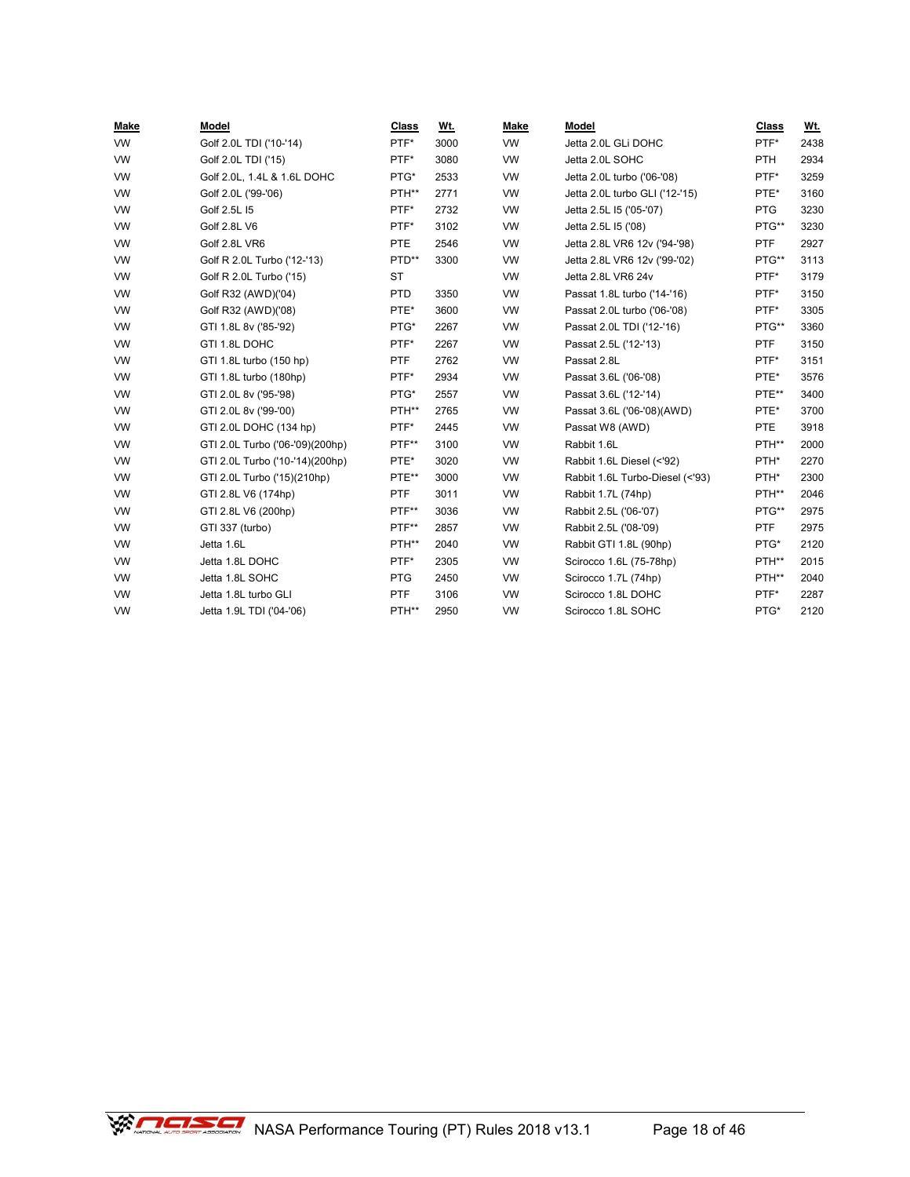| Make | Model | Class | Wt. | Make | Model | Class | Wt. |
|---|---|---|---|---|---|---|---|
| VW | Golf 2.0L TDI ('10-'14) | PTF* | 3000 | VW | Jetta 2.0L GLi DOHC | PTF* | 2438 |
| VW | Golf 2.0L TDI ('15) | PTF* | 3080 | VW | Jetta 2.0L SOHC | PTH | 2934 |
| VW | Golf 2.0L, 1.4L & 1.6L DOHC | PTG* | 2533 | VW | Jetta 2.0L turbo ('06-'08) | PTF* | 3259 |
| VW | Golf 2.0L ('99-'06) | PTH** | 2771 | VW | Jetta 2.0L turbo GLI ('12-'15) | PTE* | 3160 |
| VW | Golf 2.5L I5 | PTF* | 2732 | VW | Jetta 2.5L I5 ('05-'07) | PTG | 3230 |
| VW | Golf 2.8L V6 | PTF* | 3102 | VW | Jetta 2.5L I5 ('08) | PTG** | 3230 |
| VW | Golf 2.8L VR6 | PTE | 2546 | VW | Jetta 2.8L VR6 12v ('94-'98) | PTF | 2927 |
| VW | Golf R 2.0L Turbo ('12-'13) | PTD** | 3300 | VW | Jetta 2.8L VR6 12v ('99-'02) | PTG** | 3113 |
| VW | Golf R 2.0L Turbo ('15) | ST | | VW | Jetta 2.8L VR6 24v | PTF* | 3179 |
| VW | Golf R32 (AWD)('04) | PTD | 3350 | VW | Passat 1.8L turbo ('14-'16) | PTF* | 3150 |
| VW | Golf R32 (AWD)('08) | PTE* | 3600 | VW | Passat 2.0L turbo ('06-'08) | PTF* | 3305 |
| VW | GTI 1.8L 8v ('85-'92) | PTG* | 2267 | VW | Passat 2.0L TDI ('12-'16) | PTG** | 3360 |
| VW | GTI 1.8L DOHC | PTF* | 2267 | VW | Passat 2.5L ('12-'13) | PTF | 3150 |
| VW | GTI 1.8L turbo (150 hp) | PTF | 2762 | VW | Passat 2.8L | PTF* | 3151 |
| VW | GTI 1.8L turbo (180hp) | PTF* | 2934 | VW | Passat 3.6L ('06-'08) | PTE* | 3576 |
| VW | GTI 2.0L 8v ('95-'98) | PTG* | 2557 | VW | Passat 3.6L ('12-'14) | PTE** | 3400 |
| VW | GTI 2.0L 8v ('99-'00) | PTH** | 2765 | VW | Passat 3.6L ('06-'08)(AWD) | PTE* | 3700 |
| VW | GTI 2.0L DOHC (134 hp) | PTF* | 2445 | VW | Passat W8 (AWD) | PTE | 3918 |
| VW | GTI 2.0L Turbo ('06-'09)(200hp) | PTF** | 3100 | VW | Rabbit 1.6L | PTH** | 2000 |
| VW | GTI 2.0L Turbo ('10-'14)(200hp) | PTE* | 3020 | VW | Rabbit 1.6L Diesel (<'92) | PTH* | 2270 |
| VW | GTI 2.0L Turbo ('15)(210hp) | PTE** | 3000 | VW | Rabbit 1.6L Turbo-Diesel (<'93) | PTH* | 2300 |
| VW | GTI 2.8L V6 (174hp) | PTF | 3011 | VW | Rabbit 1.7L (74hp) | PTH** | 2046 |
| VW | GTI 2.8L V6 (200hp) | PTF** | 3036 | VW | Rabbit 2.5L ('06-'07) | PTG** | 2975 |
| VW | GTI 337 (turbo) | PTF** | 2857 | VW | Rabbit 2.5L ('08-'09) | PTF | 2975 |
| VW | Jetta 1.6L | PTH** | 2040 | VW | Rabbit GTI 1.8L (90hp) | PTG* | 2120 |
| VW | Jetta 1.8L DOHC | PTF* | 2305 | VW | Scirocco 1.6L (75-78hp) | PTH** | 2015 |
| VW | Jetta 1.8L SOHC | PTG | 2450 | VW | Scirocco 1.7L (74hp) | PTH** | 2040 |
| VW | Jetta 1.8L turbo GLI | PTF | 3106 | VW | Scirocco 1.8L DOHC | PTF* | 2287 |
| VW | Jetta 1.9L TDI ('04-'06) | PTH** | 2950 | VW | Scirocco 1.8L SOHC | PTG* | 2120 |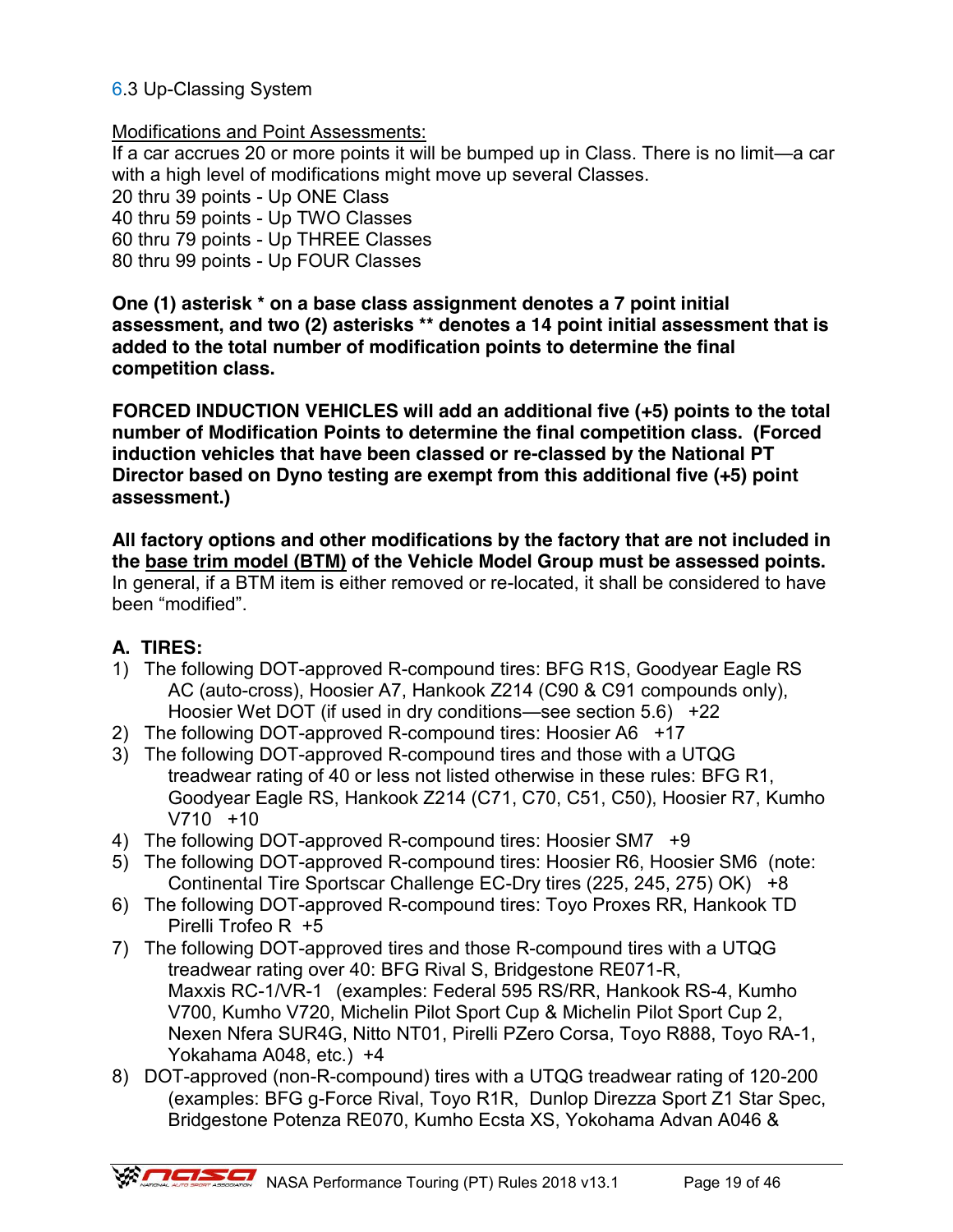### 6.3 Up-Classing System

<u>Modifications and Point Assessments:</u>
If a car accrues 20 or more points it will be bumped up in Class. There is no limit—a car with a high level of modifications might move up several Classes.
20 thru 39 points - Up ONE Class
40 thru 59 points - Up TWO Classes
60 thru 79 points - Up THREE Classes
80 thru 99 points - Up FOUR Classes

**One (1) asterisk * on a base class assignment denotes a 7 point initial assessment, and two (2) asterisks ** denotes a 14 point initial assessment that is added to the total number of modification points to determine the final competition class.**

**FORCED INDUCTION VEHICLES will add an additional five (+5) points to the total number of Modification Points to determine the final competition class. (Forced induction vehicles that have been classed or re-classed by the National PT Director based on Dyno testing are exempt from this additional five (+5) point assessment.)**

**All factory options and other modifications by the factory that are not included in the <u>base trim model (BTM)</u> of the Vehicle Model Group must be assessed points.** In general, if a BTM item is either removed or re-located, it shall be considered to have been "modified".

**A. TIRES:**

1) The following DOT-approved R-compound tires: BFG R1S, Goodyear Eagle RS AC (auto-cross), Hoosier A7, Hankook Z214 (C90 & C91 compounds only), Hoosier Wet DOT (if used in dry conditions—see section 5.6) +22
2) The following DOT-approved R-compound tires: Hoosier A6 +17
3) The following DOT-approved R-compound tires and those with a UTQG treadwear rating of 40 or less not listed otherwise in these rules: BFG R1, Goodyear Eagle RS, Hankook Z214 (C71, C70, C51, C50), Hoosier R7, Kumho V710 +10
4) The following DOT-approved R-compound tires: Hoosier SM7 +9
5) The following DOT-approved R-compound tires: Hoosier R6, Hoosier SM6 (note: Continental Tire Sportscar Challenge EC-Dry tires (225, 245, 275) OK) +8
6) The following DOT-approved R-compound tires: Toyo Proxes RR, Hankook TD Pirelli Trofeo R +5
7) The following DOT-approved tires and those R-compound tires with a UTQG treadwear rating over 40: BFG Rival S, Bridgestone RE071-R, Maxxis RC-1/VR-1 (examples: Federal 595 RS/RR, Hankook RS-4, Kumho V700, Kumho V720, Michelin Pilot Sport Cup & Michelin Pilot Sport Cup 2, Nexen Nfera SUR4G, Nitto NT01, Pirelli PZero Corsa, Toyo R888, Toyo RA-1, Yokahama A048, etc.) +4
8) DOT-approved (non-R-compound) tires with a UTQG treadwear rating of 120-200 (examples: BFG g-Force Rival, Toyo R1R, Dunlop Direzza Sport Z1 Star Spec, Bridgestone Potenza RE070, Kumho Ecsta XS, Yokohama Advan A046 &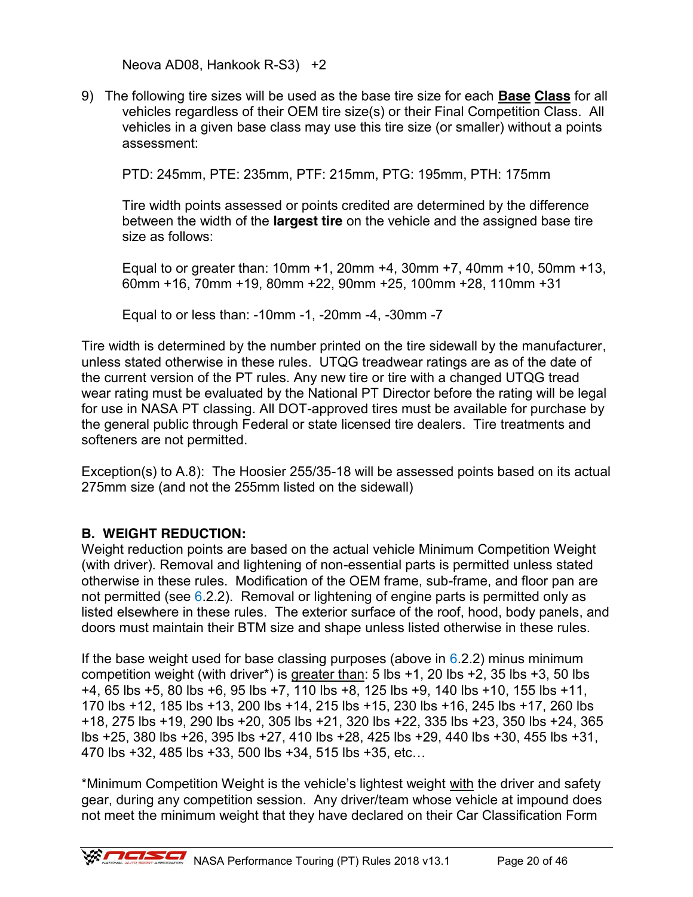Neova AD08, Hankook R-S3)   +2

9) The following tire sizes will be used as the base tire size for each **Base** **Class** for all vehicles regardless of their OEM tire size(s) or their Final Competition Class. All vehicles in a given base class may use this tire size (or smaller) without a points assessment:

   PTD: 245mm, PTE: 235mm, PTF: 215mm, PTG: 195mm, PTH: 175mm

   Tire width points assessed or points credited are determined by the difference between the width of the **largest tire** on the vehicle and the assigned base tire size as follows:

   Equal to or greater than: 10mm +1, 20mm +4, 30mm +7, 40mm +10, 50mm +13, 60mm +16, 70mm +19, 80mm +22, 90mm +25, 100mm +28, 110mm +31

   Equal to or less than: -10mm -1, -20mm -4, -30mm -7

Tire width is determined by the number printed on the tire sidewall by the manufacturer, unless stated otherwise in these rules. UTQG treadwear ratings are as of the date of the current version of the PT rules. Any new tire or tire with a changed UTQG tread wear rating must be evaluated by the National PT Director before the rating will be legal for use in NASA PT classing. All DOT-approved tires must be available for purchase by the general public through Federal or state licensed tire dealers. Tire treatments and softeners are not permitted.

Exception(s) to A.8): The Hoosier 255/35-18 will be assessed points based on its actual 275mm size (and not the 255mm listed on the sidewall)

## B. WEIGHT REDUCTION:

Weight reduction points are based on the actual vehicle Minimum Competition Weight (with driver). Removal and lightening of non-essential parts is permitted unless stated otherwise in these rules. Modification of the OEM frame, sub-frame, and floor pan are not permitted (see 6.2.2). Removal or lightening of engine parts is permitted only as listed elsewhere in these rules. The exterior surface of the roof, hood, body panels, and doors must maintain their BTM size and shape unless listed otherwise in these rules.

If the base weight used for base classing purposes (above in 6.2.2) minus minimum competition weight (with driver*) is greater than: 5 lbs +1, 20 lbs +2, 35 lbs +3, 50 lbs +4, 65 lbs +5, 80 lbs +6, 95 lbs +7, 110 lbs +8, 125 lbs +9, 140 lbs +10, 155 lbs +11, 170 lbs +12, 185 lbs +13, 200 lbs +14, 215 lbs +15, 230 lbs +16, 245 lbs +17, 260 lbs +18, 275 lbs +19, 290 lbs +20, 305 lbs +21, 320 lbs +22, 335 lbs +23, 350 lbs +24, 365 lbs +25, 380 lbs +26, 395 lbs +27, 410 lbs +28, 425 lbs +29, 440 lbs +30, 455 lbs +31, 470 lbs +32, 485 lbs +33, 500 lbs +34, 515 lbs +35, etc…

*Minimum Competition Weight is the vehicle's lightest weight with the driver and safety gear, during any competition session. Any driver/team whose vehicle at impound does not meet the minimum weight that they have declared on their Car Classification Form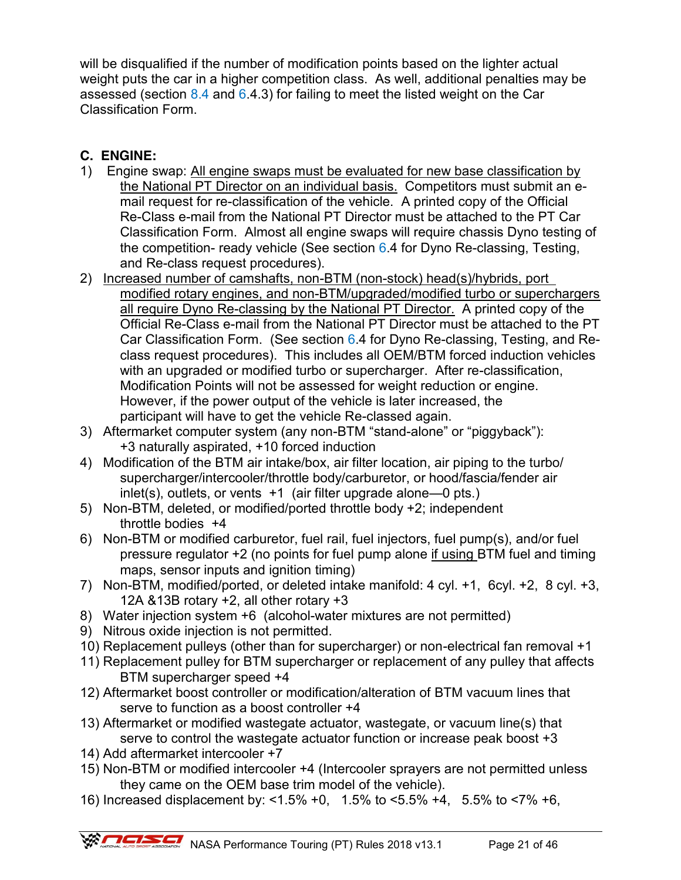will be disqualified if the number of modification points based on the lighter actual weight puts the car in a higher competition class. As well, additional penalties may be assessed (section 8.4 and 6.4.3) for failing to meet the listed weight on the Car Classification Form.

### C. ENGINE:

1) Engine swap: All engine swaps must be evaluated for new base classification by the National PT Director on an individual basis. Competitors must submit an e-mail request for re-classification of the vehicle. A printed copy of the Official Re-Class e-mail from the National PT Director must be attached to the PT Car Classification Form. Almost all engine swaps will require chassis Dyno testing of the competition- ready vehicle (See section 6.4 for Dyno Re-classing, Testing, and Re-class request procedures).
2) Increased number of camshafts, non-BTM (non-stock) head(s)/hybrids, port modified rotary engines, and non-BTM/upgraded/modified turbo or superchargers all require Dyno Re-classing by the National PT Director. A printed copy of the Official Re-Class e-mail from the National PT Director must be attached to the PT Car Classification Form. (See section 6.4 for Dyno Re-classing, Testing, and Re-class request procedures). This includes all OEM/BTM forced induction vehicles with an upgraded or modified turbo or supercharger. After re-classification, Modification Points will not be assessed for weight reduction or engine. However, if the power output of the vehicle is later increased, the participant will have to get the vehicle Re-classed again.
3) Aftermarket computer system (any non-BTM "stand-alone" or "piggyback"): +3 naturally aspirated, +10 forced induction
4) Modification of the BTM air intake/box, air filter location, air piping to the turbo/ supercharger/intercooler/throttle body/carburetor, or hood/fascia/fender air inlet(s), outlets, or vents +1 (air filter upgrade alone—0 pts.)
5) Non-BTM, deleted, or modified/ported throttle body +2; independent throttle bodies +4
6) Non-BTM or modified carburetor, fuel rail, fuel injectors, fuel pump(s), and/or fuel pressure regulator +2 (no points for fuel pump alone if using BTM fuel and timing maps, sensor inputs and ignition timing)
7) Non-BTM, modified/ported, or deleted intake manifold: 4 cyl. +1, 6cyl. +2, 8 cyl. +3, 12A &13B rotary +2, all other rotary +3
8) Water injection system +6 (alcohol-water mixtures are not permitted)
9) Nitrous oxide injection is not permitted.
10) Replacement pulleys (other than for supercharger) or non-electrical fan removal +1
11) Replacement pulley for BTM supercharger or replacement of any pulley that affects BTM supercharger speed +4
12) Aftermarket boost controller or modification/alteration of BTM vacuum lines that serve to function as a boost controller +4
13) Aftermarket or modified wastegate actuator, wastegate, or vacuum line(s) that serve to control the wastegate actuator function or increase peak boost +3
14) Add aftermarket intercooler +7
15) Non-BTM or modified intercooler +4 (Intercooler sprayers are not permitted unless they came on the OEM base trim model of the vehicle).
16) Increased displacement by: <1.5% +0, 1.5% to <5.5% +4, 5.5% to <7% +6,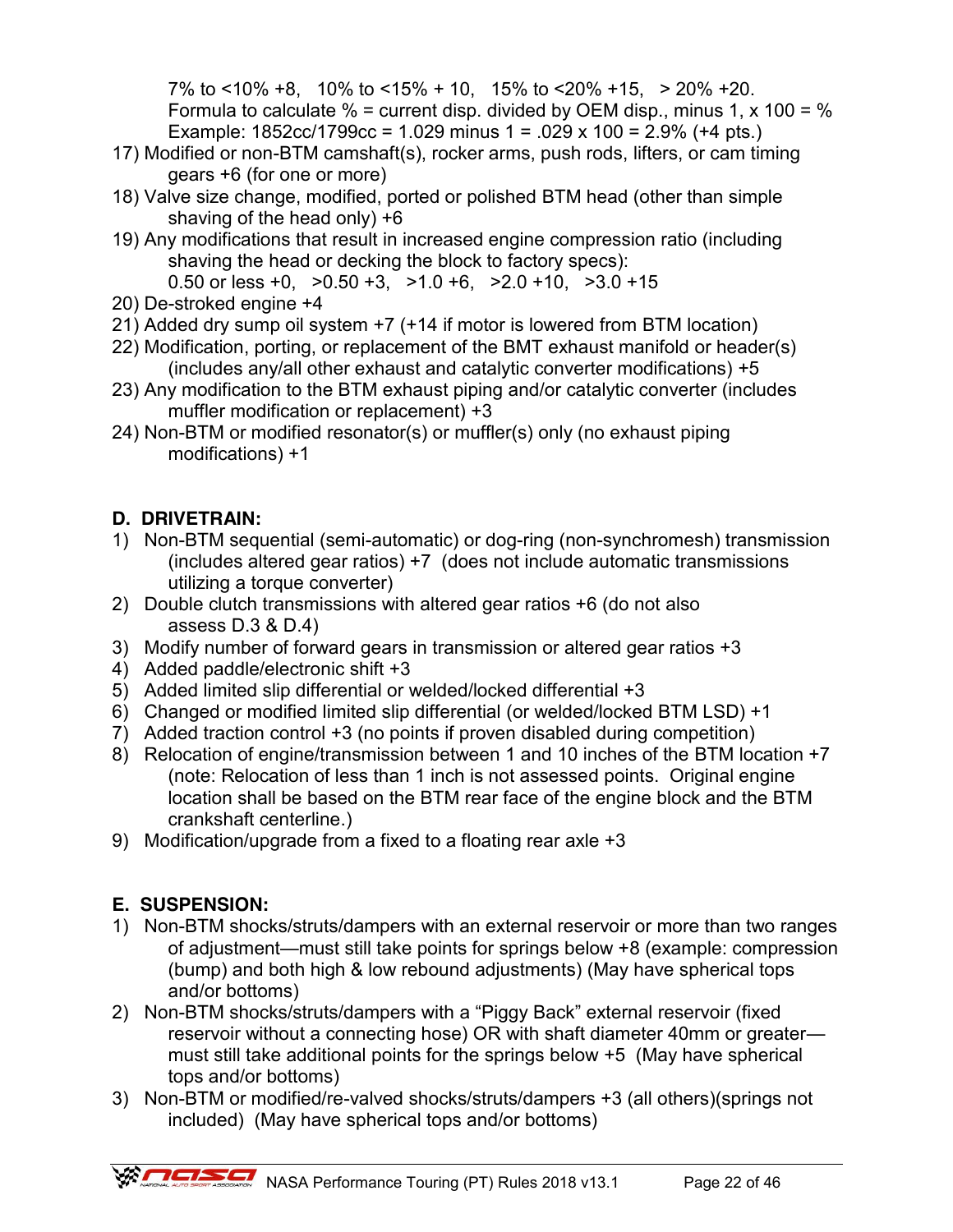7% to <10% +8,   10% to <15% + 10,   15% to <20% +15,   > 20% +20.
Formula to calculate % = current disp. divided by OEM disp., minus 1, x 100 = %
Example: 1852cc/1799cc = 1.029 minus 1 = .029 x 100 = 2.9% (+4 pts.)

17) Modified or non-BTM camshaft(s), rocker arms, push rods, lifters, or cam timing gears +6 (for one or more)
18) Valve size change, modified, ported or polished BTM head (other than simple shaving of the head only) +6
19) Any modifications that result in increased engine compression ratio (including shaving the head or decking the block to factory specs):
    0.50 or less +0,   >0.50 +3,   >1.0 +6,   >2.0 +10,   >3.0 +15
20) De-stroked engine +4
21) Added dry sump oil system +7 (+14 if motor is lowered from BTM location)
22) Modification, porting, or replacement of the BMT exhaust manifold or header(s) (includes any/all other exhaust and catalytic converter modifications) +5
23) Any modification to the BTM exhaust piping and/or catalytic converter (includes muffler modification or replacement) +3
24) Non-BTM or modified resonator(s) or muffler(s) only (no exhaust piping modifications) +1

## D. DRIVETRAIN:

1) Non-BTM sequential (semi-automatic) or dog-ring (non-synchromesh) transmission (includes altered gear ratios) +7 (does not include automatic transmissions utilizing a torque converter)
2) Double clutch transmissions with altered gear ratios +6 (do not also assess D.3 & D.4)
3) Modify number of forward gears in transmission or altered gear ratios +3
4) Added paddle/electronic shift +3
5) Added limited slip differential or welded/locked differential +3
6) Changed or modified limited slip differential (or welded/locked BTM LSD) +1
7) Added traction control +3 (no points if proven disabled during competition)
8) Relocation of engine/transmission between 1 and 10 inches of the BTM location +7 (note: Relocation of less than 1 inch is not assessed points. Original engine location shall be based on the BTM rear face of the engine block and the BTM crankshaft centerline.)
9) Modification/upgrade from a fixed to a floating rear axle +3

## E. SUSPENSION:

1) Non-BTM shocks/struts/dampers with an external reservoir or more than two ranges of adjustment—must still take points for springs below +8 (example: compression (bump) and both high & low rebound adjustments) (May have spherical tops and/or bottoms)
2) Non-BTM shocks/struts/dampers with a “Piggy Back” external reservoir (fixed reservoir without a connecting hose) OR with shaft diameter 40mm or greater—must still take additional points for the springs below +5 (May have spherical tops and/or bottoms)
3) Non-BTM or modified/re-valved shocks/struts/dampers +3 (all others)(springs not included) (May have spherical tops and/or bottoms)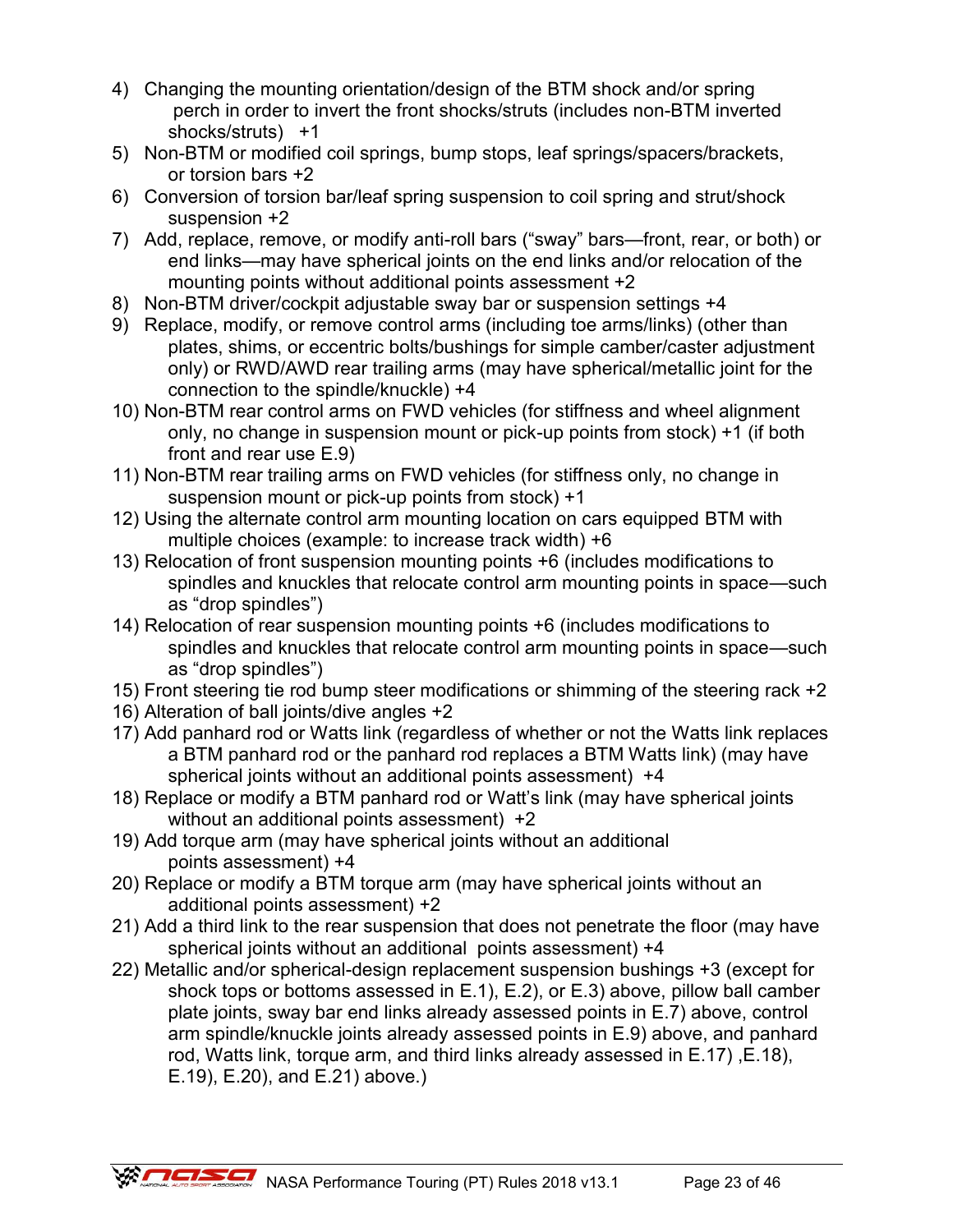4) Changing the mounting orientation/design of the BTM shock and/or spring perch in order to invert the front shocks/struts (includes non-BTM inverted shocks/struts) +1
5) Non-BTM or modified coil springs, bump stops, leaf springs/spacers/brackets, or torsion bars +2
6) Conversion of torsion bar/leaf spring suspension to coil spring and strut/shock suspension +2
7) Add, replace, remove, or modify anti-roll bars ("sway" bars—front, rear, or both) or end links—may have spherical joints on the end links and/or relocation of the mounting points without additional points assessment +2
8) Non-BTM driver/cockpit adjustable sway bar or suspension settings +4
9) Replace, modify, or remove control arms (including toe arms/links) (other than plates, shims, or eccentric bolts/bushings for simple camber/caster adjustment only) or RWD/AWD rear trailing arms (may have spherical/metallic joint for the connection to the spindle/knuckle) +4
10) Non-BTM rear control arms on FWD vehicles (for stiffness and wheel alignment only, no change in suspension mount or pick-up points from stock) +1 (if both front and rear use E.9)
11) Non-BTM rear trailing arms on FWD vehicles (for stiffness only, no change in suspension mount or pick-up points from stock) +1
12) Using the alternate control arm mounting location on cars equipped BTM with multiple choices (example: to increase track width) +6
13) Relocation of front suspension mounting points +6 (includes modifications to spindles and knuckles that relocate control arm mounting points in space—such as "drop spindles")
14) Relocation of rear suspension mounting points +6 (includes modifications to spindles and knuckles that relocate control arm mounting points in space—such as "drop spindles")
15) Front steering tie rod bump steer modifications or shimming of the steering rack +2
16) Alteration of ball joints/dive angles +2
17) Add panhard rod or Watts link (regardless of whether or not the Watts link replaces a BTM panhard rod or the panhard rod replaces a BTM Watts link) (may have spherical joints without an additional points assessment) +4
18) Replace or modify a BTM panhard rod or Watt's link (may have spherical joints without an additional points assessment) +2
19) Add torque arm (may have spherical joints without an additional points assessment) +4
20) Replace or modify a BTM torque arm (may have spherical joints without an additional points assessment) +2
21) Add a third link to the rear suspension that does not penetrate the floor (may have spherical joints without an additional points assessment) +4
22) Metallic and/or spherical-design replacement suspension bushings +3 (except for shock tops or bottoms assessed in E.1), E.2), or E.3) above, pillow ball camber plate joints, sway bar end links already assessed points in E.7) above, control arm spindle/knuckle joints already assessed points in E.9) above, and panhard rod, Watts link, torque arm, and third links already assessed in E.17) ,E.18), E.19), E.20), and E.21) above.)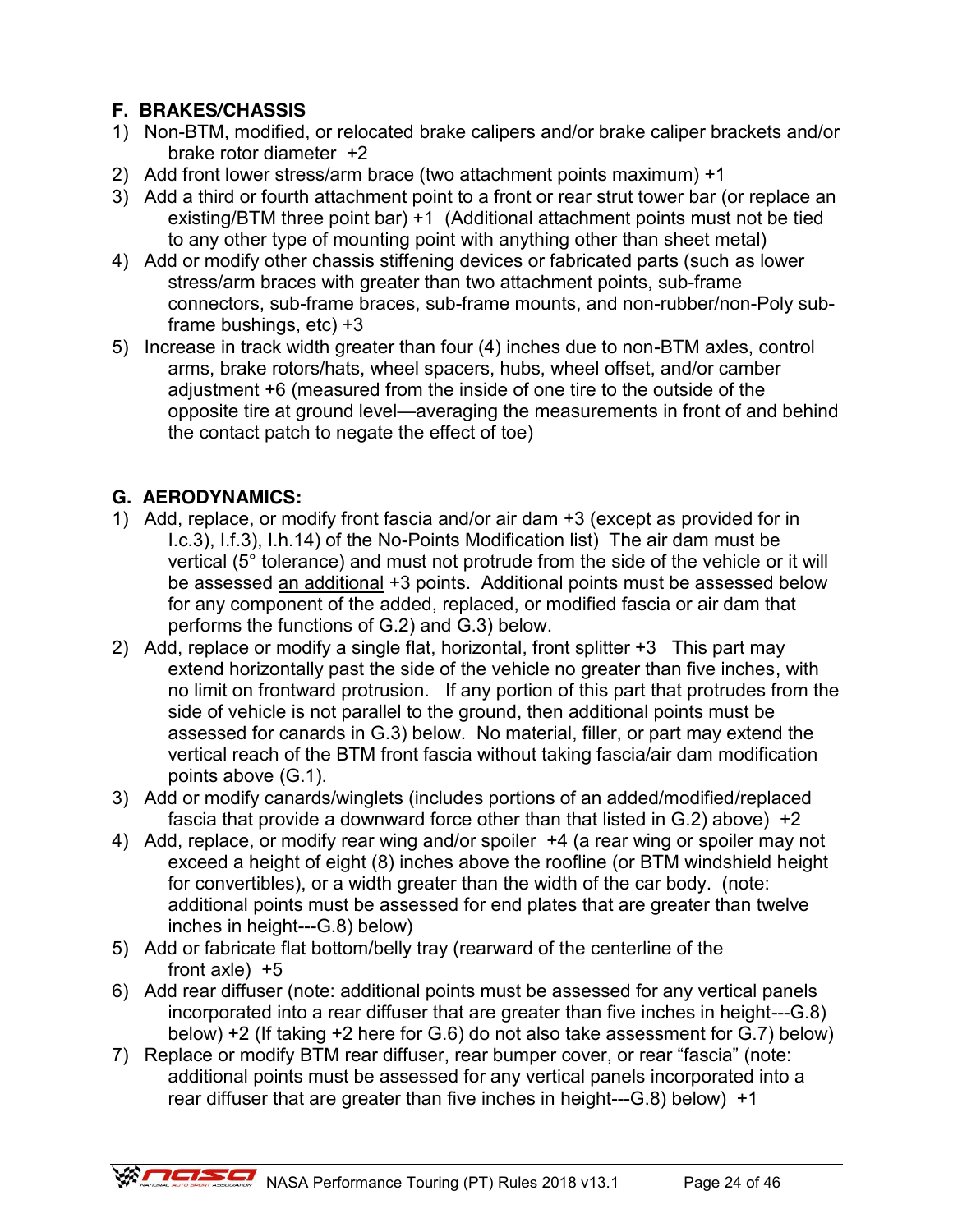### F. BRAKES/CHASSIS

1) Non-BTM, modified, or relocated brake calipers and/or brake caliper brackets and/or brake rotor diameter +2
2) Add front lower stress/arm brace (two attachment points maximum) +1
3) Add a third or fourth attachment point to a front or rear strut tower bar (or replace an existing/BTM three point bar) +1 (Additional attachment points must not be tied to any other type of mounting point with anything other than sheet metal)
4) Add or modify other chassis stiffening devices or fabricated parts (such as lower stress/arm braces with greater than two attachment points, sub-frame connectors, sub-frame braces, sub-frame mounts, and non-rubber/non-Poly sub-frame bushings, etc) +3
5) Increase in track width greater than four (4) inches due to non-BTM axles, control arms, brake rotors/hats, wheel spacers, hubs, wheel offset, and/or camber adjustment +6 (measured from the inside of one tire to the outside of the opposite tire at ground level—averaging the measurements in front of and behind the contact patch to negate the effect of toe)

### G. AERODYNAMICS:

1) Add, replace, or modify front fascia and/or air dam +3 (except as provided for in I.c.3), I.f.3), I.h.14) of the No-Points Modification list) The air dam must be vertical (5° tolerance) and must not protrude from the side of the vehicle or it will be assessed <u>an additional</u> +3 points. Additional points must be assessed below for any component of the added, replaced, or modified fascia or air dam that performs the functions of G.2) and G.3) below.
2) Add, replace or modify a single flat, horizontal, front splitter +3 This part may extend horizontally past the side of the vehicle no greater than five inches, with no limit on frontward protrusion. If any portion of this part that protrudes from the side of vehicle is not parallel to the ground, then additional points must be assessed for canards in G.3) below. No material, filler, or part may extend the vertical reach of the BTM front fascia without taking fascia/air dam modification points above (G.1).
3) Add or modify canards/winglets (includes portions of an added/modified/replaced fascia that provide a downward force other than that listed in G.2) above) +2
4) Add, replace, or modify rear wing and/or spoiler +4 (a rear wing or spoiler may not exceed a height of eight (8) inches above the roofline (or BTM windshield height for convertibles), or a width greater than the width of the car body. (note: additional points must be assessed for end plates that are greater than twelve inches in height---G.8) below)
5) Add or fabricate flat bottom/belly tray (rearward of the centerline of the front axle) +5
6) Add rear diffuser (note: additional points must be assessed for any vertical panels incorporated into a rear diffuser that are greater than five inches in height---G.8) below) +2 (If taking +2 here for G.6) do not also take assessment for G.7) below)
7) Replace or modify BTM rear diffuser, rear bumper cover, or rear "fascia" (note: additional points must be assessed for any vertical panels incorporated into a rear diffuser that are greater than five inches in height---G.8) below) +1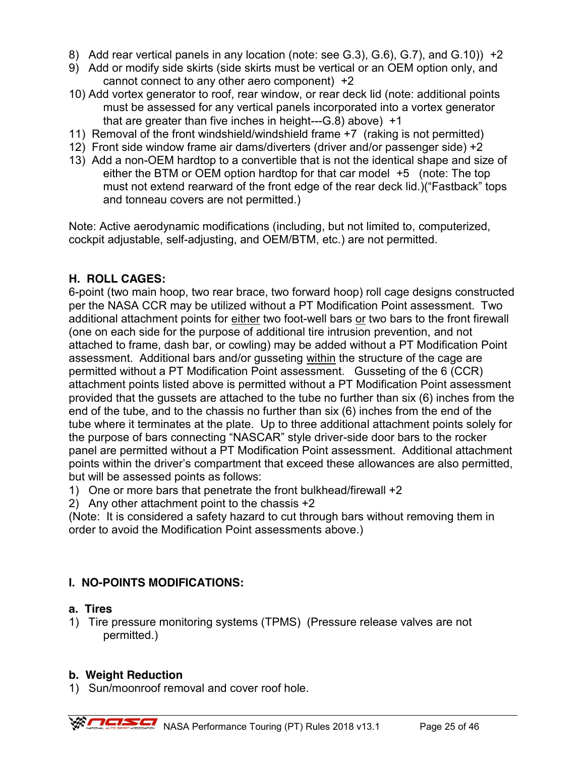8) Add rear vertical panels in any location (note: see G.3), G.6), G.7), and G.10)) +2
9) Add or modify side skirts (side skirts must be vertical or an OEM option only, and cannot connect to any other aero component) +2
10) Add vortex generator to roof, rear window, or rear deck lid (note: additional points must be assessed for any vertical panels incorporated into a vortex generator that are greater than five inches in height---G.8) above) +1
11) Removal of the front windshield/windshield frame +7 (raking is not permitted)
12) Front side window frame air dams/diverters (driver and/or passenger side) +2
13) Add a non-OEM hardtop to a convertible that is not the identical shape and size of either the BTM or OEM option hardtop for that car model +5 (note: The top must not extend rearward of the front edge of the rear deck lid.)("Fastback" tops and tonneau covers are not permitted.)

Note: Active aerodynamic modifications (including, but not limited to, computerized, cockpit adjustable, self-adjusting, and OEM/BTM, etc.) are not permitted.

## H. ROLL CAGES:

6-point (two main hoop, two rear brace, two forward hoop) roll cage designs constructed per the NASA CCR may be utilized without a PT Modification Point assessment. Two additional attachment points for either two foot-well bars or two bars to the front firewall (one on each side for the purpose of additional tire intrusion prevention, and not attached to frame, dash bar, or cowling) may be added without a PT Modification Point assessment. Additional bars and/or gusseting within the structure of the cage are permitted without a PT Modification Point assessment. Gusseting of the 6 (CCR) attachment points listed above is permitted without a PT Modification Point assessment provided that the gussets are attached to the tube no further than six (6) inches from the end of the tube, and to the chassis no further than six (6) inches from the end of the tube where it terminates at the plate. Up to three additional attachment points solely for the purpose of bars connecting "NASCAR" style driver-side door bars to the rocker panel are permitted without a PT Modification Point assessment. Additional attachment points within the driver's compartment that exceed these allowances are also permitted, but will be assessed points as follows:

1) One or more bars that penetrate the front bulkhead/firewall +2
2) Any other attachment point to the chassis +2

(Note: It is considered a safety hazard to cut through bars without removing them in order to avoid the Modification Point assessments above.)

## I. NO-POINTS MODIFICATIONS:

### a. Tires

1) Tire pressure monitoring systems (TPMS) (Pressure release valves are not permitted.)

### b. Weight Reduction

1) Sun/moonroof removal and cover roof hole.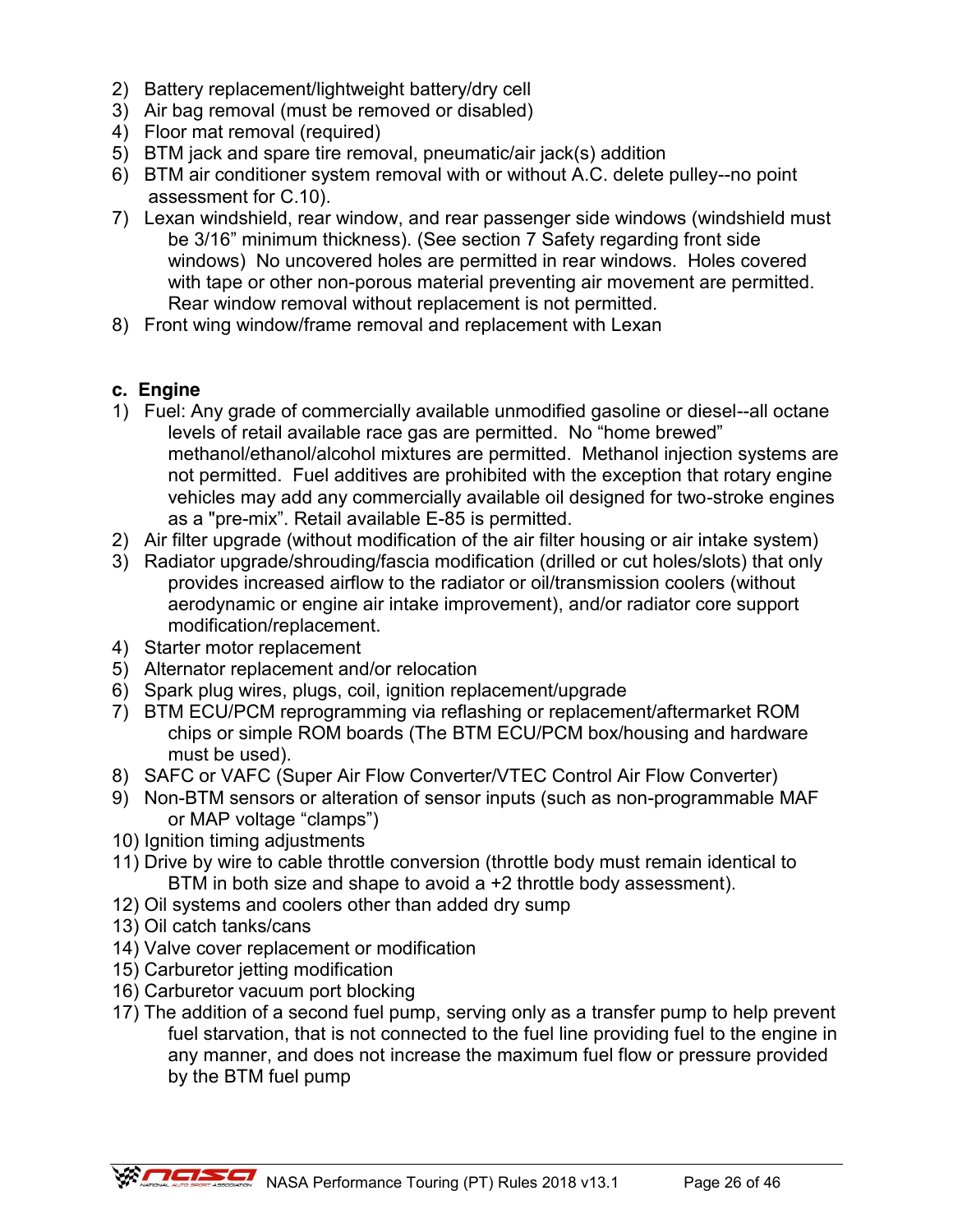2) Battery replacement/lightweight battery/dry cell
3) Air bag removal (must be removed or disabled)
4) Floor mat removal (required)
5) BTM jack and spare tire removal, pneumatic/air jack(s) addition
6) BTM air conditioner system removal with or without A.C. delete pulley--no point assessment for C.10).
7) Lexan windshield, rear window, and rear passenger side windows (windshield must be 3/16" minimum thickness). (See section 7 Safety regarding front side windows) No uncovered holes are permitted in rear windows. Holes covered with tape or other non-porous material preventing air movement are permitted. Rear window removal without replacement is not permitted.
8) Front wing window/frame removal and replacement with Lexan

**c. Engine**

1) Fuel: Any grade of commercially available unmodified gasoline or diesel--all octane levels of retail available race gas are permitted. No "home brewed" methanol/ethanol/alcohol mixtures are permitted. Methanol injection systems are not permitted. Fuel additives are prohibited with the exception that rotary engine vehicles may add any commercially available oil designed for two-stroke engines as a "pre-mix". Retail available E-85 is permitted.
2) Air filter upgrade (without modification of the air filter housing or air intake system)
3) Radiator upgrade/shrouding/fascia modification (drilled or cut holes/slots) that only provides increased airflow to the radiator or oil/transmission coolers (without aerodynamic or engine air intake improvement), and/or radiator core support modification/replacement.
4) Starter motor replacement
5) Alternator replacement and/or relocation
6) Spark plug wires, plugs, coil, ignition replacement/upgrade
7) BTM ECU/PCM reprogramming via reflashing or replacement/aftermarket ROM chips or simple ROM boards (The BTM ECU/PCM box/housing and hardware must be used).
8) SAFC or VAFC (Super Air Flow Converter/VTEC Control Air Flow Converter)
9) Non-BTM sensors or alteration of sensor inputs (such as non-programmable MAF or MAP voltage "clamps")
10) Ignition timing adjustments
11) Drive by wire to cable throttle conversion (throttle body must remain identical to BTM in both size and shape to avoid a +2 throttle body assessment).
12) Oil systems and coolers other than added dry sump
13) Oil catch tanks/cans
14) Valve cover replacement or modification
15) Carburetor jetting modification
16) Carburetor vacuum port blocking
17) The addition of a second fuel pump, serving only as a transfer pump to help prevent fuel starvation, that is not connected to the fuel line providing fuel to the engine in any manner, and does not increase the maximum fuel flow or pressure provided by the BTM fuel pump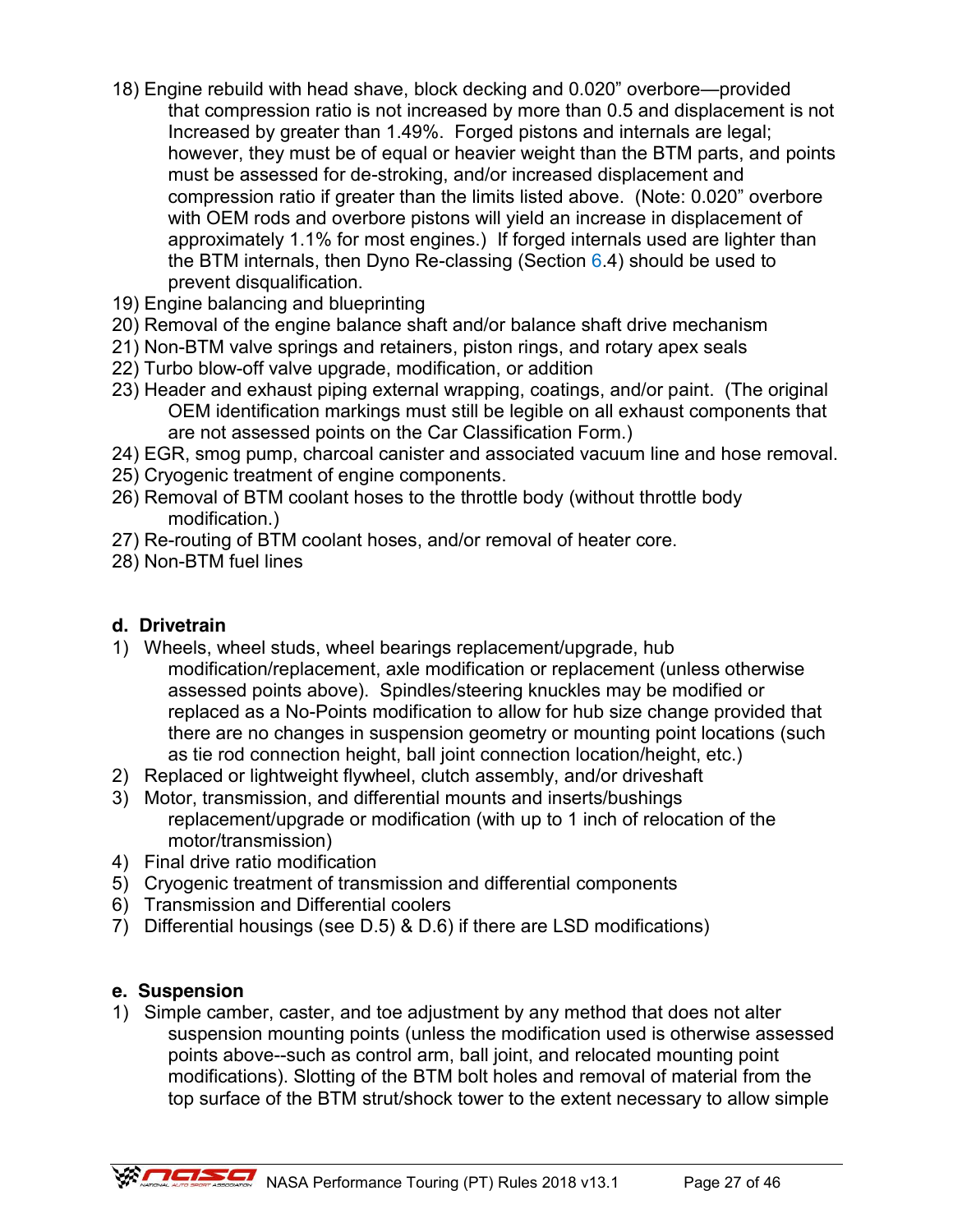18) Engine rebuild with head shave, block decking and 0.020" overbore—provided that compression ratio is not increased by more than 0.5 and displacement is not Increased by greater than 1.49%. Forged pistons and internals are legal; however, they must be of equal or heavier weight than the BTM parts, and points must be assessed for de-stroking, and/or increased displacement and compression ratio if greater than the limits listed above. (Note: 0.020" overbore with OEM rods and overbore pistons will yield an increase in displacement of approximately 1.1% for most engines.) If forged internals used are lighter than the BTM internals, then Dyno Re-classing (Section 6.4) should be used to prevent disqualification.
19) Engine balancing and blueprinting
20) Removal of the engine balance shaft and/or balance shaft drive mechanism
21) Non-BTM valve springs and retainers, piston rings, and rotary apex seals
22) Turbo blow-off valve upgrade, modification, or addition
23) Header and exhaust piping external wrapping, coatings, and/or paint. (The original OEM identification markings must still be legible on all exhaust components that are not assessed points on the Car Classification Form.)
24) EGR, smog pump, charcoal canister and associated vacuum line and hose removal.
25) Cryogenic treatment of engine components.
26) Removal of BTM coolant hoses to the throttle body (without throttle body modification.)
27) Re-routing of BTM coolant hoses, and/or removal of heater core.
28) Non-BTM fuel lines

**d. Drivetrain**

1) Wheels, wheel studs, wheel bearings replacement/upgrade, hub modification/replacement, axle modification or replacement (unless otherwise assessed points above). Spindles/steering knuckles may be modified or replaced as a No-Points modification to allow for hub size change provided that there are no changes in suspension geometry or mounting point locations (such as tie rod connection height, ball joint connection location/height, etc.)
2) Replaced or lightweight flywheel, clutch assembly, and/or driveshaft
3) Motor, transmission, and differential mounts and inserts/bushings replacement/upgrade or modification (with up to 1 inch of relocation of the motor/transmission)
4) Final drive ratio modification
5) Cryogenic treatment of transmission and differential components
6) Transmission and Differential coolers
7) Differential housings (see D.5) & D.6) if there are LSD modifications)

**e. Suspension**

1) Simple camber, caster, and toe adjustment by any method that does not alter suspension mounting points (unless the modification used is otherwise assessed points above--such as control arm, ball joint, and relocated mounting point modifications). Slotting of the BTM bolt holes and removal of material from the top surface of the BTM strut/shock tower to the extent necessary to allow simple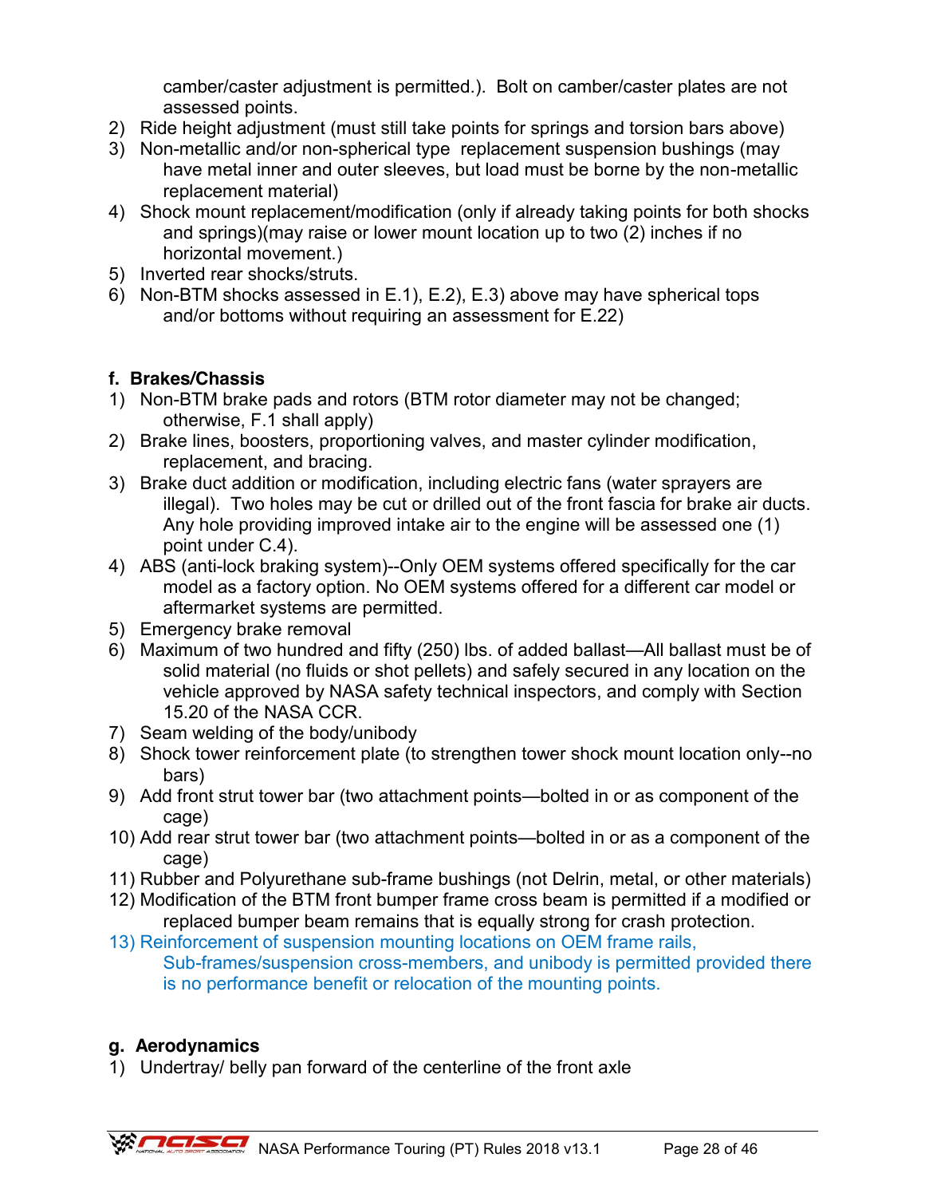camber/caster adjustment is permitted.). Bolt on camber/caster plates are not assessed points.

2) Ride height adjustment (must still take points for springs and torsion bars above)
3) Non-metallic and/or non-spherical type replacement suspension bushings (may have metal inner and outer sleeves, but load must be borne by the non-metallic replacement material)
4) Shock mount replacement/modification (only if already taking points for both shocks and springs)(may raise or lower mount location up to two (2) inches if no horizontal movement.)
5) Inverted rear shocks/struts.
6) Non-BTM shocks assessed in E.1), E.2), E.3) above may have spherical tops and/or bottoms without requiring an assessment for E.22)

**f. Brakes/Chassis**

1) Non-BTM brake pads and rotors (BTM rotor diameter may not be changed; otherwise, F.1 shall apply)
2) Brake lines, boosters, proportioning valves, and master cylinder modification, replacement, and bracing.
3) Brake duct addition or modification, including electric fans (water sprayers are illegal). Two holes may be cut or drilled out of the front fascia for brake air ducts. Any hole providing improved intake air to the engine will be assessed one (1) point under C.4).
4) ABS (anti-lock braking system)--Only OEM systems offered specifically for the car model as a factory option. No OEM systems offered for a different car model or aftermarket systems are permitted.
5) Emergency brake removal
6) Maximum of two hundred and fifty (250) lbs. of added ballast—All ballast must be of solid material (no fluids or shot pellets) and safely secured in any location on the vehicle approved by NASA safety technical inspectors, and comply with Section 15.20 of the NASA CCR.
7) Seam welding of the body/unibody
8) Shock tower reinforcement plate (to strengthen tower shock mount location only--no bars)
9) Add front strut tower bar (two attachment points—bolted in or as component of the cage)
10) Add rear strut tower bar (two attachment points—bolted in or as a component of the cage)
11) Rubber and Polyurethane sub-frame bushings (not Delrin, metal, or other materials)
12) Modification of the BTM front bumper frame cross beam is permitted if a modified or replaced bumper beam remains that is equally strong for crash protection.
13) Reinforcement of suspension mounting locations on OEM frame rails, Sub-frames/suspension cross-members, and unibody is permitted provided there is no performance benefit or relocation of the mounting points.

**g. Aerodynamics**

1) Undertray/ belly pan forward of the centerline of the front axle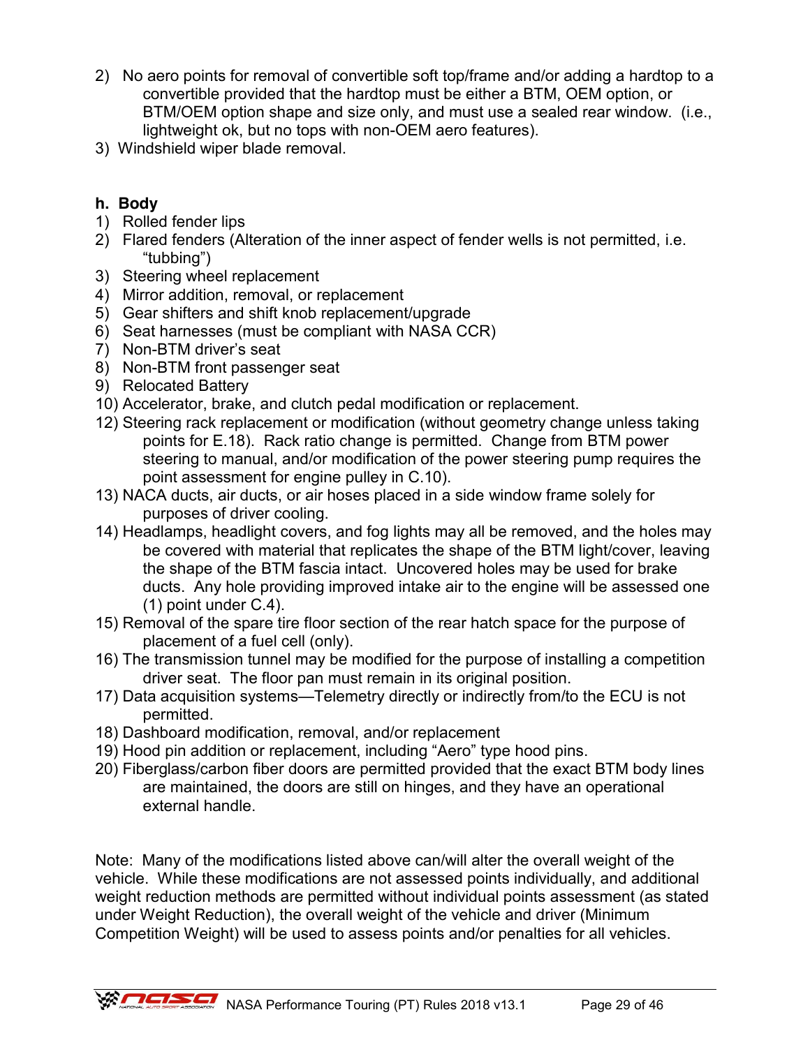2) No aero points for removal of convertible soft top/frame and/or adding a hardtop to a convertible provided that the hardtop must be either a BTM, OEM option, or BTM/OEM option shape and size only, and must use a sealed rear window. (i.e., lightweight ok, but no tops with non-OEM aero features).
3) Windshield wiper blade removal.

## h. Body

1) Rolled fender lips
2) Flared fenders (Alteration of the inner aspect of fender wells is not permitted, i.e. "tubbing")
3) Steering wheel replacement
4) Mirror addition, removal, or replacement
5) Gear shifters and shift knob replacement/upgrade
6) Seat harnesses (must be compliant with NASA CCR)
7) Non-BTM driver's seat
8) Non-BTM front passenger seat
9) Relocated Battery
10) Accelerator, brake, and clutch pedal modification or replacement.
12) Steering rack replacement or modification (without geometry change unless taking points for E.18). Rack ratio change is permitted. Change from BTM power steering to manual, and/or modification of the power steering pump requires the point assessment for engine pulley in C.10).
13) NACA ducts, air ducts, or air hoses placed in a side window frame solely for purposes of driver cooling.
14) Headlamps, headlight covers, and fog lights may all be removed, and the holes may be covered with material that replicates the shape of the BTM light/cover, leaving the shape of the BTM fascia intact. Uncovered holes may be used for brake ducts. Any hole providing improved intake air to the engine will be assessed one (1) point under C.4).
15) Removal of the spare tire floor section of the rear hatch space for the purpose of placement of a fuel cell (only).
16) The transmission tunnel may be modified for the purpose of installing a competition driver seat. The floor pan must remain in its original position.
17) Data acquisition systems—Telemetry directly or indirectly from/to the ECU is not permitted.
18) Dashboard modification, removal, and/or replacement
19) Hood pin addition or replacement, including "Aero" type hood pins.
20) Fiberglass/carbon fiber doors are permitted provided that the exact BTM body lines are maintained, the doors are still on hinges, and they have an operational external handle.

Note: Many of the modifications listed above can/will alter the overall weight of the vehicle. While these modifications are not assessed points individually, and additional weight reduction methods are permitted without individual points assessment (as stated under Weight Reduction), the overall weight of the vehicle and driver (Minimum Competition Weight) will be used to assess points and/or penalties for all vehicles.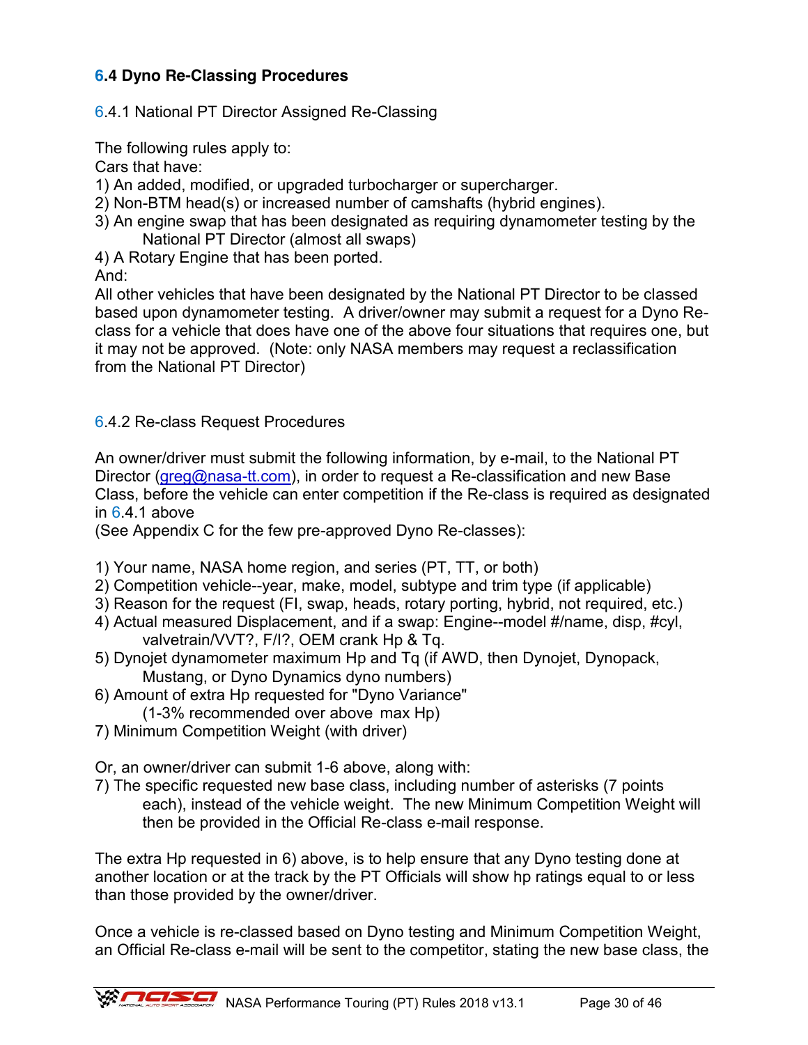### 6.4 Dyno Re-Classing Procedures

#### 6.4.1 National PT Director Assigned Re-Classing

The following rules apply to:
Cars that have:
1) An added, modified, or upgraded turbocharger or supercharger.
2) Non-BTM head(s) or increased number of camshafts (hybrid engines).
3) An engine swap that has been designated as requiring dynamometer testing by the National PT Director (almost all swaps)
4) A Rotary Engine that has been ported.

And:
All other vehicles that have been designated by the National PT Director to be classed based upon dynamometer testing. A driver/owner may submit a request for a Dyno Re-class for a vehicle that does have one of the above four situations that requires one, but it may not be approved. (Note: only NASA members may request a reclassification from the National PT Director)

#### 6.4.2 Re-class Request Procedures

An owner/driver must submit the following information, by e-mail, to the National PT Director (greg@nasa-tt.com), in order to request a Re-classification and new Base Class, before the vehicle can enter competition if the Re-class is required as designated in 6.4.1 above
(See Appendix C for the few pre-approved Dyno Re-classes):

1) Your name, NASA home region, and series (PT, TT, or both)
2) Competition vehicle--year, make, model, subtype and trim type (if applicable)
3) Reason for the request (FI, swap, heads, rotary porting, hybrid, not required, etc.)
4) Actual measured Displacement, and if a swap: Engine--model #/name, disp, #cyl, valvetrain/VVT?, F/I?, OEM crank Hp & Tq.
5) Dynojet dynamometer maximum Hp and Tq (if AWD, then Dynojet, Dynopack, Mustang, or Dyno Dynamics dyno numbers)
6) Amount of extra Hp requested for "Dyno Variance" (1-3% recommended over above max Hp)
7) Minimum Competition Weight (with driver)

Or, an owner/driver can submit 1-6 above, along with:
7) The specific requested new base class, including number of asterisks (7 points each), instead of the vehicle weight. The new Minimum Competition Weight will then be provided in the Official Re-class e-mail response.

The extra Hp requested in 6) above, is to help ensure that any Dyno testing done at another location or at the track by the PT Officials will show hp ratings equal to or less than those provided by the owner/driver.

Once a vehicle is re-classed based on Dyno testing and Minimum Competition Weight, an Official Re-class e-mail will be sent to the competitor, stating the new base class, the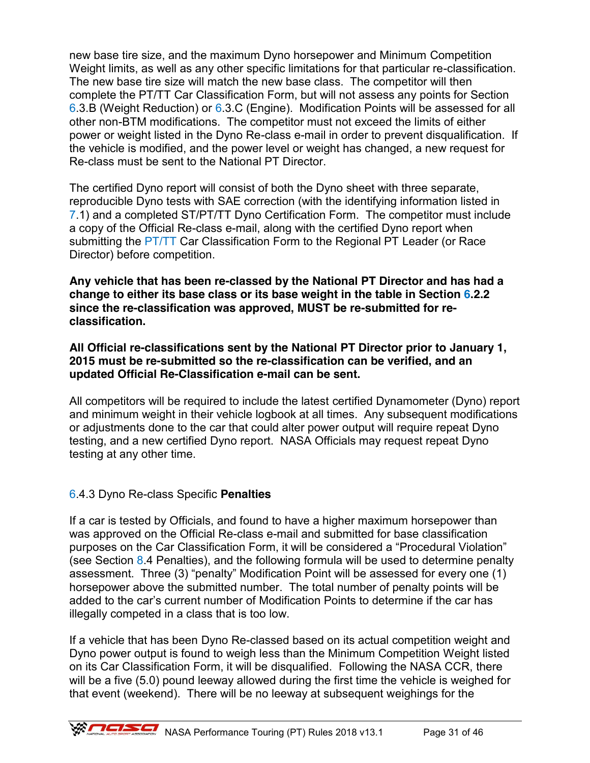new base tire size, and the maximum Dyno horsepower and Minimum Competition Weight limits, as well as any other specific limitations for that particular re-classification. The new base tire size will match the new base class. The competitor will then complete the PT/TT Car Classification Form, but will not assess any points for Section 6.3.B (Weight Reduction) or 6.3.C (Engine). Modification Points will be assessed for all other non-BTM modifications. The competitor must not exceed the limits of either power or weight listed in the Dyno Re-class e-mail in order to prevent disqualification. If the vehicle is modified, and the power level or weight has changed, a new request for Re-class must be sent to the National PT Director.

The certified Dyno report will consist of both the Dyno sheet with three separate, reproducible Dyno tests with SAE correction (with the identifying information listed in 7.1) and a completed ST/PT/TT Dyno Certification Form. The competitor must include a copy of the Official Re-class e-mail, along with the certified Dyno report when submitting the PT/TT Car Classification Form to the Regional PT Leader (or Race Director) before competition.

**Any vehicle that has been re-classed by the National PT Director and has had a change to either its base class or its base weight in the table in Section 6.2.2 since the re-classification was approved, MUST be re-submitted for re-classification.**

**All Official re-classifications sent by the National PT Director prior to January 1, 2015 must be re-submitted so the re-classification can be verified, and an updated Official Re-Classification e-mail can be sent.**

All competitors will be required to include the latest certified Dynamometer (Dyno) report and minimum weight in their vehicle logbook at all times. Any subsequent modifications or adjustments done to the car that could alter power output will require repeat Dyno testing, and a new certified Dyno report. NASA Officials may request repeat Dyno testing at any other time.

### 6.4.3 Dyno Re-class Specific **Penalties**

If a car is tested by Officials, and found to have a higher maximum horsepower than was approved on the Official Re-class e-mail and submitted for base classification purposes on the Car Classification Form, it will be considered a "Procedural Violation" (see Section 8.4 Penalties), and the following formula will be used to determine penalty assessment. Three (3) "penalty" Modification Point will be assessed for every one (1) horsepower above the submitted number. The total number of penalty points will be added to the car's current number of Modification Points to determine if the car has illegally competed in a class that is too low.

If a vehicle that has been Dyno Re-classed based on its actual competition weight and Dyno power output is found to weigh less than the Minimum Competition Weight listed on its Car Classification Form, it will be disqualified. Following the NASA CCR, there will be a five (5.0) pound leeway allowed during the first time the vehicle is weighed for that event (weekend). There will be no leeway at subsequent weighings for the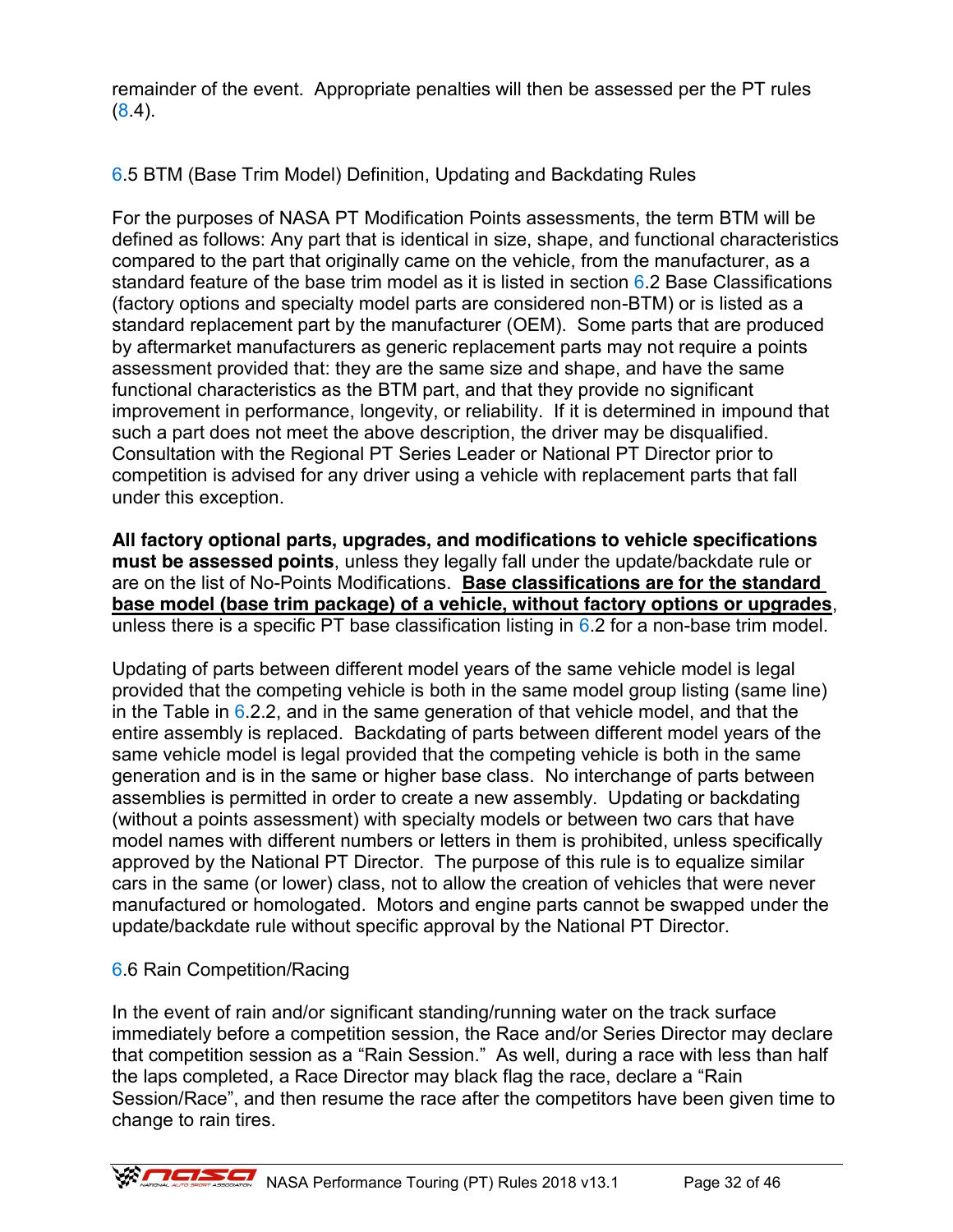remainder of the event. Appropriate penalties will then be assessed per the PT rules (8.4).

## 6.5 BTM (Base Trim Model) Definition, Updating and Backdating Rules

For the purposes of NASA PT Modification Points assessments, the term BTM will be defined as follows: Any part that is identical in size, shape, and functional characteristics compared to the part that originally came on the vehicle, from the manufacturer, as a standard feature of the base trim model as it is listed in section 6.2 Base Classifications (factory options and specialty model parts are considered non-BTM) or is listed as a standard replacement part by the manufacturer (OEM). Some parts that are produced by aftermarket manufacturers as generic replacement parts may not require a points assessment provided that: they are the same size and shape, and have the same functional characteristics as the BTM part, and that they provide no significant improvement in performance, longevity, or reliability. If it is determined in impound that such a part does not meet the above description, the driver may be disqualified. Consultation with the Regional PT Series Leader or National PT Director prior to competition is advised for any driver using a vehicle with replacement parts that fall under this exception.

**All factory optional parts, upgrades, and modifications to vehicle specifications must be assessed points**, unless they legally fall under the update/backdate rule or are on the list of No-Points Modifications. **<u>Base classifications are for the standard base model (base trim package) of a vehicle, without factory options or upgrades</u>**, unless there is a specific PT base classification listing in 6.2 for a non-base trim model.

Updating of parts between different model years of the same vehicle model is legal provided that the competing vehicle is both in the same model group listing (same line) in the Table in 6.2.2, and in the same generation of that vehicle model, and that the entire assembly is replaced. Backdating of parts between different model years of the same vehicle model is legal provided that the competing vehicle is both in the same generation and is in the same or higher base class. No interchange of parts between assemblies is permitted in order to create a new assembly. Updating or backdating (without a points assessment) with specialty models or between two cars that have model names with different numbers or letters in them is prohibited, unless specifically approved by the National PT Director. The purpose of this rule is to equalize similar cars in the same (or lower) class, not to allow the creation of vehicles that were never manufactured or homologated. Motors and engine parts cannot be swapped under the update/backdate rule without specific approval by the National PT Director.

## 6.6 Rain Competition/Racing

In the event of rain and/or significant standing/running water on the track surface immediately before a competition session, the Race and/or Series Director may declare that competition session as a "Rain Session." As well, during a race with less than half the laps completed, a Race Director may black flag the race, declare a "Rain Session/Race", and then resume the race after the competitors have been given time to change to rain tires.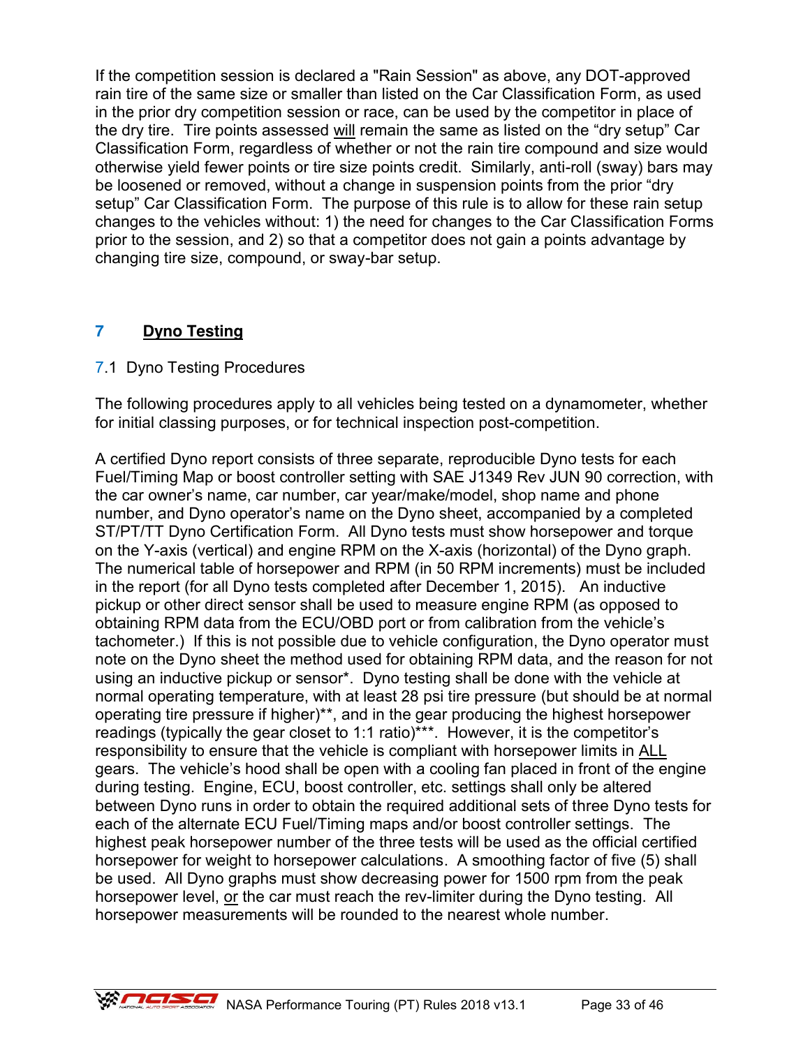If the competition session is declared a "Rain Session" as above, any DOT-approved rain tire of the same size or smaller than listed on the Car Classification Form, as used in the prior dry competition session or race, can be used by the competitor in place of the dry tire. Tire points assessed will remain the same as listed on the "dry setup" Car Classification Form, regardless of whether or not the rain tire compound and size would otherwise yield fewer points or tire size points credit. Similarly, anti-roll (sway) bars may be loosened or removed, without a change in suspension points from the prior "dry setup" Car Classification Form. The purpose of this rule is to allow for these rain setup changes to the vehicles without: 1) the need for changes to the Car Classification Forms prior to the session, and 2) so that a competitor does not gain a points advantage by changing tire size, compound, or sway-bar setup.

# 7 Dyno Testing

## 7.1 Dyno Testing Procedures

The following procedures apply to all vehicles being tested on a dynamometer, whether for initial classing purposes, or for technical inspection post-competition.

A certified Dyno report consists of three separate, reproducible Dyno tests for each Fuel/Timing Map or boost controller setting with SAE J1349 Rev JUN 90 correction, with the car owner's name, car number, car year/make/model, shop name and phone number, and Dyno operator's name on the Dyno sheet, accompanied by a completed ST/PT/TT Dyno Certification Form. All Dyno tests must show horsepower and torque on the Y-axis (vertical) and engine RPM on the X-axis (horizontal) of the Dyno graph. The numerical table of horsepower and RPM (in 50 RPM increments) must be included in the report (for all Dyno tests completed after December 1, 2015). An inductive pickup or other direct sensor shall be used to measure engine RPM (as opposed to obtaining RPM data from the ECU/OBD port or from calibration from the vehicle's tachometer.) If this is not possible due to vehicle configuration, the Dyno operator must note on the Dyno sheet the method used for obtaining RPM data, and the reason for not using an inductive pickup or sensor*. Dyno testing shall be done with the vehicle at normal operating temperature, with at least 28 psi tire pressure (but should be at normal operating tire pressure if higher)**, and in the gear producing the highest horsepower readings (typically the gear closet to 1:1 ratio)***. However, it is the competitor's responsibility to ensure that the vehicle is compliant with horsepower limits in ALL gears. The vehicle's hood shall be open with a cooling fan placed in front of the engine during testing. Engine, ECU, boost controller, etc. settings shall only be altered between Dyno runs in order to obtain the required additional sets of three Dyno tests for each of the alternate ECU Fuel/Timing maps and/or boost controller settings. The highest peak horsepower number of the three tests will be used as the official certified horsepower for weight to horsepower calculations. A smoothing factor of five (5) shall be used. All Dyno graphs must show decreasing power for 1500 rpm from the peak horsepower level, or the car must reach the rev-limiter during the Dyno testing. All horsepower measurements will be rounded to the nearest whole number.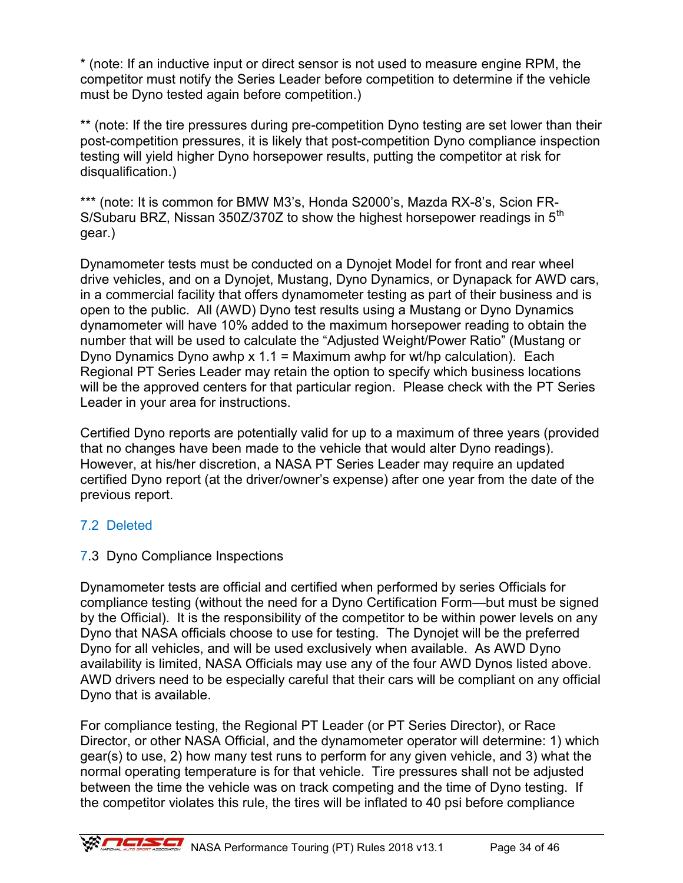* (note: If an inductive input or direct sensor is not used to measure engine RPM, the competitor must notify the Series Leader before competition to determine if the vehicle must be Dyno tested again before competition.)

** (note: If the tire pressures during pre-competition Dyno testing are set lower than their post-competition pressures, it is likely that post-competition Dyno compliance inspection testing will yield higher Dyno horsepower results, putting the competitor at risk for disqualification.)

*** (note: It is common for BMW M3's, Honda S2000's, Mazda RX-8's, Scion FR-S/Subaru BRZ, Nissan 350Z/370Z to show the highest horsepower readings in 5th gear.)

Dynamometer tests must be conducted on a Dynojet Model for front and rear wheel drive vehicles, and on a Dynojet, Mustang, Dyno Dynamics, or Dynapack for AWD cars, in a commercial facility that offers dynamometer testing as part of their business and is open to the public. All (AWD) Dyno test results using a Mustang or Dyno Dynamics dynamometer will have 10% added to the maximum horsepower reading to obtain the number that will be used to calculate the "Adjusted Weight/Power Ratio" (Mustang or Dyno Dynamics Dyno awhp x 1.1 = Maximum awhp for wt/hp calculation). Each Regional PT Series Leader may retain the option to specify which business locations will be the approved centers for that particular region. Please check with the PT Series Leader in your area for instructions.

Certified Dyno reports are potentially valid for up to a maximum of three years (provided that no changes have been made to the vehicle that would alter Dyno readings). However, at his/her discretion, a NASA PT Series Leader may require an updated certified Dyno report (at the driver/owner's expense) after one year from the date of the previous report.

### 7.2 Deleted

### 7.3 Dyno Compliance Inspections

Dynamometer tests are official and certified when performed by series Officials for compliance testing (without the need for a Dyno Certification Form—but must be signed by the Official). It is the responsibility of the competitor to be within power levels on any Dyno that NASA officials choose to use for testing. The Dynojet will be the preferred Dyno for all vehicles, and will be used exclusively when available. As AWD Dyno availability is limited, NASA Officials may use any of the four AWD Dynos listed above. AWD drivers need to be especially careful that their cars will be compliant on any official Dyno that is available.

For compliance testing, the Regional PT Leader (or PT Series Director), or Race Director, or other NASA Official, and the dynamometer operator will determine: 1) which gear(s) to use, 2) how many test runs to perform for any given vehicle, and 3) what the normal operating temperature is for that vehicle. Tire pressures shall not be adjusted between the time the vehicle was on track competing and the time of Dyno testing. If the competitor violates this rule, the tires will be inflated to 40 psi before compliance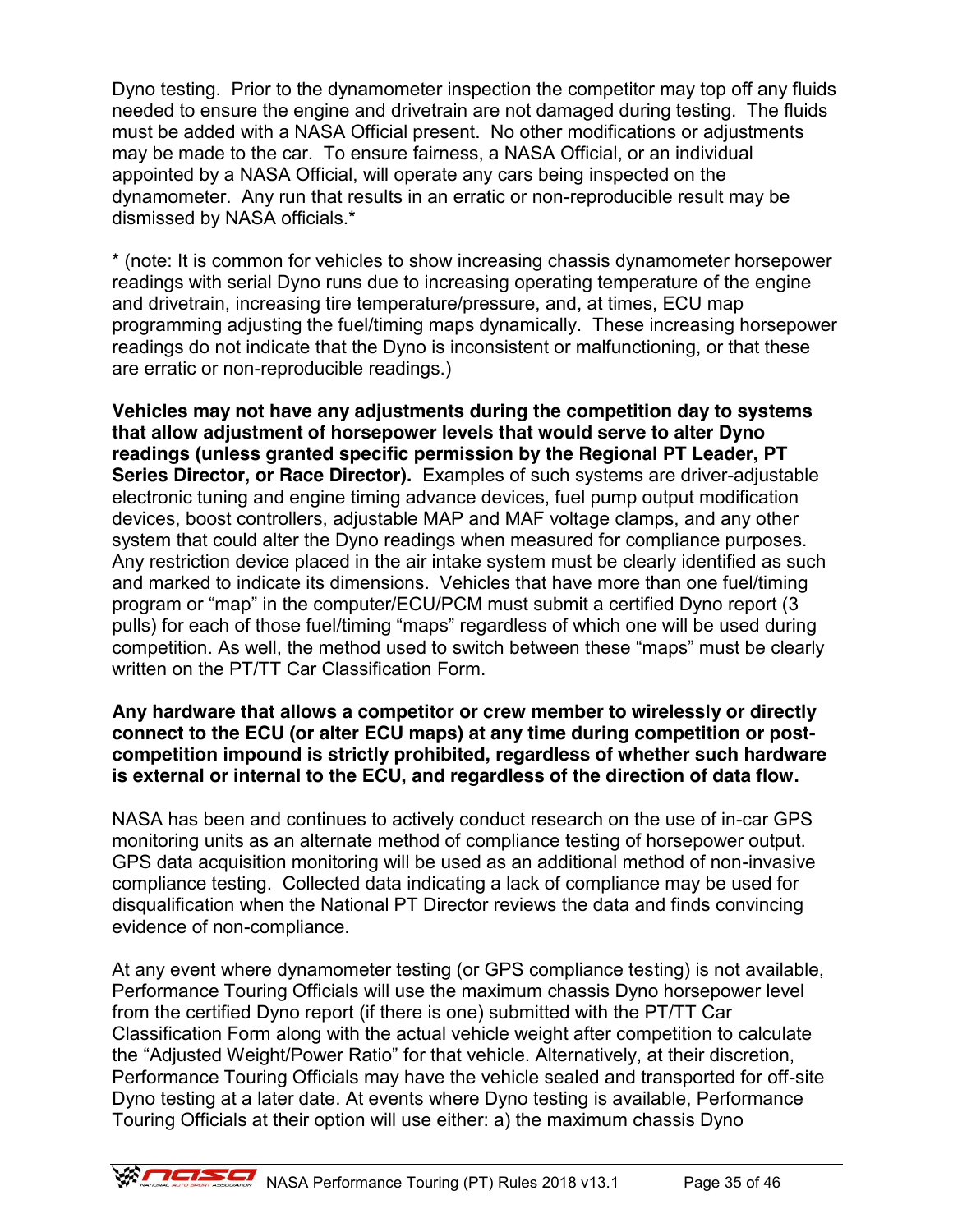Dyno testing. Prior to the dynamometer inspection the competitor may top off any fluids needed to ensure the engine and drivetrain are not damaged during testing. The fluids must be added with a NASA Official present. No other modifications or adjustments may be made to the car. To ensure fairness, a NASA Official, or an individual appointed by a NASA Official, will operate any cars being inspected on the dynamometer. Any run that results in an erratic or non-reproducible result may be dismissed by NASA officials.*

* (note: It is common for vehicles to show increasing chassis dynamometer horsepower readings with serial Dyno runs due to increasing operating temperature of the engine and drivetrain, increasing tire temperature/pressure, and, at times, ECU map programming adjusting the fuel/timing maps dynamically. These increasing horsepower readings do not indicate that the Dyno is inconsistent or malfunctioning, or that these are erratic or non-reproducible readings.)

**Vehicles may not have any adjustments during the competition day to systems that allow adjustment of horsepower levels that would serve to alter Dyno readings (unless granted specific permission by the Regional PT Leader, PT Series Director, or Race Director).** Examples of such systems are driver-adjustable electronic tuning and engine timing advance devices, fuel pump output modification devices, boost controllers, adjustable MAP and MAF voltage clamps, and any other system that could alter the Dyno readings when measured for compliance purposes. Any restriction device placed in the air intake system must be clearly identified as such and marked to indicate its dimensions. Vehicles that have more than one fuel/timing program or "map" in the computer/ECU/PCM must submit a certified Dyno report (3 pulls) for each of those fuel/timing "maps" regardless of which one will be used during competition. As well, the method used to switch between these "maps" must be clearly written on the PT/TT Car Classification Form.

**Any hardware that allows a competitor or crew member to wirelessly or directly connect to the ECU (or alter ECU maps) at any time during competition or post-competition impound is strictly prohibited, regardless of whether such hardware is external or internal to the ECU, and regardless of the direction of data flow.**

NASA has been and continues to actively conduct research on the use of in-car GPS monitoring units as an alternate method of compliance testing of horsepower output. GPS data acquisition monitoring will be used as an additional method of non-invasive compliance testing. Collected data indicating a lack of compliance may be used for disqualification when the National PT Director reviews the data and finds convincing evidence of non-compliance.

At any event where dynamometer testing (or GPS compliance testing) is not available, Performance Touring Officials will use the maximum chassis Dyno horsepower level from the certified Dyno report (if there is one) submitted with the PT/TT Car Classification Form along with the actual vehicle weight after competition to calculate the "Adjusted Weight/Power Ratio" for that vehicle. Alternatively, at their discretion, Performance Touring Officials may have the vehicle sealed and transported for off-site Dyno testing at a later date. At events where Dyno testing is available, Performance Touring Officials at their option will use either: a) the maximum chassis Dyno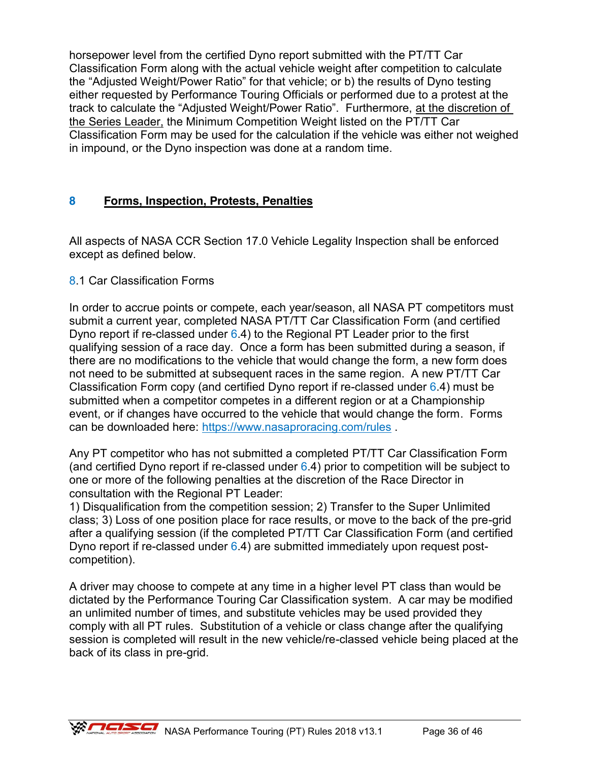horsepower level from the certified Dyno report submitted with the PT/TT Car Classification Form along with the actual vehicle weight after competition to calculate the "Adjusted Weight/Power Ratio" for that vehicle; or b) the results of Dyno testing either requested by Performance Touring Officials or performed due to a protest at the track to calculate the "Adjusted Weight/Power Ratio". Furthermore, at the discretion of the Series Leader, the Minimum Competition Weight listed on the PT/TT Car Classification Form may be used for the calculation if the vehicle was either not weighed in impound, or the Dyno inspection was done at a random time.

# 8 Forms, Inspection, Protests, Penalties

All aspects of NASA CCR Section 17.0 Vehicle Legality Inspection shall be enforced except as defined below.

## 8.1 Car Classification Forms

In order to accrue points or compete, each year/season, all NASA PT competitors must submit a current year, completed NASA PT/TT Car Classification Form (and certified Dyno report if re-classed under 6.4) to the Regional PT Leader prior to the first qualifying session of a race day. Once a form has been submitted during a season, if there are no modifications to the vehicle that would change the form, a new form does not need to be submitted at subsequent races in the same region. A new PT/TT Car Classification Form copy (and certified Dyno report if re-classed under 6.4) must be submitted when a competitor competes in a different region or at a Championship event, or if changes have occurred to the vehicle that would change the form. Forms can be downloaded here: https://www.nasaproracing.com/rules .

Any PT competitor who has not submitted a completed PT/TT Car Classification Form (and certified Dyno report if re-classed under 6.4) prior to competition will be subject to one or more of the following penalties at the discretion of the Race Director in consultation with the Regional PT Leader:
1) Disqualification from the competition session; 2) Transfer to the Super Unlimited class; 3) Loss of one position place for race results, or move to the back of the pre-grid after a qualifying session (if the completed PT/TT Car Classification Form (and certified Dyno report if re-classed under 6.4) are submitted immediately upon request post-competition).

A driver may choose to compete at any time in a higher level PT class than would be dictated by the Performance Touring Car Classification system. A car may be modified an unlimited number of times, and substitute vehicles may be used provided they comply with all PT rules. Substitution of a vehicle or class change after the qualifying session is completed will result in the new vehicle/re-classed vehicle being placed at the back of its class in pre-grid.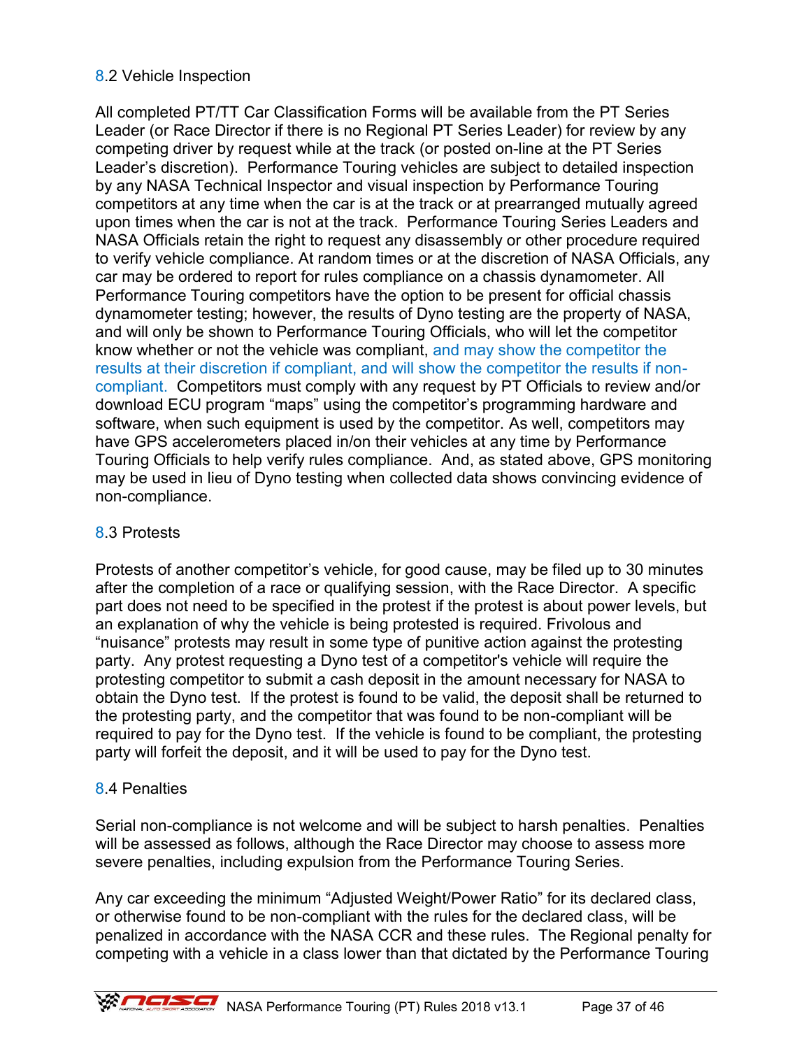## 8.2 Vehicle Inspection

All completed PT/TT Car Classification Forms will be available from the PT Series Leader (or Race Director if there is no Regional PT Series Leader) for review by any competing driver by request while at the track (or posted on-line at the PT Series Leader's discretion). Performance Touring vehicles are subject to detailed inspection by any NASA Technical Inspector and visual inspection by Performance Touring competitors at any time when the car is at the track or at prearranged mutually agreed upon times when the car is not at the track. Performance Touring Series Leaders and NASA Officials retain the right to request any disassembly or other procedure required to verify vehicle compliance. At random times or at the discretion of NASA Officials, any car may be ordered to report for rules compliance on a chassis dynamometer. All Performance Touring competitors have the option to be present for official chassis dynamometer testing; however, the results of Dyno testing are the property of NASA, and will only be shown to Performance Touring Officials, who will let the competitor know whether or not the vehicle was compliant, and may show the competitor the results at their discretion if compliant, and will show the competitor the results if non-compliant. Competitors must comply with any request by PT Officials to review and/or download ECU program "maps" using the competitor's programming hardware and software, when such equipment is used by the competitor. As well, competitors may have GPS accelerometers placed in/on their vehicles at any time by Performance Touring Officials to help verify rules compliance. And, as stated above, GPS monitoring may be used in lieu of Dyno testing when collected data shows convincing evidence of non-compliance.

## 8.3 Protests

Protests of another competitor's vehicle, for good cause, may be filed up to 30 minutes after the completion of a race or qualifying session, with the Race Director. A specific part does not need to be specified in the protest if the protest is about power levels, but an explanation of why the vehicle is being protested is required. Frivolous and "nuisance" protests may result in some type of punitive action against the protesting party. Any protest requesting a Dyno test of a competitor's vehicle will require the protesting competitor to submit a cash deposit in the amount necessary for NASA to obtain the Dyno test. If the protest is found to be valid, the deposit shall be returned to the protesting party, and the competitor that was found to be non-compliant will be required to pay for the Dyno test. If the vehicle is found to be compliant, the protesting party will forfeit the deposit, and it will be used to pay for the Dyno test.

## 8.4 Penalties

Serial non-compliance is not welcome and will be subject to harsh penalties. Penalties will be assessed as follows, although the Race Director may choose to assess more severe penalties, including expulsion from the Performance Touring Series.

Any car exceeding the minimum "Adjusted Weight/Power Ratio" for its declared class, or otherwise found to be non-compliant with the rules for the declared class, will be penalized in accordance with the NASA CCR and these rules. The Regional penalty for competing with a vehicle in a class lower than that dictated by the Performance Touring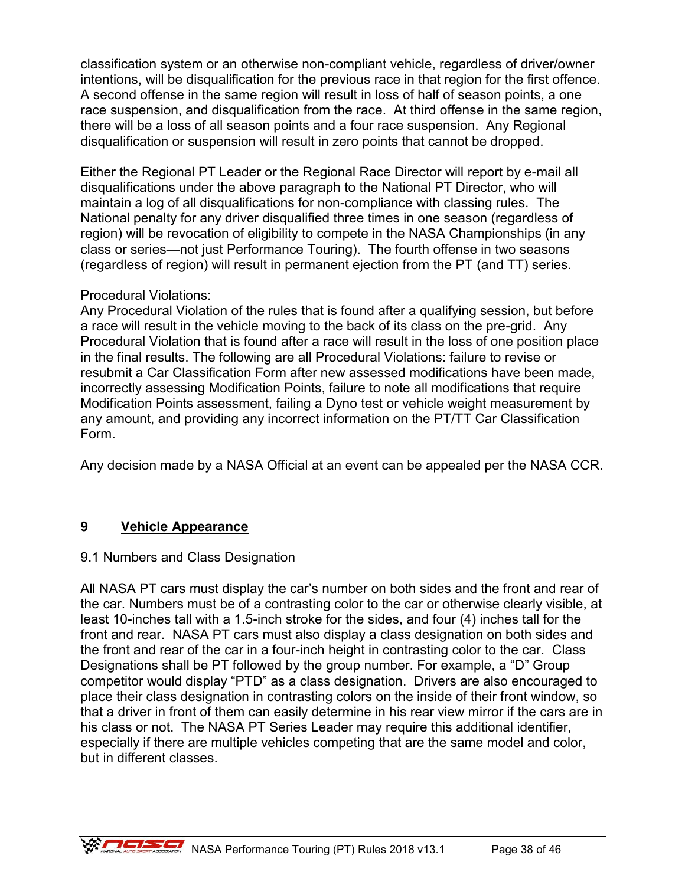classification system or an otherwise non-compliant vehicle, regardless of driver/owner intentions, will be disqualification for the previous race in that region for the first offence. A second offense in the same region will result in loss of half of season points, a one race suspension, and disqualification from the race. At third offense in the same region, there will be a loss of all season points and a four race suspension. Any Regional disqualification or suspension will result in zero points that cannot be dropped.

Either the Regional PT Leader or the Regional Race Director will report by e-mail all disqualifications under the above paragraph to the National PT Director, who will maintain a log of all disqualifications for non-compliance with classing rules. The National penalty for any driver disqualified three times in one season (regardless of region) will be revocation of eligibility to compete in the NASA Championships (in any class or series—not just Performance Touring). The fourth offense in two seasons (regardless of region) will result in permanent ejection from the PT (and TT) series.

Procedural Violations:
Any Procedural Violation of the rules that is found after a qualifying session, but before a race will result in the vehicle moving to the back of its class on the pre-grid. Any Procedural Violation that is found after a race will result in the loss of one position place in the final results. The following are all Procedural Violations: failure to revise or resubmit a Car Classification Form after new assessed modifications have been made, incorrectly assessing Modification Points, failure to note all modifications that require Modification Points assessment, failing a Dyno test or vehicle weight measurement by any amount, and providing any incorrect information on the PT/TT Car Classification Form.

Any decision made by a NASA Official at an event can be appealed per the NASA CCR.

# 9 Vehicle Appearance

## 9.1 Numbers and Class Designation

All NASA PT cars must display the car's number on both sides and the front and rear of the car. Numbers must be of a contrasting color to the car or otherwise clearly visible, at least 10-inches tall with a 1.5-inch stroke for the sides, and four (4) inches tall for the front and rear. NASA PT cars must also display a class designation on both sides and the front and rear of the car in a four-inch height in contrasting color to the car. Class Designations shall be PT followed by the group number. For example, a "D" Group competitor would display "PTD" as a class designation. Drivers are also encouraged to place their class designation in contrasting colors on the inside of their front window, so that a driver in front of them can easily determine in his rear view mirror if the cars are in his class or not. The NASA PT Series Leader may require this additional identifier, especially if there are multiple vehicles competing that are the same model and color, but in different classes.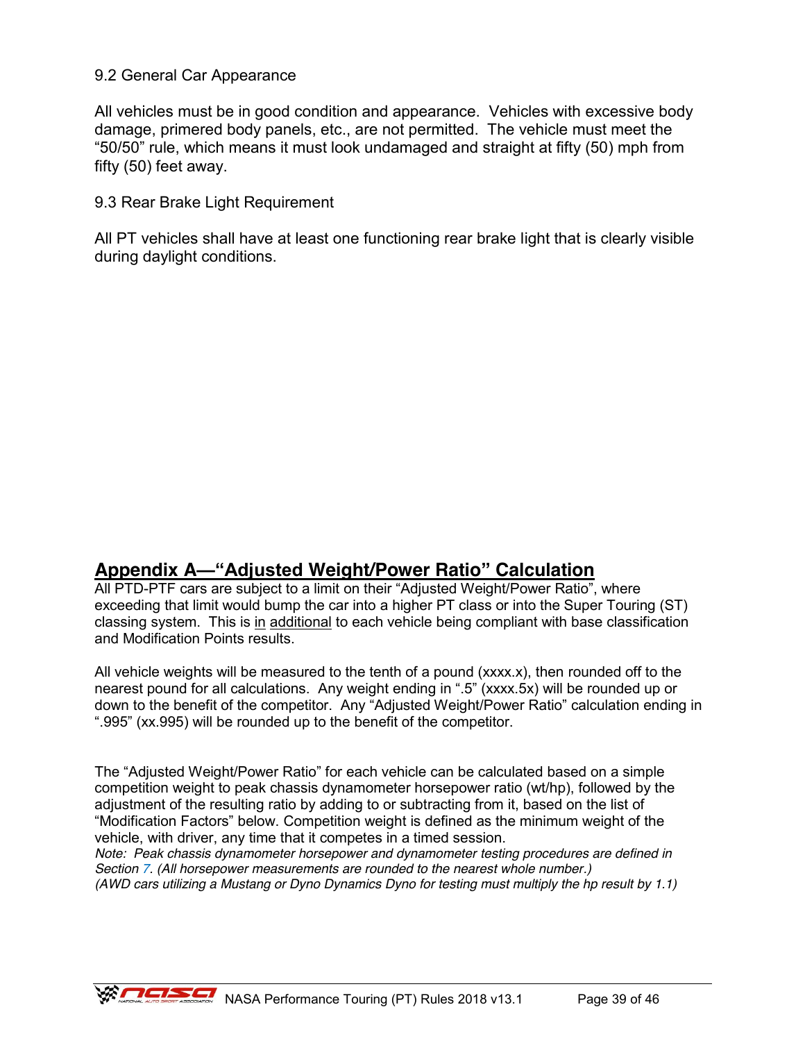9.2 General Car Appearance

All vehicles must be in good condition and appearance. Vehicles with excessive body damage, primered body panels, etc., are not permitted. The vehicle must meet the "50/50" rule, which means it must look undamaged and straight at fifty (50) mph from fifty (50) feet away.

9.3 Rear Brake Light Requirement

All PT vehicles shall have at least one functioning rear brake light that is clearly visible during daylight conditions.

## Appendix A—"Adjusted Weight/Power Ratio" Calculation

All PTD-PTF cars are subject to a limit on their "Adjusted Weight/Power Ratio", where exceeding that limit would bump the car into a higher PT class or into the Super Touring (ST) classing system. This is <u>in additional</u> to each vehicle being compliant with base classification and Modification Points results.

All vehicle weights will be measured to the tenth of a pound (xxxx.x), then rounded off to the nearest pound for all calculations. Any weight ending in ".5" (xxxx.5x) will be rounded up or down to the benefit of the competitor. Any "Adjusted Weight/Power Ratio" calculation ending in ".995" (xx.995) will be rounded up to the benefit of the competitor.

The "Adjusted Weight/Power Ratio" for each vehicle can be calculated based on a simple competition weight to peak chassis dynamometer horsepower ratio (wt/hp), followed by the adjustment of the resulting ratio by adding to or subtracting from it, based on the list of "Modification Factors" below. Competition weight is defined as the minimum weight of the vehicle, with driver, any time that it competes in a timed session.

*Note: Peak chassis dynamometer horsepower and dynamometer testing procedures are defined in Section 7. (All horsepower measurements are rounded to the nearest whole number.)*

*(AWD cars utilizing a Mustang or Dyno Dynamics Dyno for testing must multiply the hp result by 1.1)*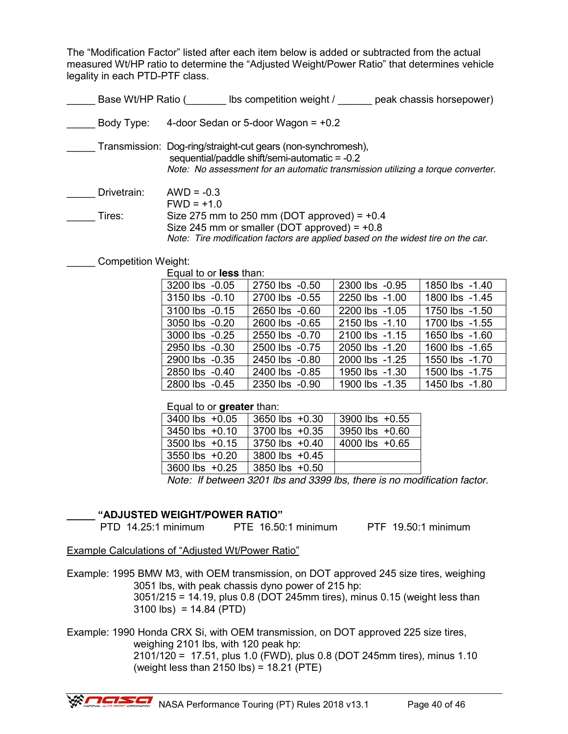The "Modification Factor" listed after each item below is added or subtracted from the actual measured Wt/HP ratio to determine the "Adjusted Weight/Power Ratio" that determines vehicle legality in each PTD-PTF class.

_____ Base Wt/HP Ratio (_______ lbs competition weight / ______ peak chassis horsepower)

_____ Body Type: 4-door Sedan or 5-door Wagon = +0.2

_____ Transmission: Dog-ring/straight-cut gears (non-synchromesh), sequential/paddle shift/semi-automatic = -0.2
*Note: No assessment for an automatic transmission utilizing a torque converter.*

_____ Drivetrain: AWD = -0.3
FWD = +1.0

_____ Tires: Size 275 mm to 250 mm (DOT approved) = +0.4
Size 245 mm or smaller (DOT approved) = +0.8
*Note: Tire modification factors are applied based on the widest tire on the car.*

_____ Competition Weight:

Equal to or **less** than:

| | | | |
|---|---|---|---|
| 3200 lbs -0.05 | 2750 lbs -0.50 | 2300 lbs -0.95 | 1850 lbs -1.40 |
| 3150 lbs -0.10 | 2700 lbs -0.55 | 2250 lbs -1.00 | 1800 lbs -1.45 |
| 3100 lbs -0.15 | 2650 lbs -0.60 | 2200 lbs -1.05 | 1750 lbs -1.50 |
| 3050 lbs -0.20 | 2600 lbs -0.65 | 2150 lbs -1.10 | 1700 lbs -1.55 |
| 3000 lbs -0.25 | 2550 lbs -0.70 | 2100 lbs -1.15 | 1650 lbs -1.60 |
| 2950 lbs -0.30 | 2500 lbs -0.75 | 2050 lbs -1.20 | 1600 lbs -1.65 |
| 2900 lbs -0.35 | 2450 lbs -0.80 | 2000 lbs -1.25 | 1550 lbs -1.70 |
| 2850 lbs -0.40 | 2400 lbs -0.85 | 1950 lbs -1.30 | 1500 lbs -1.75 |
| 2800 lbs -0.45 | 2350 lbs -0.90 | 1900 lbs -1.35 | 1450 lbs -1.80 |

Equal to or **greater** than:

| | | |
|---|---|---|
| 3400 lbs +0.05 | 3650 lbs +0.30 | 3900 lbs +0.55 |
| 3450 lbs +0.10 | 3700 lbs +0.35 | 3950 lbs +0.60 |
| 3500 lbs +0.15 | 3750 lbs +0.40 | 4000 lbs +0.65 |
| 3550 lbs +0.20 | 3800 lbs +0.45 | |
| 3600 lbs +0.25 | 3850 lbs +0.50 | |

*Note: If between 3201 lbs and 3399 lbs, there is no modification factor.*

_____ **"ADJUSTED WEIGHT/POWER RATIO"**

PTD 14.25:1 minimum PTE 16.50:1 minimum PTF 19.50:1 minimum

<u>Example Calculations of "Adjusted Wt/Power Ratio"</u>

Example: 1995 BMW M3, with OEM transmission, on DOT approved 245 size tires, weighing 3051 lbs, with peak chassis dyno power of 215 hp:
3051/215 = 14.19, plus 0.8 (DOT 245mm tires), minus 0.15 (weight less than 3100 lbs) = 14.84 (PTD)

Example: 1990 Honda CRX Si, with OEM transmission, on DOT approved 225 size tires, weighing 2101 lbs, with 120 peak hp:
2101/120 = 17.51, plus 1.0 (FWD), plus 0.8 (DOT 245mm tires), minus 1.10 (weight less than 2150 lbs) = 18.21 (PTE)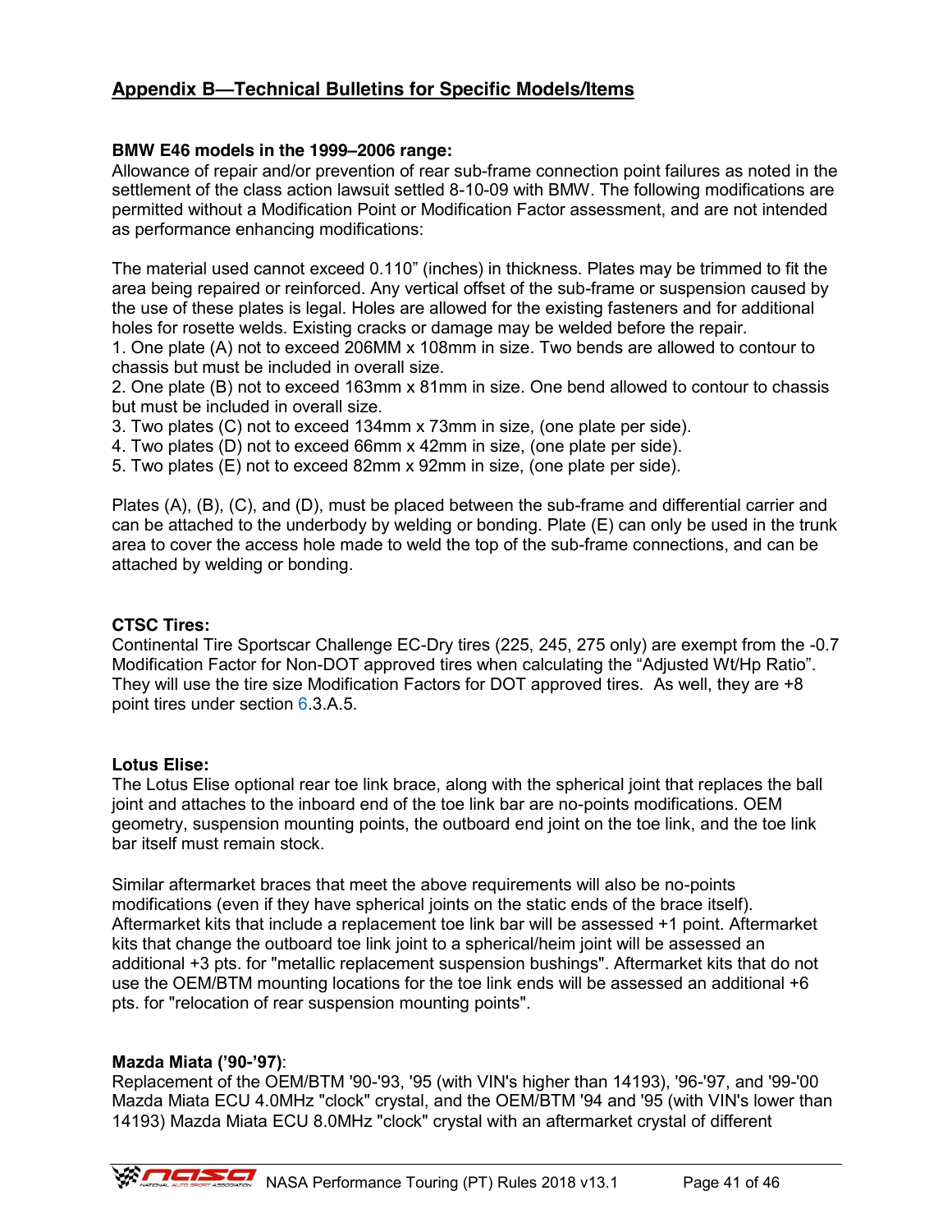## Appendix B—Technical Bulletins for Specific Models/Items

**BMW E46 models in the 1999–2006 range:**
Allowance of repair and/or prevention of rear sub-frame connection point failures as noted in the settlement of the class action lawsuit settled 8-10-09 with BMW. The following modifications are permitted without a Modification Point or Modification Factor assessment, and are not intended as performance enhancing modifications:

The material used cannot exceed 0.110" (inches) in thickness. Plates may be trimmed to fit the area being repaired or reinforced. Any vertical offset of the sub-frame or suspension caused by the use of these plates is legal. Holes are allowed for the existing fasteners and for additional holes for rosette welds. Existing cracks or damage may be welded before the repair.

1. One plate (A) not to exceed 206MM x 108mm in size. Two bends are allowed to contour to chassis but must be included in overall size.
2. One plate (B) not to exceed 163mm x 81mm in size. One bend allowed to contour to chassis but must be included in overall size.
3. Two plates (C) not to exceed 134mm x 73mm in size, (one plate per side).
4. Two plates (D) not to exceed 66mm x 42mm in size, (one plate per side).
5. Two plates (E) not to exceed 82mm x 92mm in size, (one plate per side).

Plates (A), (B), (C), and (D), must be placed between the sub-frame and differential carrier and can be attached to the underbody by welding or bonding. Plate (E) can only be used in the trunk area to cover the access hole made to weld the top of the sub-frame connections, and can be attached by welding or bonding.

**CTSC Tires:**
Continental Tire Sportscar Challenge EC-Dry tires (225, 245, 275 only) are exempt from the -0.7 Modification Factor for Non-DOT approved tires when calculating the "Adjusted Wt/Hp Ratio". They will use the tire size Modification Factors for DOT approved tires. As well, they are +8 point tires under section 6.3.A.5.

**Lotus Elise:**
The Lotus Elise optional rear toe link brace, along with the spherical joint that replaces the ball joint and attaches to the inboard end of the toe link bar are no-points modifications. OEM geometry, suspension mounting points, the outboard end joint on the toe link, and the toe link bar itself must remain stock.

Similar aftermarket braces that meet the above requirements will also be no-points modifications (even if they have spherical joints on the static ends of the brace itself). Aftermarket kits that include a replacement toe link bar will be assessed +1 point. Aftermarket kits that change the outboard toe link joint to a spherical/heim joint will be assessed an additional +3 pts. for "metallic replacement suspension bushings". Aftermarket kits that do not use the OEM/BTM mounting locations for the toe link ends will be assessed an additional +6 pts. for "relocation of rear suspension mounting points".

**Mazda Miata ('90-'97)**:
Replacement of the OEM/BTM '90-'93, '95 (with VIN's higher than 14193), '96-'97, and '99-'00 Mazda Miata ECU 4.0MHz "clock" crystal, and the OEM/BTM '94 and '95 (with VIN's lower than 14193) Mazda Miata ECU 8.0MHz "clock" crystal with an aftermarket crystal of different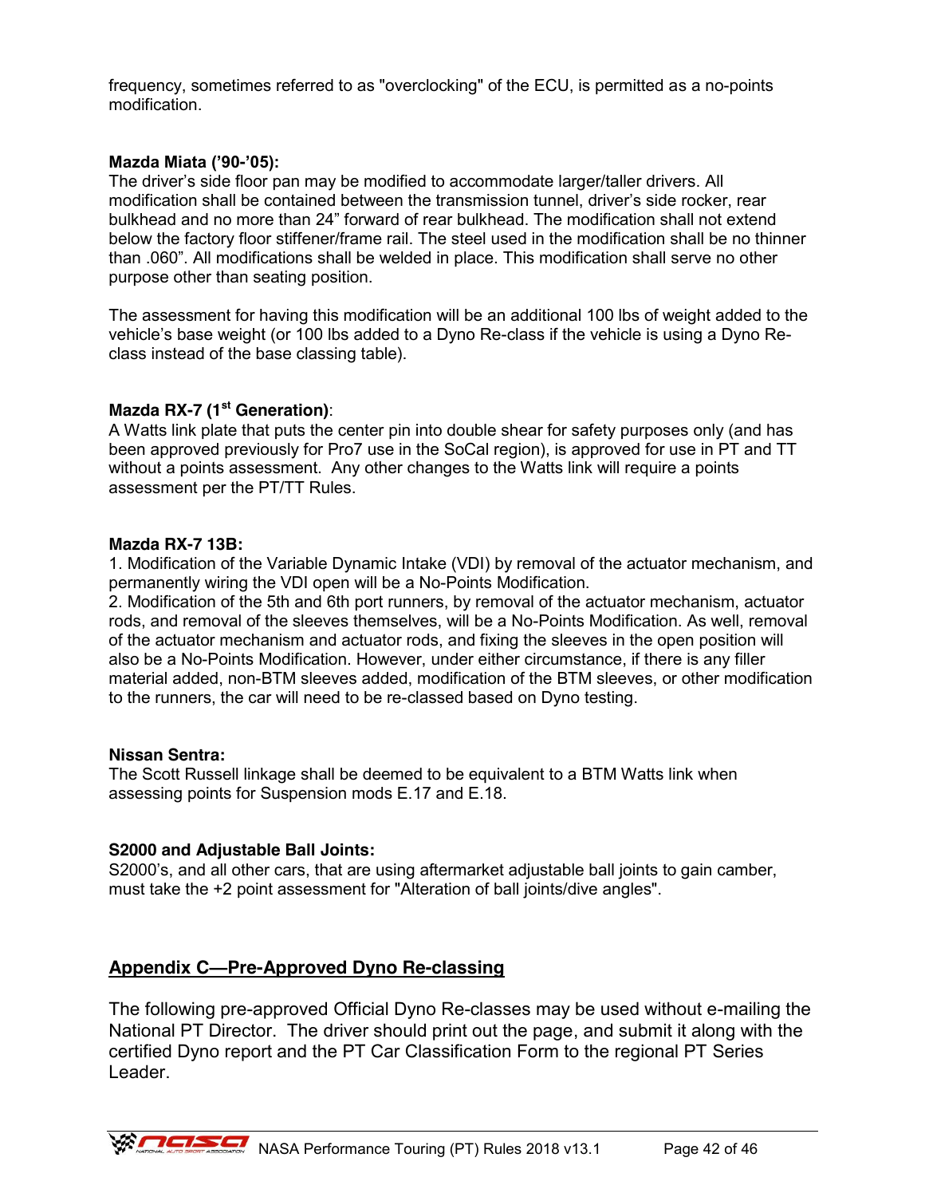frequency, sometimes referred to as "overclocking" of the ECU, is permitted as a no-points modification.

**Mazda Miata ('90-'05):**
The driver's side floor pan may be modified to accommodate larger/taller drivers. All modification shall be contained between the transmission tunnel, driver's side rocker, rear bulkhead and no more than 24" forward of rear bulkhead. The modification shall not extend below the factory floor stiffener/frame rail. The steel used in the modification shall be no thinner than .060". All modifications shall be welded in place. This modification shall serve no other purpose other than seating position.

The assessment for having this modification will be an additional 100 lbs of weight added to the vehicle's base weight (or 100 lbs added to a Dyno Re-class if the vehicle is using a Dyno Re-class instead of the base classing table).

**Mazda RX-7 (1st Generation)**:
A Watts link plate that puts the center pin into double shear for safety purposes only (and has been approved previously for Pro7 use in the SoCal region), is approved for use in PT and TT without a points assessment. Any other changes to the Watts link will require a points assessment per the PT/TT Rules.

**Mazda RX-7 13B:**
1. Modification of the Variable Dynamic Intake (VDI) by removal of the actuator mechanism, and permanently wiring the VDI open will be a No-Points Modification.
2. Modification of the 5th and 6th port runners, by removal of the actuator mechanism, actuator rods, and removal of the sleeves themselves, will be a No-Points Modification. As well, removal of the actuator mechanism and actuator rods, and fixing the sleeves in the open position will also be a No-Points Modification. However, under either circumstance, if there is any filler material added, non-BTM sleeves added, modification of the BTM sleeves, or other modification to the runners, the car will need to be re-classed based on Dyno testing.

**Nissan Sentra:**
The Scott Russell linkage shall be deemed to be equivalent to a BTM Watts link when assessing points for Suspension mods E.17 and E.18.

**S2000 and Adjustable Ball Joints:**
S2000's, and all other cars, that are using aftermarket adjustable ball joints to gain camber, must take the +2 point assessment for "Alteration of ball joints/dive angles".

## Appendix C—Pre-Approved Dyno Re-classing

The following pre-approved Official Dyno Re-classes may be used without e-mailing the National PT Director. The driver should print out the page, and submit it along with the certified Dyno report and the PT Car Classification Form to the regional PT Series Leader.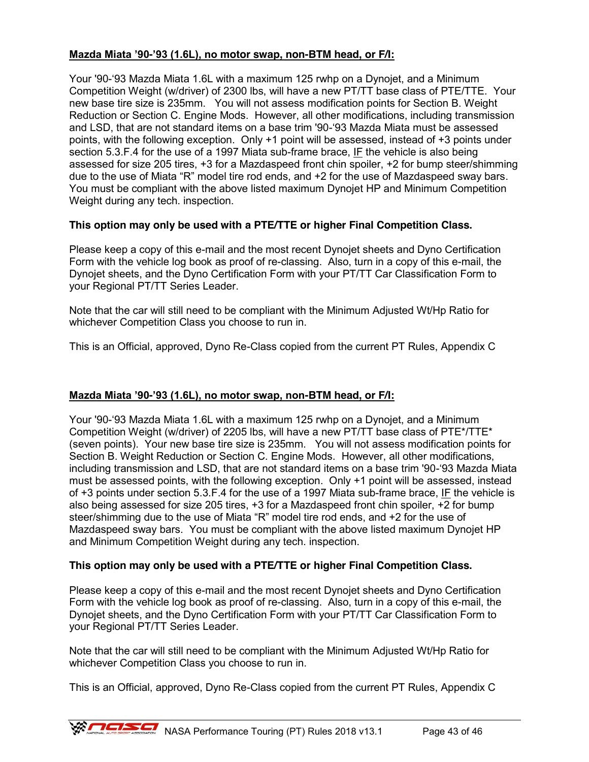**<u>Mazda Miata '90-'93 (1.6L), no motor swap, non-BTM head, or F/I:</u>**

Your '90-'93 Mazda Miata 1.6L with a maximum 125 rwhp on a Dynojet, and a Minimum Competition Weight (w/driver) of 2300 lbs, will have a new PT/TT base class of PTE/TTE. Your new base tire size is 235mm. You will not assess modification points for Section B. Weight Reduction or Section C. Engine Mods. However, all other modifications, including transmission and LSD, that are not standard items on a base trim '90-'93 Mazda Miata must be assessed points, with the following exception. Only +1 point will be assessed, instead of +3 points under section 5.3.F.4 for the use of a 1997 Miata sub-frame brace, <u>IF</u> the vehicle is also being assessed for size 205 tires, +3 for a Mazdaspeed front chin spoiler, +2 for bump steer/shimming due to the use of Miata "R" model tire rod ends, and +2 for the use of Mazdaspeed sway bars. You must be compliant with the above listed maximum Dynojet HP and Minimum Competition Weight during any tech. inspection.

**This option may only be used with a PTE/TTE or higher Final Competition Class.**

Please keep a copy of this e-mail and the most recent Dynojet sheets and Dyno Certification Form with the vehicle log book as proof of re-classing. Also, turn in a copy of this e-mail, the Dynojet sheets, and the Dyno Certification Form with your PT/TT Car Classification Form to your Regional PT/TT Series Leader.

Note that the car will still need to be compliant with the Minimum Adjusted Wt/Hp Ratio for whichever Competition Class you choose to run in.

This is an Official, approved, Dyno Re-Class copied from the current PT Rules, Appendix C

**<u>Mazda Miata '90-'93 (1.6L), no motor swap, non-BTM head, or F/I:</u>**

Your '90-'93 Mazda Miata 1.6L with a maximum 125 rwhp on a Dynojet, and a Minimum Competition Weight (w/driver) of 2205 lbs, will have a new PT/TT base class of PTE*/TTE* (seven points). Your new base tire size is 235mm. You will not assess modification points for Section B. Weight Reduction or Section C. Engine Mods. However, all other modifications, including transmission and LSD, that are not standard items on a base trim '90-'93 Mazda Miata must be assessed points, with the following exception. Only +1 point will be assessed, instead of +3 points under section 5.3.F.4 for the use of a 1997 Miata sub-frame brace, <u>IF</u> the vehicle is also being assessed for size 205 tires, +3 for a Mazdaspeed front chin spoiler, +2 for bump steer/shimming due to the use of Miata "R" model tire rod ends, and +2 for the use of Mazdaspeed sway bars. You must be compliant with the above listed maximum Dynojet HP and Minimum Competition Weight during any tech. inspection.

**This option may only be used with a PTE/TTE or higher Final Competition Class.**

Please keep a copy of this e-mail and the most recent Dynojet sheets and Dyno Certification Form with the vehicle log book as proof of re-classing. Also, turn in a copy of this e-mail, the Dynojet sheets, and the Dyno Certification Form with your PT/TT Car Classification Form to your Regional PT/TT Series Leader.

Note that the car will still need to be compliant with the Minimum Adjusted Wt/Hp Ratio for whichever Competition Class you choose to run in.

This is an Official, approved, Dyno Re-Class copied from the current PT Rules, Appendix C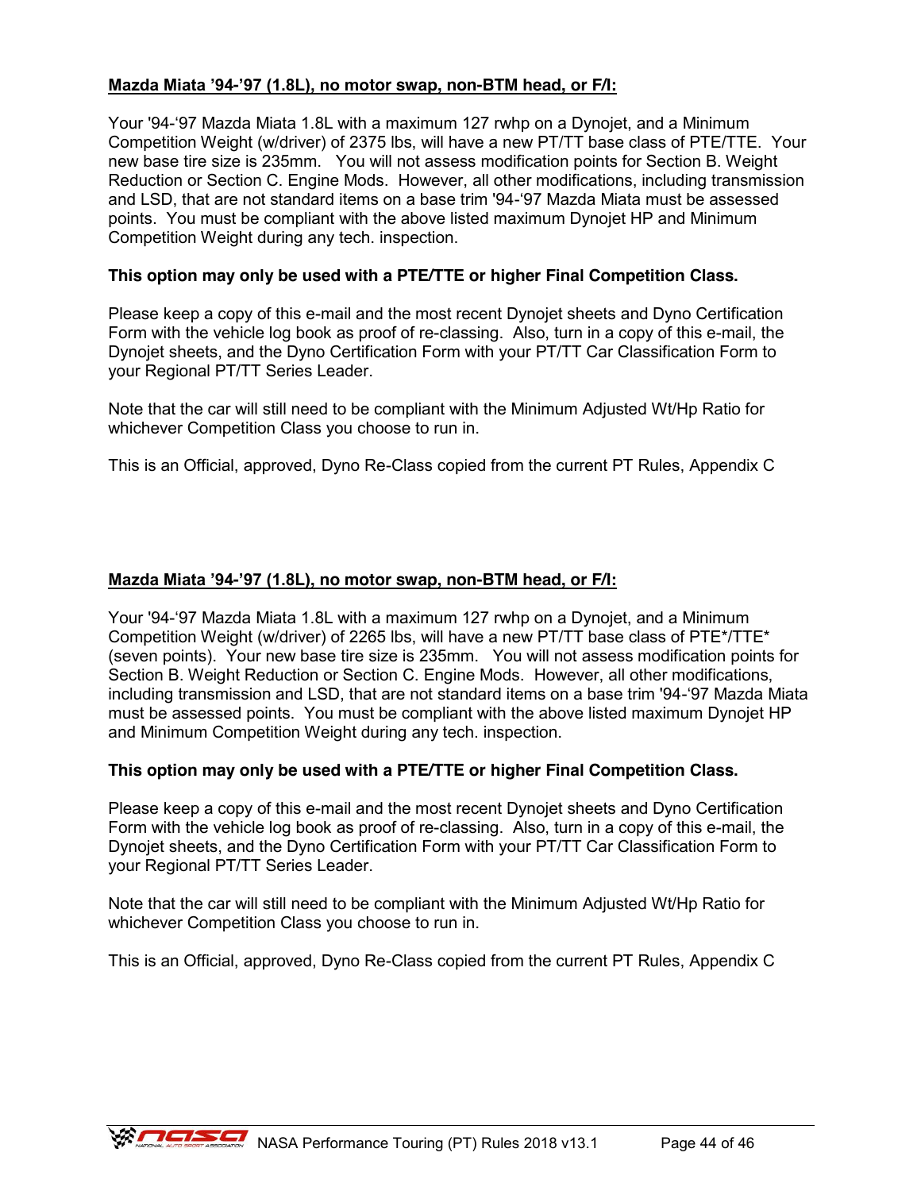**Mazda Miata '94-'97 (1.8L), no motor swap, non-BTM head, or F/I:**

Your '94-'97 Mazda Miata 1.8L with a maximum 127 rwhp on a Dynojet, and a Minimum Competition Weight (w/driver) of 2375 lbs, will have a new PT/TT base class of PTE/TTE. Your new base tire size is 235mm. You will not assess modification points for Section B. Weight Reduction or Section C. Engine Mods. However, all other modifications, including transmission and LSD, that are not standard items on a base trim '94-'97 Mazda Miata must be assessed points. You must be compliant with the above listed maximum Dynojet HP and Minimum Competition Weight during any tech. inspection.

**This option may only be used with a PTE/TTE or higher Final Competition Class.**

Please keep a copy of this e-mail and the most recent Dynojet sheets and Dyno Certification Form with the vehicle log book as proof of re-classing. Also, turn in a copy of this e-mail, the Dynojet sheets, and the Dyno Certification Form with your PT/TT Car Classification Form to your Regional PT/TT Series Leader.

Note that the car will still need to be compliant with the Minimum Adjusted Wt/Hp Ratio for whichever Competition Class you choose to run in.

This is an Official, approved, Dyno Re-Class copied from the current PT Rules, Appendix C

**Mazda Miata '94-'97 (1.8L), no motor swap, non-BTM head, or F/I:**

Your '94-'97 Mazda Miata 1.8L with a maximum 127 rwhp on a Dynojet, and a Minimum Competition Weight (w/driver) of 2265 lbs, will have a new PT/TT base class of PTE*/TTE* (seven points). Your new base tire size is 235mm. You will not assess modification points for Section B. Weight Reduction or Section C. Engine Mods. However, all other modifications, including transmission and LSD, that are not standard items on a base trim '94-'97 Mazda Miata must be assessed points. You must be compliant with the above listed maximum Dynojet HP and Minimum Competition Weight during any tech. inspection.

**This option may only be used with a PTE/TTE or higher Final Competition Class.**

Please keep a copy of this e-mail and the most recent Dynojet sheets and Dyno Certification Form with the vehicle log book as proof of re-classing. Also, turn in a copy of this e-mail, the Dynojet sheets, and the Dyno Certification Form with your PT/TT Car Classification Form to your Regional PT/TT Series Leader.

Note that the car will still need to be compliant with the Minimum Adjusted Wt/Hp Ratio for whichever Competition Class you choose to run in.

This is an Official, approved, Dyno Re-Class copied from the current PT Rules, Appendix C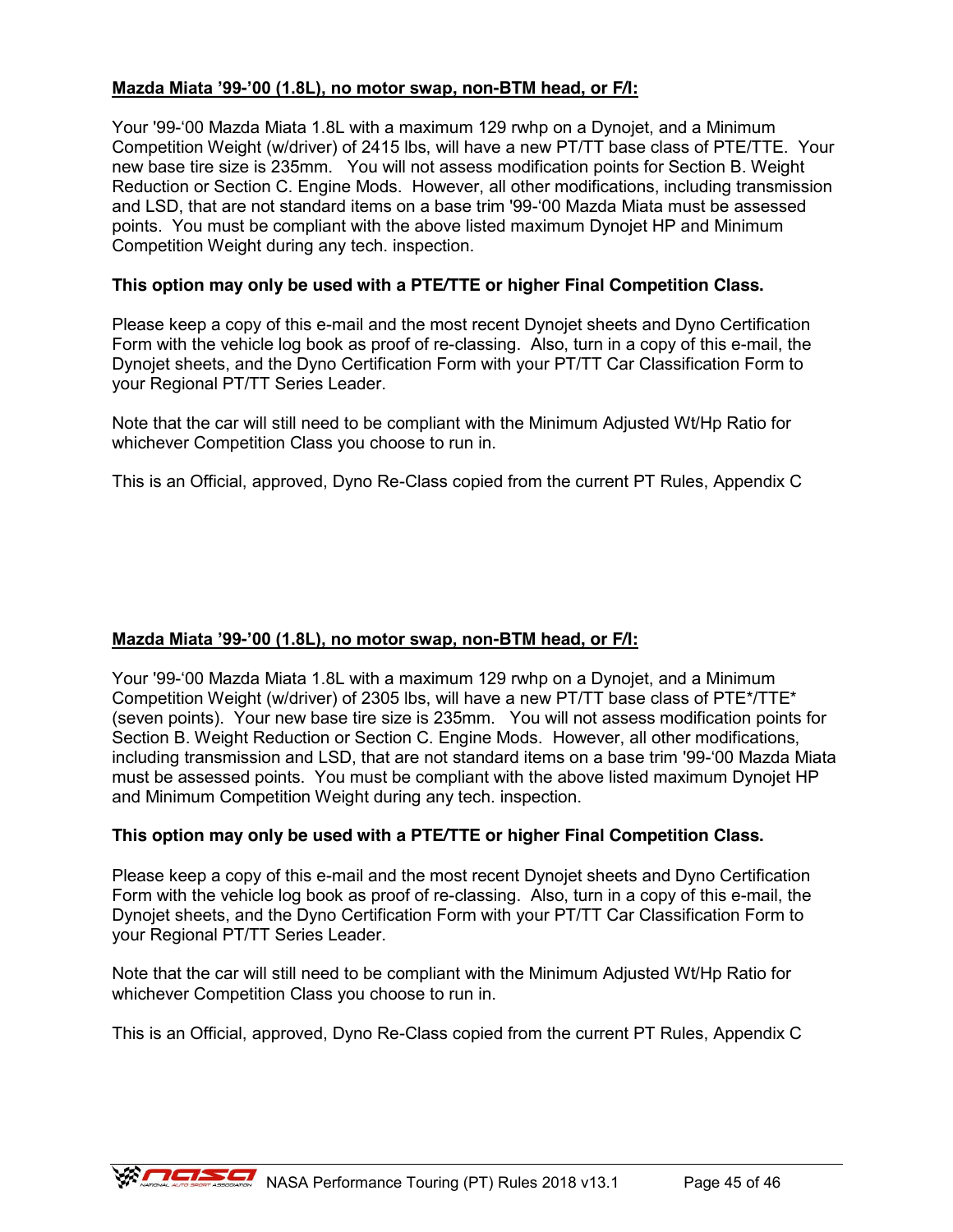**Mazda Miata '99-'00 (1.8L), no motor swap, non-BTM head, or F/I:**

Your '99-'00 Mazda Miata 1.8L with a maximum 129 rwhp on a Dynojet, and a Minimum Competition Weight (w/driver) of 2415 lbs, will have a new PT/TT base class of PTE/TTE. Your new base tire size is 235mm. You will not assess modification points for Section B. Weight Reduction or Section C. Engine Mods. However, all other modifications, including transmission and LSD, that are not standard items on a base trim '99-'00 Mazda Miata must be assessed points. You must be compliant with the above listed maximum Dynojet HP and Minimum Competition Weight during any tech. inspection.

**This option may only be used with a PTE/TTE or higher Final Competition Class.**

Please keep a copy of this e-mail and the most recent Dynojet sheets and Dyno Certification Form with the vehicle log book as proof of re-classing. Also, turn in a copy of this e-mail, the Dynojet sheets, and the Dyno Certification Form with your PT/TT Car Classification Form to your Regional PT/TT Series Leader.

Note that the car will still need to be compliant with the Minimum Adjusted Wt/Hp Ratio for whichever Competition Class you choose to run in.

This is an Official, approved, Dyno Re-Class copied from the current PT Rules, Appendix C

**Mazda Miata '99-'00 (1.8L), no motor swap, non-BTM head, or F/I:**

Your '99-'00 Mazda Miata 1.8L with a maximum 129 rwhp on a Dynojet, and a Minimum Competition Weight (w/driver) of 2305 lbs, will have a new PT/TT base class of PTE*/TTE* (seven points). Your new base tire size is 235mm. You will not assess modification points for Section B. Weight Reduction or Section C. Engine Mods. However, all other modifications, including transmission and LSD, that are not standard items on a base trim '99-'00 Mazda Miata must be assessed points. You must be compliant with the above listed maximum Dynojet HP and Minimum Competition Weight during any tech. inspection.

**This option may only be used with a PTE/TTE or higher Final Competition Class.**

Please keep a copy of this e-mail and the most recent Dynojet sheets and Dyno Certification Form with the vehicle log book as proof of re-classing. Also, turn in a copy of this e-mail, the Dynojet sheets, and the Dyno Certification Form with your PT/TT Car Classification Form to your Regional PT/TT Series Leader.

Note that the car will still need to be compliant with the Minimum Adjusted Wt/Hp Ratio for whichever Competition Class you choose to run in.

This is an Official, approved, Dyno Re-Class copied from the current PT Rules, Appendix C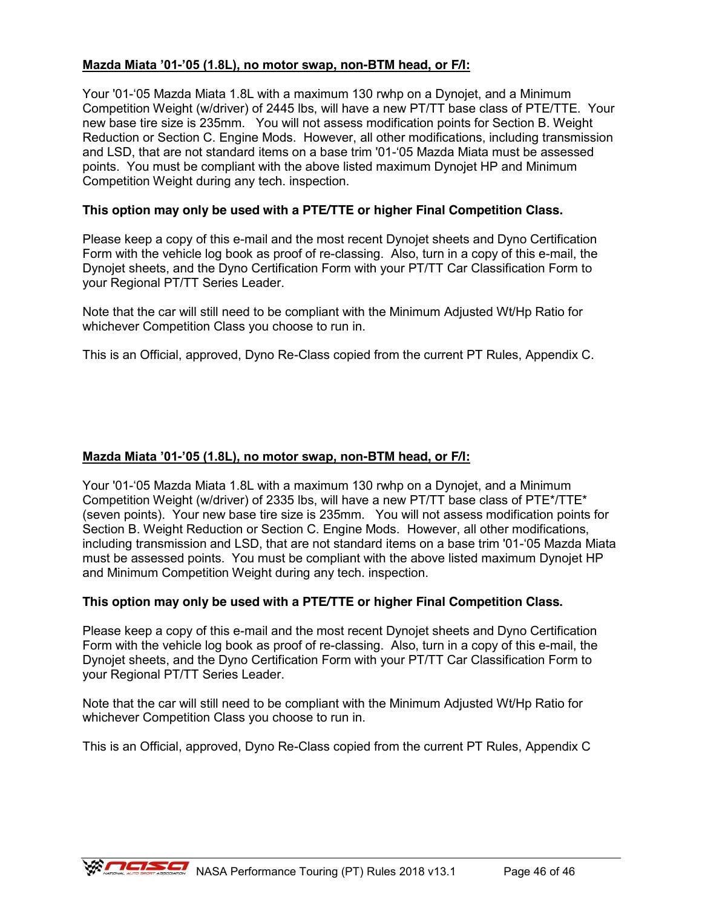**Mazda Miata '01-'05 (1.8L), no motor swap, non-BTM head, or F/I:**

Your '01-'05 Mazda Miata 1.8L with a maximum 130 rwhp on a Dynojet, and a Minimum Competition Weight (w/driver) of 2445 lbs, will have a new PT/TT base class of PTE/TTE. Your new base tire size is 235mm. You will not assess modification points for Section B. Weight Reduction or Section C. Engine Mods. However, all other modifications, including transmission and LSD, that are not standard items on a base trim '01-'05 Mazda Miata must be assessed points. You must be compliant with the above listed maximum Dynojet HP and Minimum Competition Weight during any tech. inspection.

**This option may only be used with a PTE/TTE or higher Final Competition Class.**

Please keep a copy of this e-mail and the most recent Dynojet sheets and Dyno Certification Form with the vehicle log book as proof of re-classing. Also, turn in a copy of this e-mail, the Dynojet sheets, and the Dyno Certification Form with your PT/TT Car Classification Form to your Regional PT/TT Series Leader.

Note that the car will still need to be compliant with the Minimum Adjusted Wt/Hp Ratio for whichever Competition Class you choose to run in.

This is an Official, approved, Dyno Re-Class copied from the current PT Rules, Appendix C.

**Mazda Miata '01-'05 (1.8L), no motor swap, non-BTM head, or F/I:**

Your '01-'05 Mazda Miata 1.8L with a maximum 130 rwhp on a Dynojet, and a Minimum Competition Weight (w/driver) of 2335 lbs, will have a new PT/TT base class of PTE*/TTE* (seven points). Your new base tire size is 235mm. You will not assess modification points for Section B. Weight Reduction or Section C. Engine Mods. However, all other modifications, including transmission and LSD, that are not standard items on a base trim '01-'05 Mazda Miata must be assessed points. You must be compliant with the above listed maximum Dynojet HP and Minimum Competition Weight during any tech. inspection.

**This option may only be used with a PTE/TTE or higher Final Competition Class.**

Please keep a copy of this e-mail and the most recent Dynojet sheets and Dyno Certification Form with the vehicle log book as proof of re-classing. Also, turn in a copy of this e-mail, the Dynojet sheets, and the Dyno Certification Form with your PT/TT Car Classification Form to your Regional PT/TT Series Leader.

Note that the car will still need to be compliant with the Minimum Adjusted Wt/Hp Ratio for whichever Competition Class you choose to run in.

This is an Official, approved, Dyno Re-Class copied from the current PT Rules, Appendix C